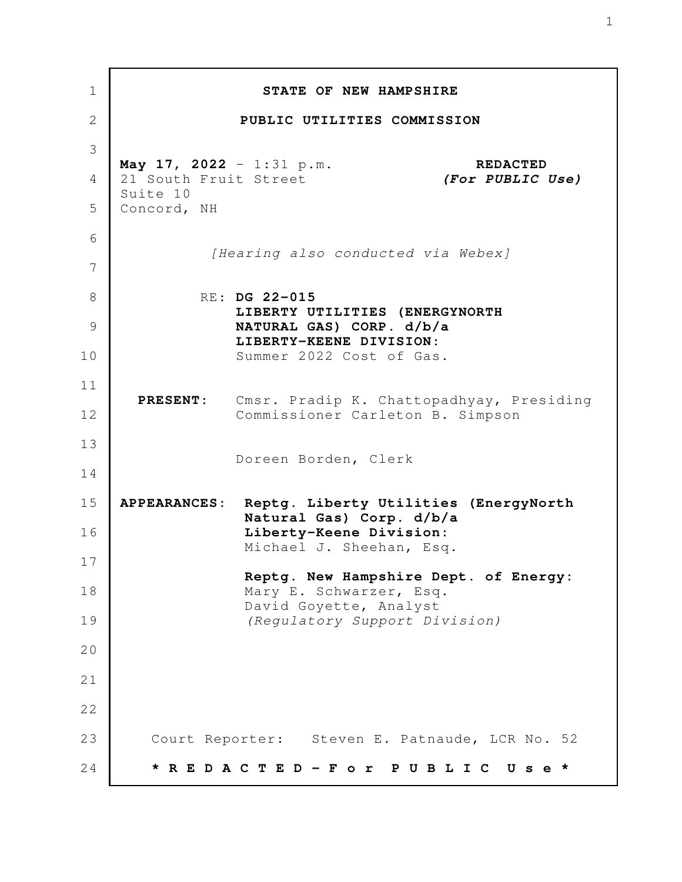**STATE OF NEW HAMPSHIRE**

**PUBLIC UTILITIES COMMISSION**

**May 17, 2022** - 1:31 p.m.
21 South Fruit Street
Suite 10
Concord, NH

**REDACTED**
***(For PUBLIC Use)***

*[Hearing also conducted via Webex]*

RE: **DG 22-015**
**LIBERTY UTILITIES (ENERGYNORTH NATURAL GAS) CORP. d/b/a LIBERTY-KEENE DIVISION:**
Summer 2022 Cost of Gas.

**PRESENT:** Cmsr. Pradip K. Chattopadhyay, Presiding
Commissioner Carleton B. Simpson

Doreen Borden, Clerk

**APPEARANCES:** **Reptg. Liberty Utilities (EnergyNorth Natural Gas) Corp. d/b/a Liberty-Keene Division:**
Michael J. Sheehan, Esq.

**Reptg. New Hampshire Dept. of Energy:**
Mary E. Schwarzer, Esq.
David Goyette, Analyst
*(Regulatory Support Division)*

Court Reporter: Steven E. Patnaude, LCR No. 52

**\* R E D A C T E D - F o r P U B L I C U s e \***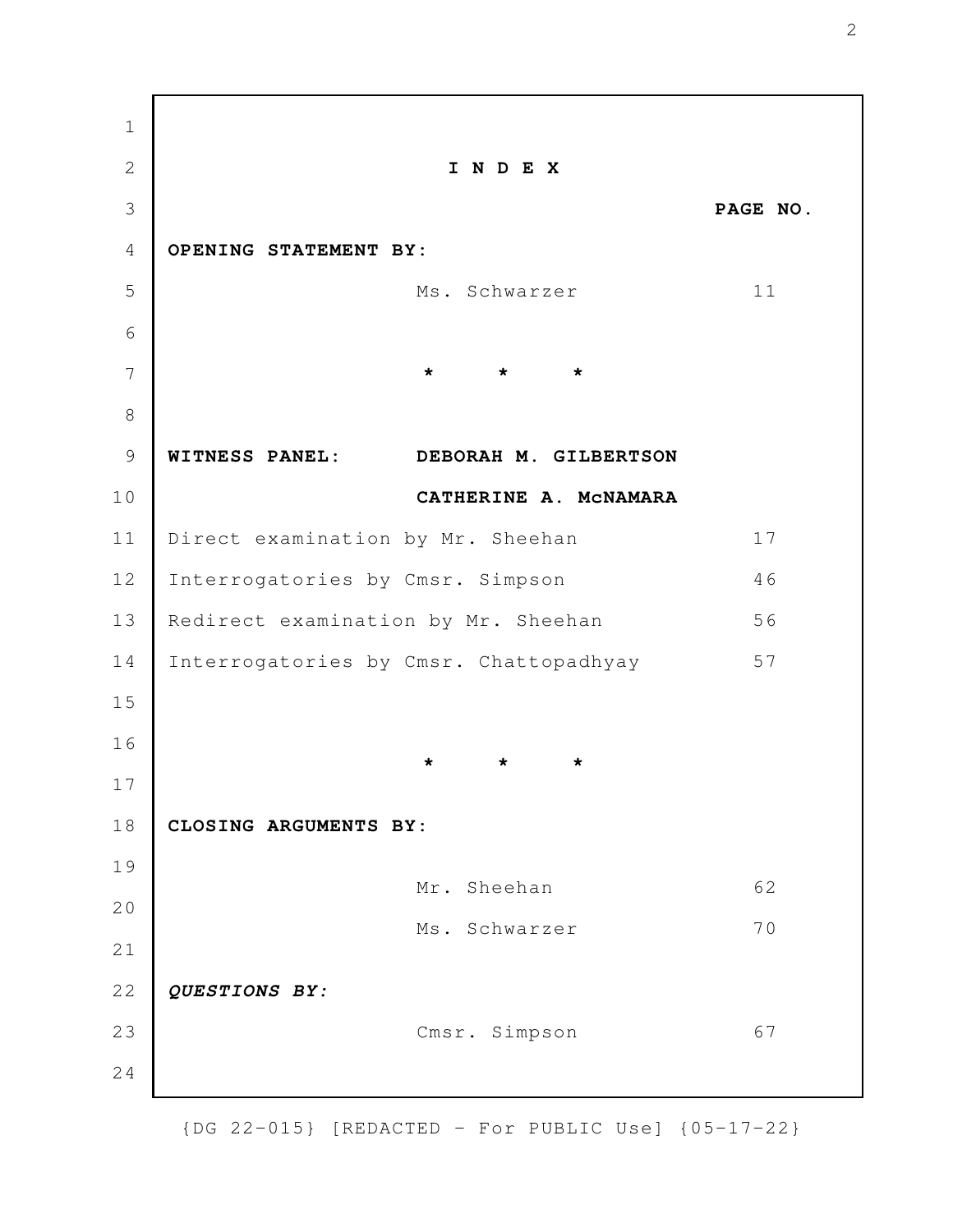# I N D E X

**PAGE NO.**

**OPENING STATEMENT BY:**

| | |
|---|---|
| Ms. Schwarzer | 11 |

* * *

**WITNESS PANEL:** **DEBORAH M. GILBERTSON**
**CATHERINE A. McNAMARA**

| | |
|---|---|
| Direct examination by Mr. Sheehan | 17 |
| Interrogatories by Cmsr. Simpson | 46 |
| Redirect examination by Mr. Sheehan | 56 |
| Interrogatories by Cmsr. Chattopadhyay | 57 |

* * *

**CLOSING ARGUMENTS BY:**

| | |
|---|---|
| Mr. Sheehan | 62 |
| Ms. Schwarzer | 70 |

***QUESTIONS BY:***

| | |
|---|---|
| Cmsr. Simpson | 67 |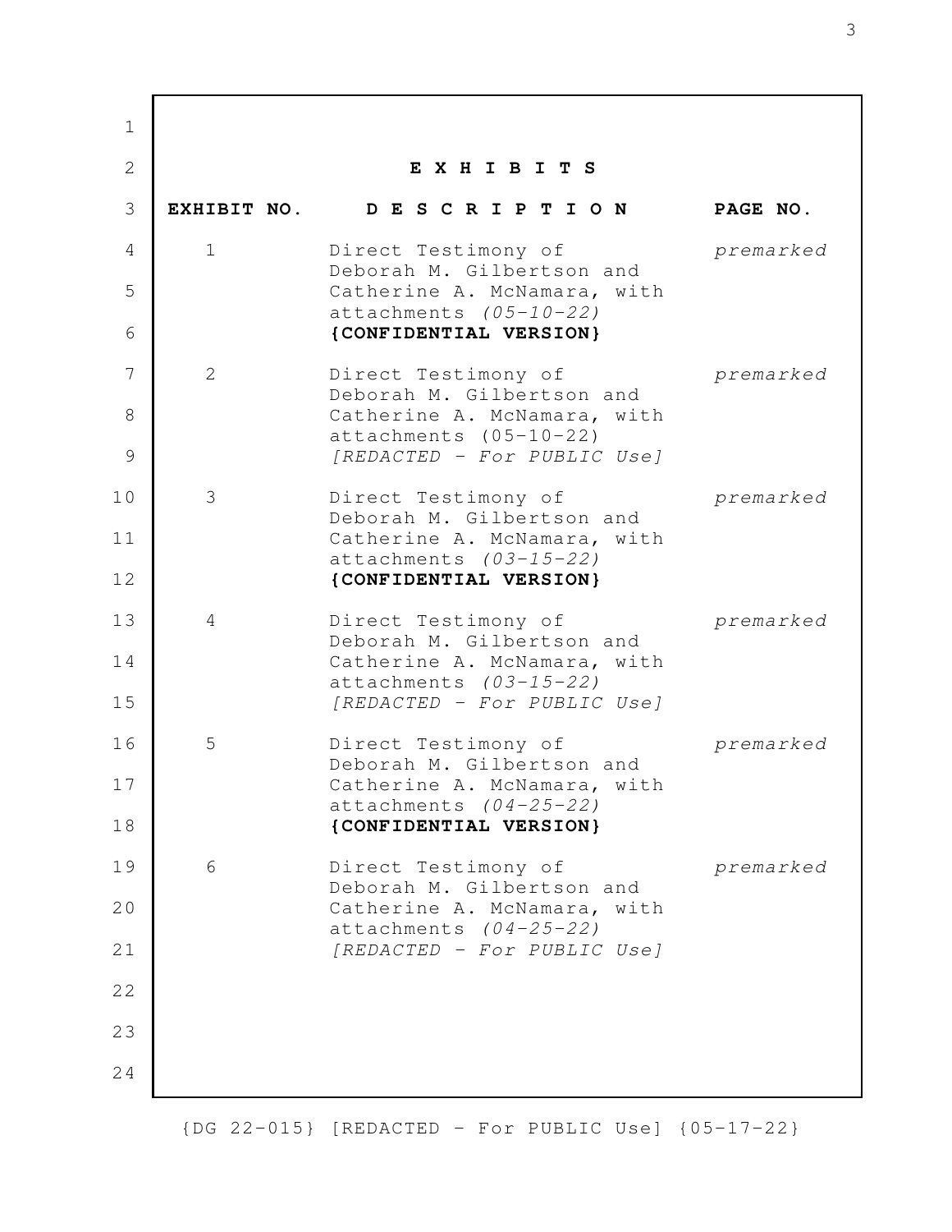## E X H I B I T S

| EXHIBIT NO. | D E S C R I P T I O N | PAGE NO. |
|---|---|---|
| 1 | Direct Testimony of Deborah M. Gilbertson and Catherine A. McNamara, with attachments *(05-10-22)* **{CONFIDENTIAL VERSION}** | *premarked* |
| 2 | Direct Testimony of Deborah M. Gilbertson and Catherine A. McNamara, with attachments (05-10-22) *[REDACTED - For PUBLIC Use]* | *premarked* |
| 3 | Direct Testimony of Deborah M. Gilbertson and Catherine A. McNamara, with attachments *(03-15-22)* **{CONFIDENTIAL VERSION}** | *premarked* |
| 4 | Direct Testimony of Deborah M. Gilbertson and Catherine A. McNamara, with attachments *(03-15-22)* *[REDACTED - For PUBLIC Use]* | *premarked* |
| 5 | Direct Testimony of Deborah M. Gilbertson and Catherine A. McNamara, with attachments *(04-25-22)* **{CONFIDENTIAL VERSION}** | *premarked* |
| 6 | Direct Testimony of Deborah M. Gilbertson and Catherine A. McNamara, with attachments *(04-25-22)* *[REDACTED - For PUBLIC Use]* | *premarked* |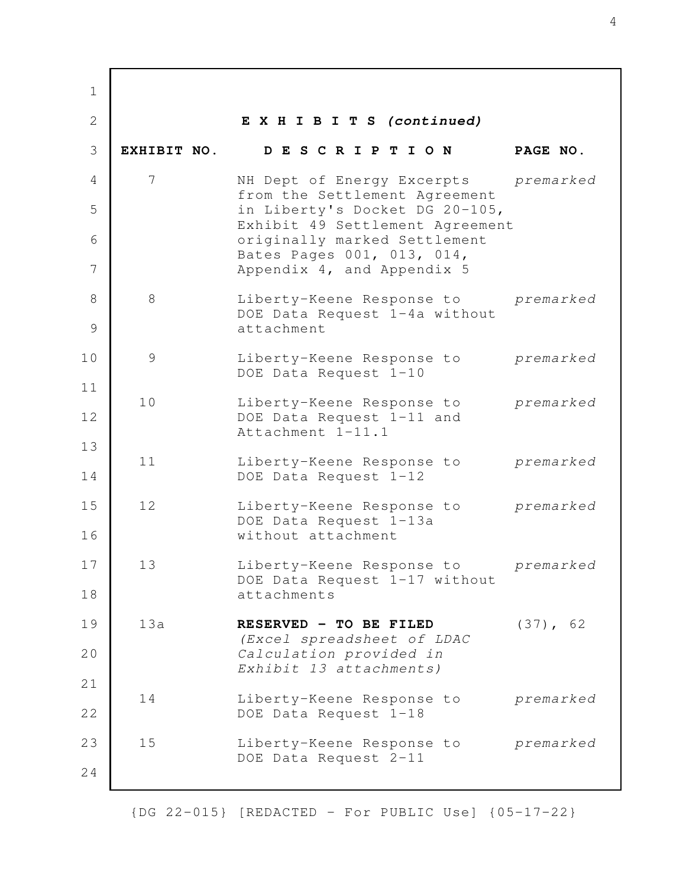**E X H I B I T S *(continued)***

| EXHIBIT NO. | D E S C R I P T I O N | PAGE NO. |
|---|---|---|
| 7 | NH Dept of Energy Excerpts from the Settlement Agreement in Liberty's Docket DG 20-105, Exhibit 49 Settlement Agreement originally marked Settlement Bates Pages 001, 013, 014, Appendix 4, and Appendix 5 | *premarked* |
| 8 | Liberty-Keene Response to DOE Data Request 1-4a without attachment | *premarked* |
| 9 | Liberty-Keene Response to DOE Data Request 1-10 | *premarked* |
| 10 | Liberty-Keene Response to DOE Data Request 1-11 and Attachment 1-11.1 | *premarked* |
| 11 | Liberty-Keene Response to DOE Data Request 1-12 | *premarked* |
| 12 | Liberty-Keene Response to DOE Data Request 1-13a without attachment | *premarked* |
| 13 | Liberty-Keene Response to DOE Data Request 1-17 without attachments | *premarked* |
| 13a | **RESERVED - TO BE FILED** *(Excel spreadsheet of LDAC Calculation provided in Exhibit 13 attachments)* | (37), 62 |
| 14 | Liberty-Keene Response to DOE Data Request 1-18 | *premarked* |
| 15 | Liberty-Keene Response to DOE Data Request 2-11 | *premarked* |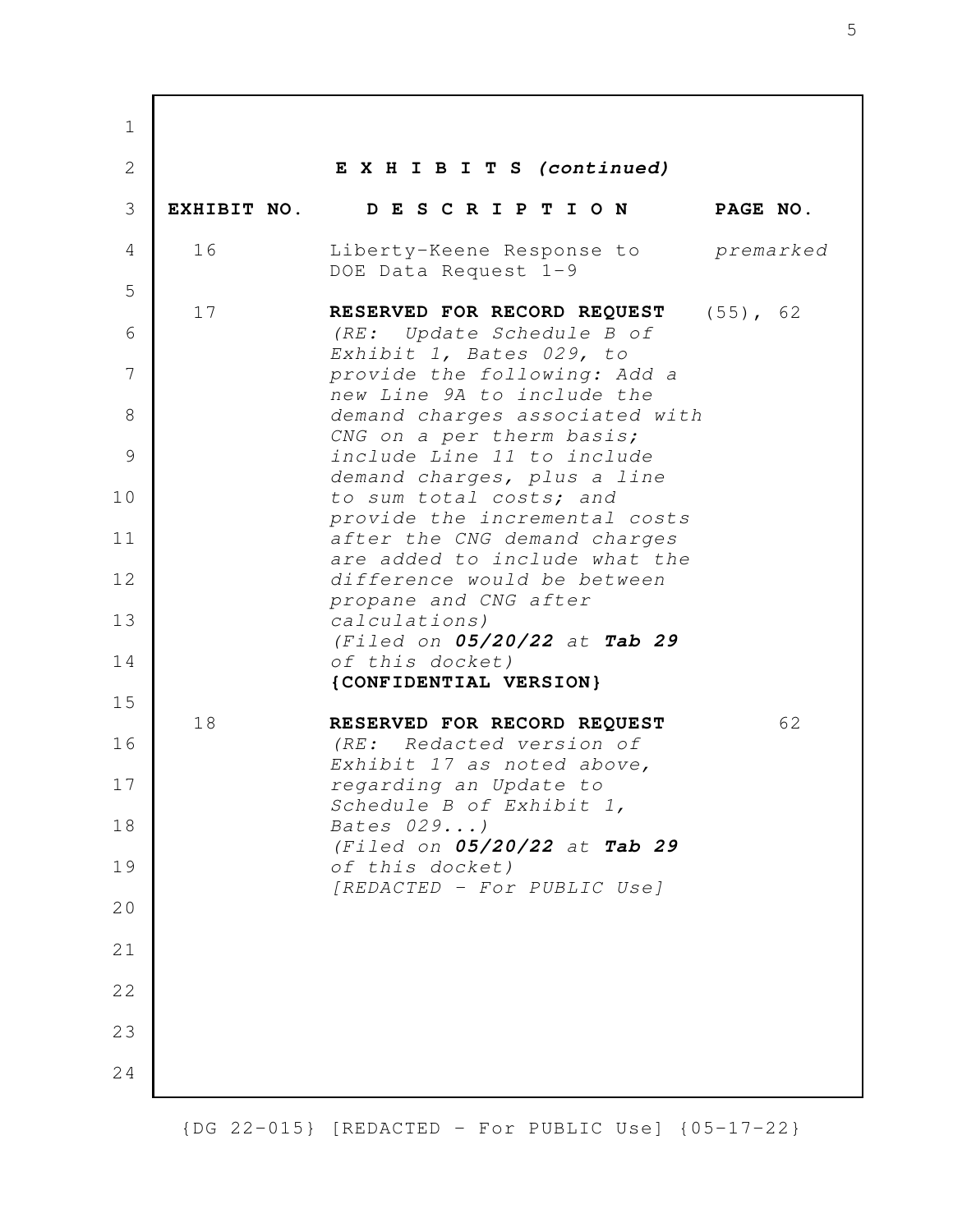**E X H I B I T S *(continued)***

| EXHIBIT NO. | D E S C R I P T I O N | PAGE NO. |
|---|---|---|
| 16 | Liberty-Keene Response to DOE Data Request 1-9 | *premarked* |
| 17 | **RESERVED FOR RECORD REQUEST** *(RE: Update Schedule B of Exhibit 1, Bates 029, to provide the following: Add a new Line 9A to include the demand charges associated with CNG on a per therm basis; include Line 11 to include demand charges, plus a line to sum total costs; and provide the incremental costs after the CNG demand charges are added to include what the difference would be between propane and CNG after calculations)* *(Filed on **05/20/22** at **Tab 29** of this docket)* **{CONFIDENTIAL VERSION}** | (55), 62 |
| 18 | **RESERVED FOR RECORD REQUEST** *(RE: Redacted version of Exhibit 17 as noted above, regarding an Update to Schedule B of Exhibit 1, Bates 029...)* *(Filed on **05/20/22** at **Tab 29** of this docket)* *[REDACTED - For PUBLIC Use]* | 62 |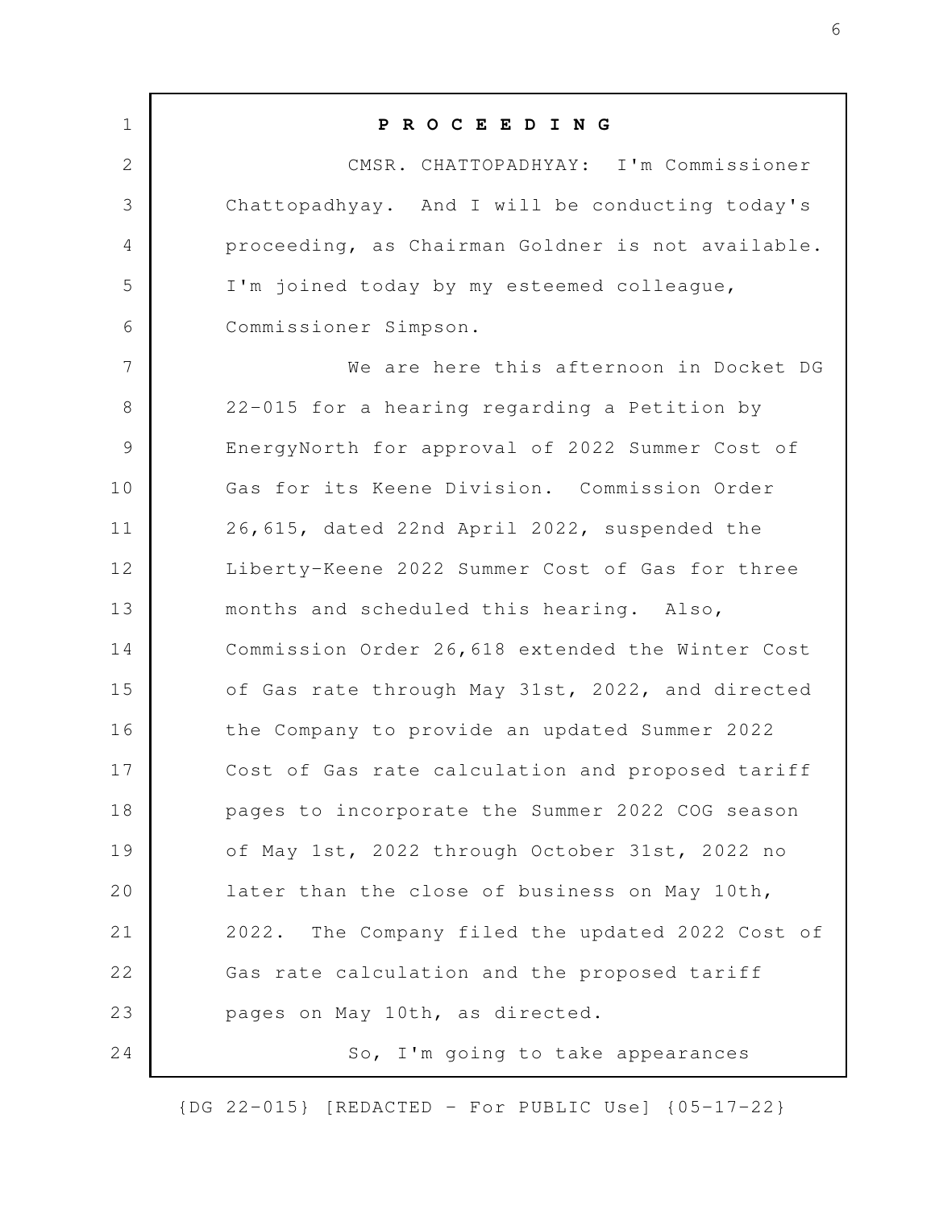**P R O C E E D I N G**

CMSR. CHATTOPADHYAY: I'm Commissioner Chattopadhyay. And I will be conducting today's proceeding, as Chairman Goldner is not available. I'm joined today by my esteemed colleague, Commissioner Simpson.

We are here this afternoon in Docket DG 22-015 for a hearing regarding a Petition by EnergyNorth for approval of 2022 Summer Cost of Gas for its Keene Division. Commission Order 26,615, dated 22nd April 2022, suspended the Liberty-Keene 2022 Summer Cost of Gas for three months and scheduled this hearing. Also, Commission Order 26,618 extended the Winter Cost of Gas rate through May 31st, 2022, and directed the Company to provide an updated Summer 2022 Cost of Gas rate calculation and proposed tariff pages to incorporate the Summer 2022 COG season of May 1st, 2022 through October 31st, 2022 no later than the close of business on May 10th, 2022. The Company filed the updated 2022 Cost of Gas rate calculation and the proposed tariff pages on May 10th, as directed.

So, I'm going to take appearances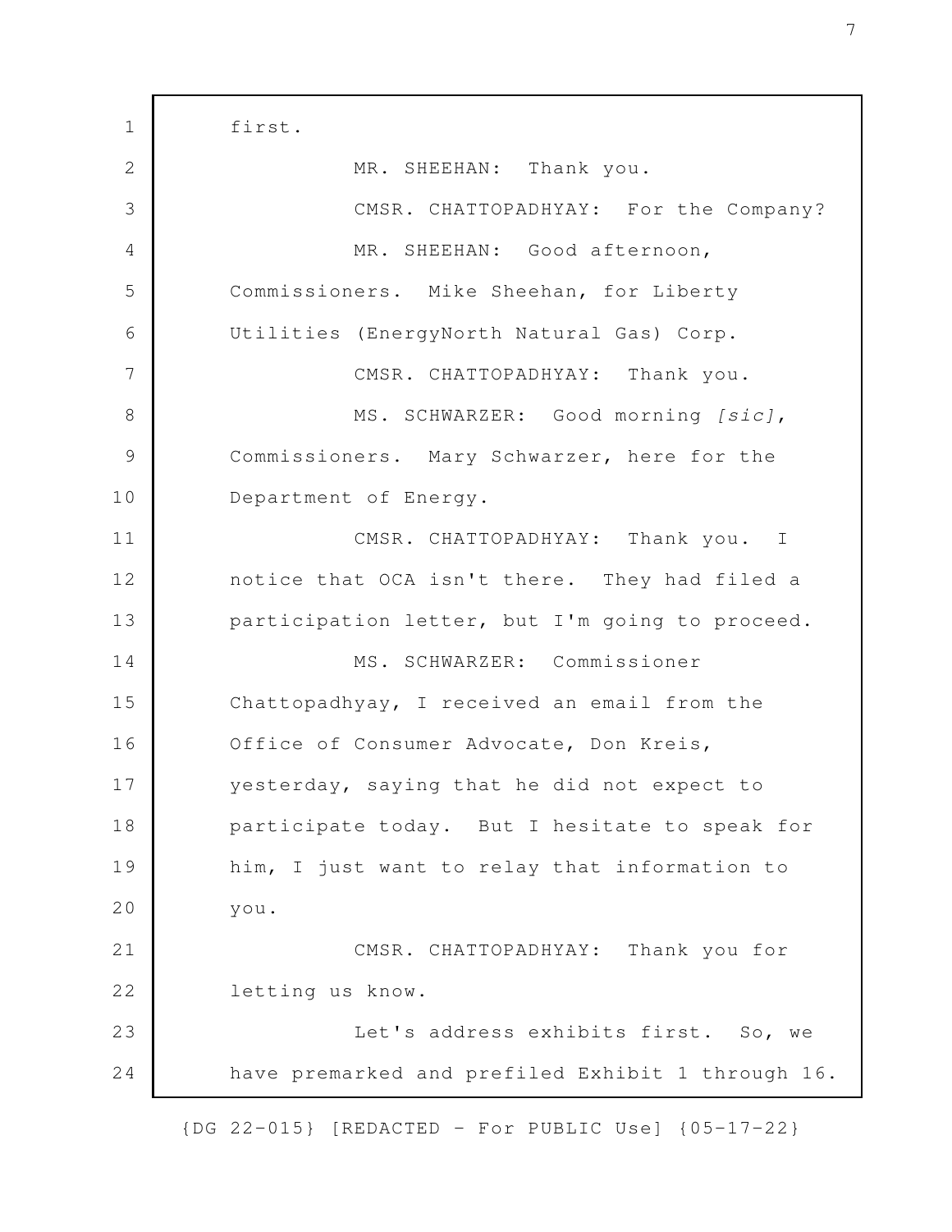first.

MR. SHEEHAN: Thank you.

CMSR. CHATTOPADHYAY: For the Company?

MR. SHEEHAN: Good afternoon, Commissioners. Mike Sheehan, for Liberty Utilities (EnergyNorth Natural Gas) Corp.

CMSR. CHATTOPADHYAY: Thank you.

MS. SCHWARZER: Good morning *[sic]*, Commissioners. Mary Schwarzer, here for the Department of Energy.

CMSR. CHATTOPADHYAY: Thank you. I notice that OCA isn't there. They had filed a participation letter, but I'm going to proceed.

MS. SCHWARZER: Commissioner Chattopadhyay, I received an email from the Office of Consumer Advocate, Don Kreis, yesterday, saying that he did not expect to participate today. But I hesitate to speak for him, I just want to relay that information to you.

CMSR. CHATTOPADHYAY: Thank you for letting us know.

Let's address exhibits first. So, we have premarked and prefiled Exhibit 1 through 16.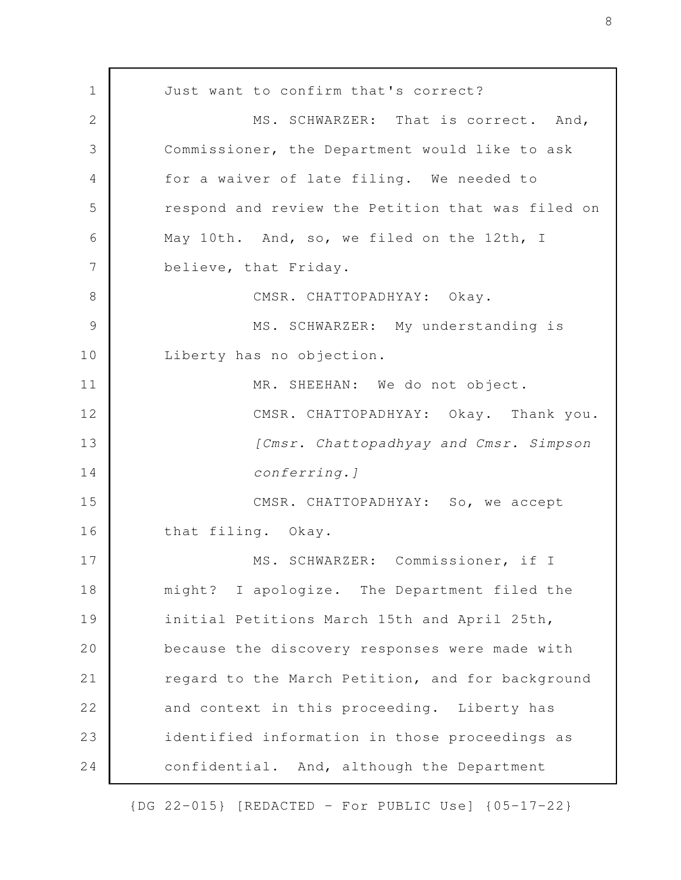Just want to confirm that's correct?

MS. SCHWARZER: That is correct. And, Commissioner, the Department would like to ask for a waiver of late filing. We needed to respond and review the Petition that was filed on May 10th. And, so, we filed on the 12th, I believe, that Friday.

CMSR. CHATTOPADHYAY: Okay.

MS. SCHWARZER: My understanding is Liberty has no objection.

MR. SHEEHAN: We do not object.

CMSR. CHATTOPADHYAY: Okay. Thank you.

*[Cmsr. Chattopadhyay and Cmsr. Simpson conferring.]*

CMSR. CHATTOPADHYAY: So, we accept that filing. Okay.

MS. SCHWARZER: Commissioner, if I might? I apologize. The Department filed the initial Petitions March 15th and April 25th, because the discovery responses were made with regard to the March Petition, and for background and context in this proceeding. Liberty has identified information in those proceedings as confidential. And, although the Department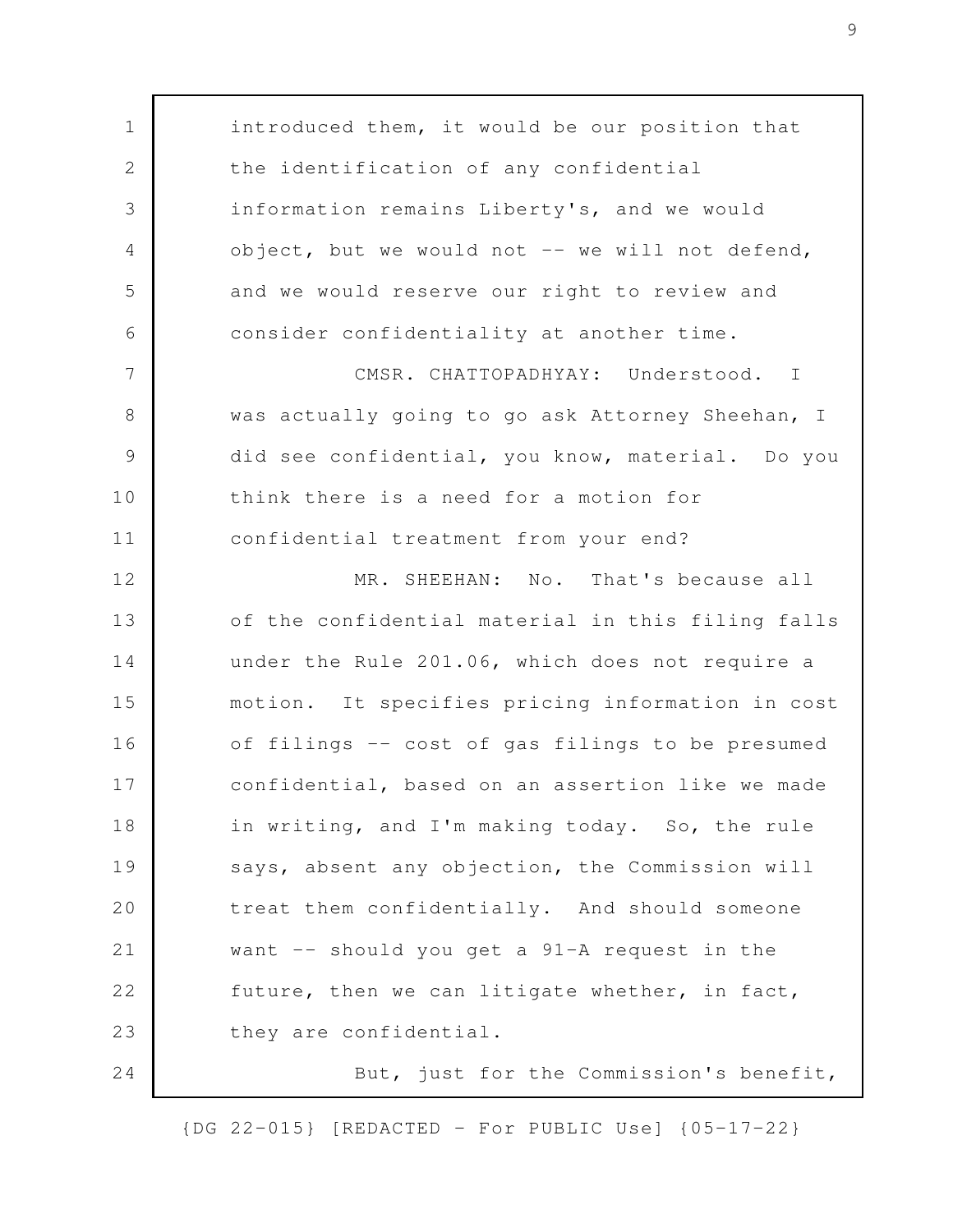introduced them, it would be our position that the identification of any confidential information remains Liberty's, and we would object, but we would not -- we will not defend, and we would reserve our right to review and consider confidentiality at another time.

CMSR. CHATTOPADHYAY: Understood. I was actually going to go ask Attorney Sheehan, I did see confidential, you know, material. Do you think there is a need for a motion for confidential treatment from your end?

MR. SHEEHAN: No. That's because all of the confidential material in this filing falls under the Rule 201.06, which does not require a motion. It specifies pricing information in cost of filings -- cost of gas filings to be presumed confidential, based on an assertion like we made in writing, and I'm making today. So, the rule says, absent any objection, the Commission will treat them confidentially. And should someone want -- should you get a 91-A request in the future, then we can litigate whether, in fact, they are confidential.

But, just for the Commission's benefit,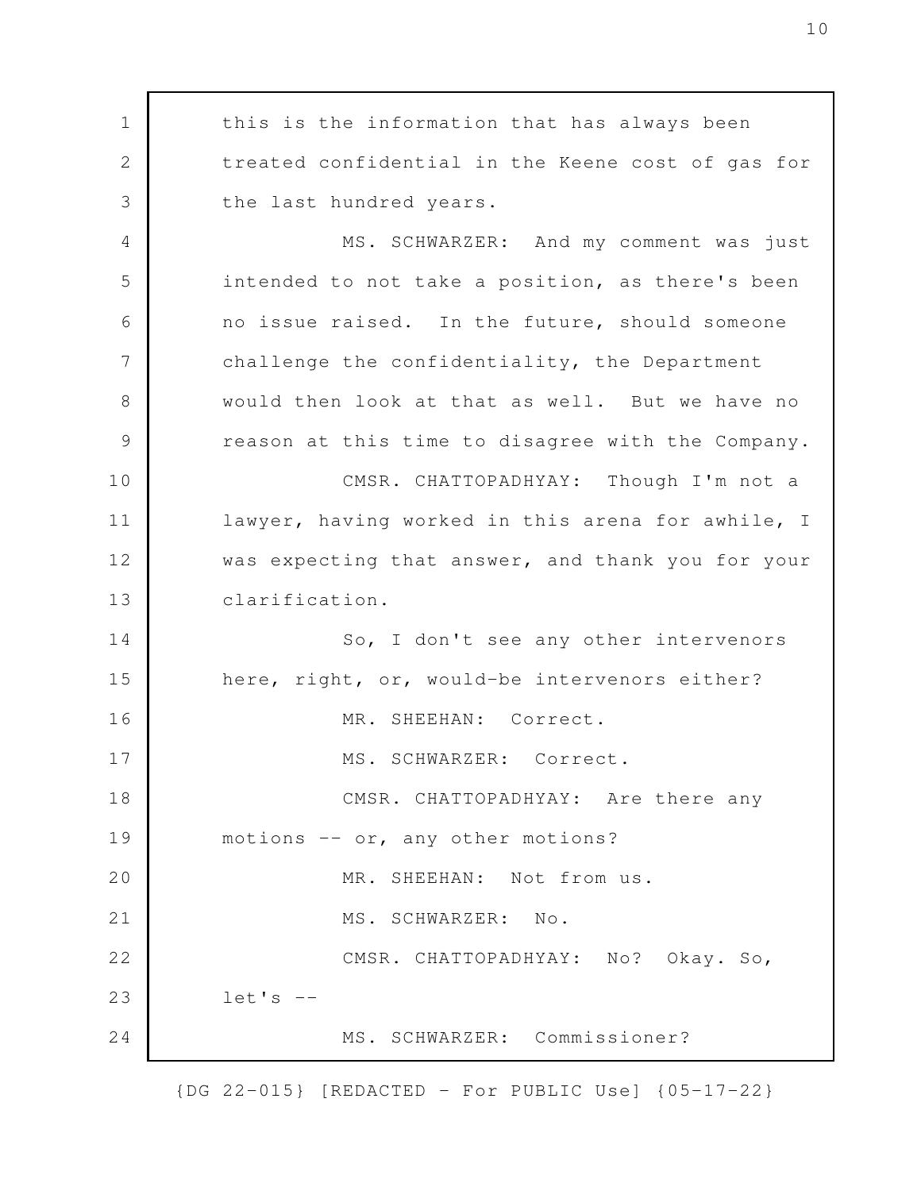this is the information that has always been treated confidential in the Keene cost of gas for the last hundred years.

MS. SCHWARZER: And my comment was just intended to not take a position, as there's been no issue raised. In the future, should someone challenge the confidentiality, the Department would then look at that as well. But we have no reason at this time to disagree with the Company.

CMSR. CHATTOPADHYAY: Though I'm not a lawyer, having worked in this arena for awhile, I was expecting that answer, and thank you for your clarification.

So, I don't see any other intervenors here, right, or, would-be intervenors either?

MR. SHEEHAN: Correct.

MS. SCHWARZER: Correct.

CMSR. CHATTOPADHYAY: Are there any motions -- or, any other motions?

MR. SHEEHAN: Not from us.

MS. SCHWARZER: No.

CMSR. CHATTOPADHYAY: No? Okay. So, let's --

MS. SCHWARZER: Commissioner?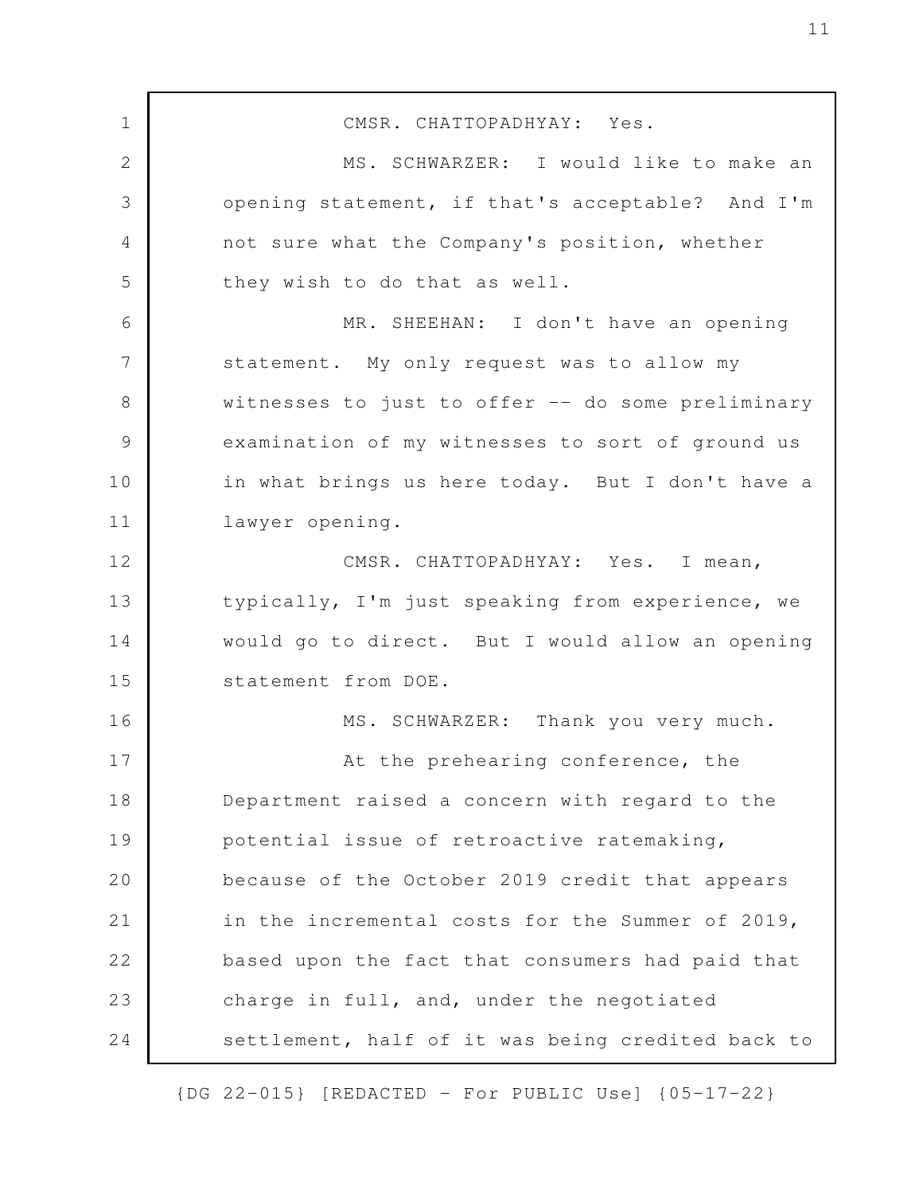CMSR. CHATTOPADHYAY: Yes.

MS. SCHWARZER: I would like to make an opening statement, if that's acceptable? And I'm not sure what the Company's position, whether they wish to do that as well.

MR. SHEEHAN: I don't have an opening statement. My only request was to allow my witnesses to just to offer -- do some preliminary examination of my witnesses to sort of ground us in what brings us here today. But I don't have a lawyer opening.

CMSR. CHATTOPADHYAY: Yes. I mean, typically, I'm just speaking from experience, we would go to direct. But I would allow an opening statement from DOE.

MS. SCHWARZER: Thank you very much.

At the prehearing conference, the Department raised a concern with regard to the potential issue of retroactive ratemaking, because of the October 2019 credit that appears in the incremental costs for the Summer of 2019, based upon the fact that consumers had paid that charge in full, and, under the negotiated settlement, half of it was being credited back to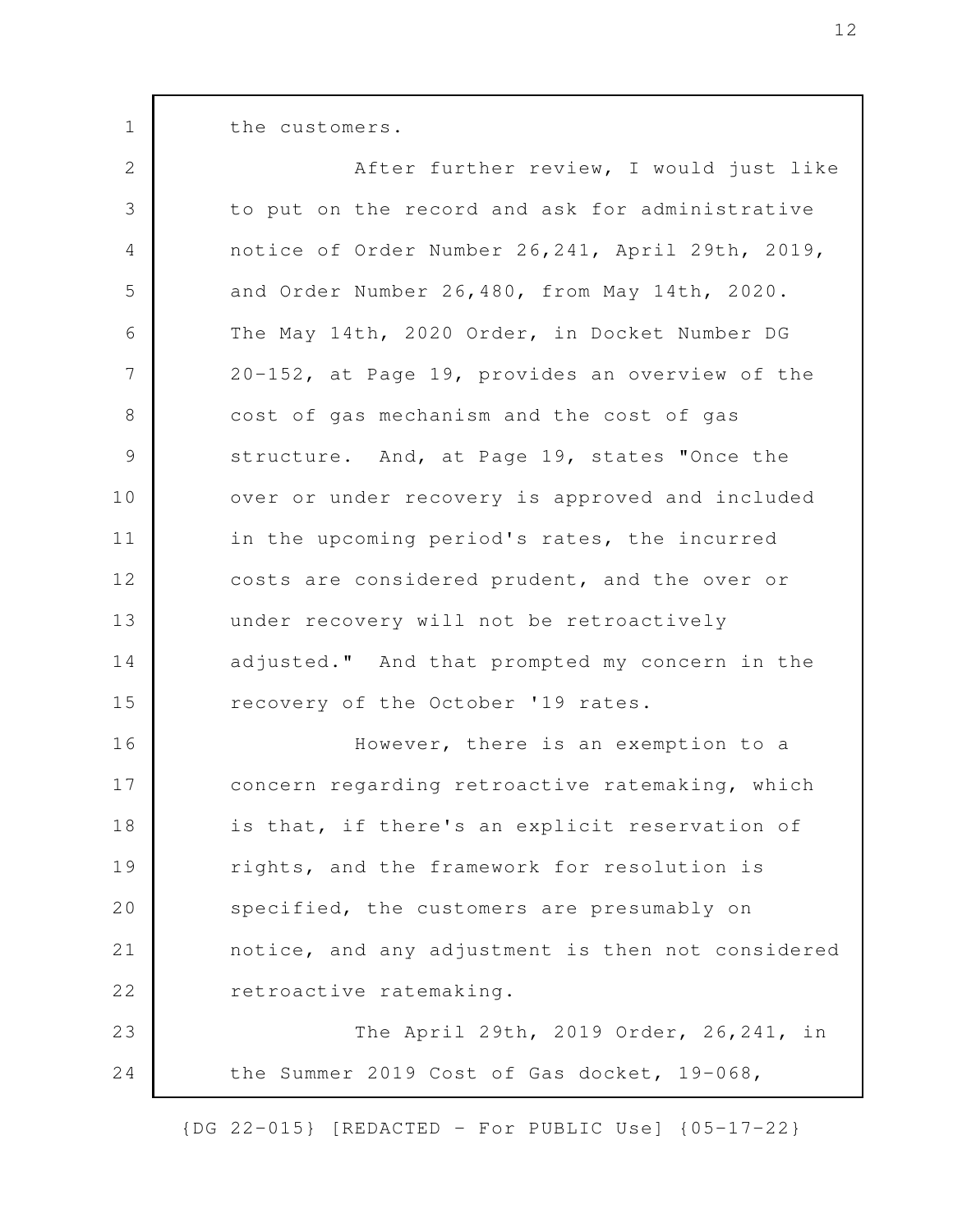the customers.

After further review, I would just like to put on the record and ask for administrative notice of Order Number 26,241, April 29th, 2019, and Order Number 26,480, from May 14th, 2020. The May 14th, 2020 Order, in Docket Number DG 20-152, at Page 19, provides an overview of the cost of gas mechanism and the cost of gas structure. And, at Page 19, states "Once the over or under recovery is approved and included in the upcoming period's rates, the incurred costs are considered prudent, and the over or under recovery will not be retroactively adjusted." And that prompted my concern in the recovery of the October '19 rates.

However, there is an exemption to a concern regarding retroactive ratemaking, which is that, if there's an explicit reservation of rights, and the framework for resolution is specified, the customers are presumably on notice, and any adjustment is then not considered retroactive ratemaking.

The April 29th, 2019 Order, 26,241, in the Summer 2019 Cost of Gas docket, 19-068,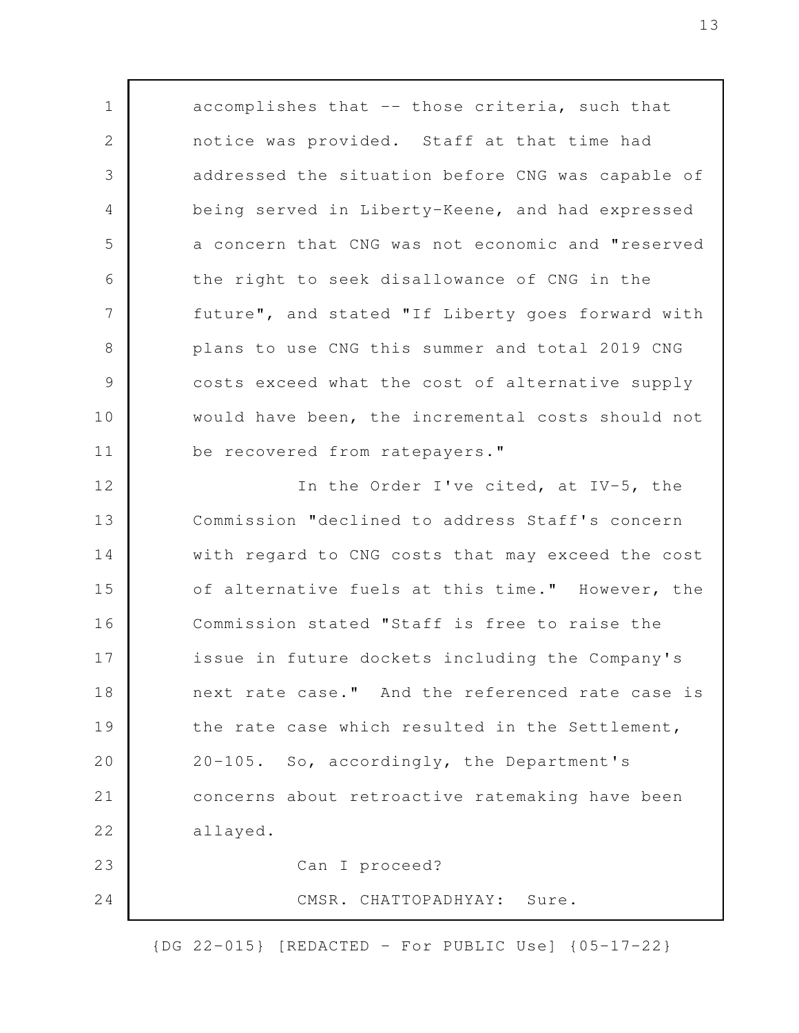accomplishes that -- those criteria, such that notice was provided. Staff at that time had addressed the situation before CNG was capable of being served in Liberty-Keene, and had expressed a concern that CNG was not economic and "reserved the right to seek disallowance of CNG in the future", and stated "If Liberty goes forward with plans to use CNG this summer and total 2019 CNG costs exceed what the cost of alternative supply would have been, the incremental costs should not be recovered from ratepayers."

In the Order I've cited, at IV-5, the Commission "declined to address Staff's concern with regard to CNG costs that may exceed the cost of alternative fuels at this time." However, the Commission stated "Staff is free to raise the issue in future dockets including the Company's next rate case." And the referenced rate case is the rate case which resulted in the Settlement, 20-105. So, accordingly, the Department's concerns about retroactive ratemaking have been allayed.

Can I proceed?

CMSR. CHATTOPADHYAY: Sure.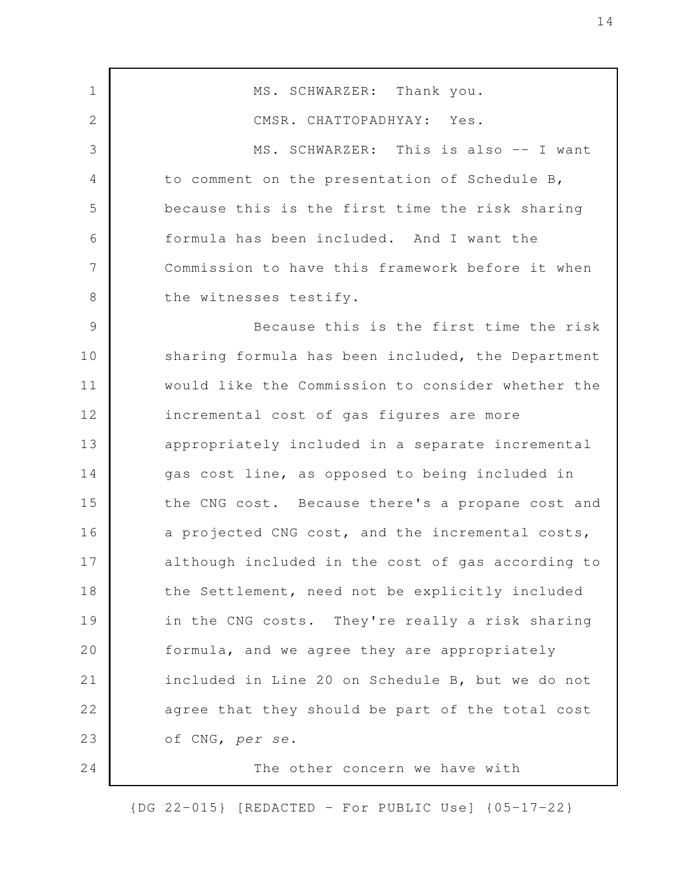MS. SCHWARZER: Thank you.

CMSR. CHATTOPADHYAY: Yes.

MS. SCHWARZER: This is also -- I want to comment on the presentation of Schedule B, because this is the first time the risk sharing formula has been included. And I want the Commission to have this framework before it when the witnesses testify.

Because this is the first time the risk sharing formula has been included, the Department would like the Commission to consider whether the incremental cost of gas figures are more appropriately included in a separate incremental gas cost line, as opposed to being included in the CNG cost. Because there's a propane cost and a projected CNG cost, and the incremental costs, although included in the cost of gas according to the Settlement, need not be explicitly included in the CNG costs. They're really a risk sharing formula, and we agree they are appropriately included in Line 20 on Schedule B, but we do not agree that they should be part of the total cost of CNG, *per se*.

The other concern we have with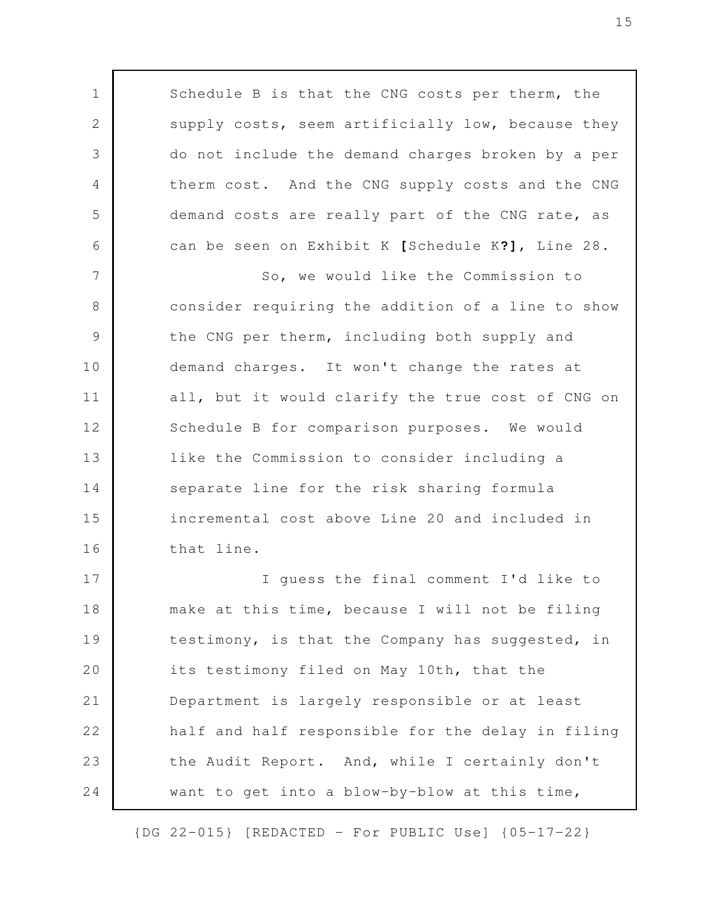Schedule B is that the CNG costs per therm, the supply costs, seem artificially low, because they do not include the demand charges broken by a per therm cost. And the CNG supply costs and the CNG demand costs are really part of the CNG rate, as can be seen on Exhibit K **[**Schedule K**?]**, Line 28.

So, we would like the Commission to consider requiring the addition of a line to show the CNG per therm, including both supply and demand charges. It won't change the rates at all, but it would clarify the true cost of CNG on Schedule B for comparison purposes. We would like the Commission to consider including a separate line for the risk sharing formula incremental cost above Line 20 and included in that line.

I guess the final comment I'd like to make at this time, because I will not be filing testimony, is that the Company has suggested, in its testimony filed on May 10th, that the Department is largely responsible or at least half and half responsible for the delay in filing the Audit Report. And, while I certainly don't want to get into a blow-by-blow at this time,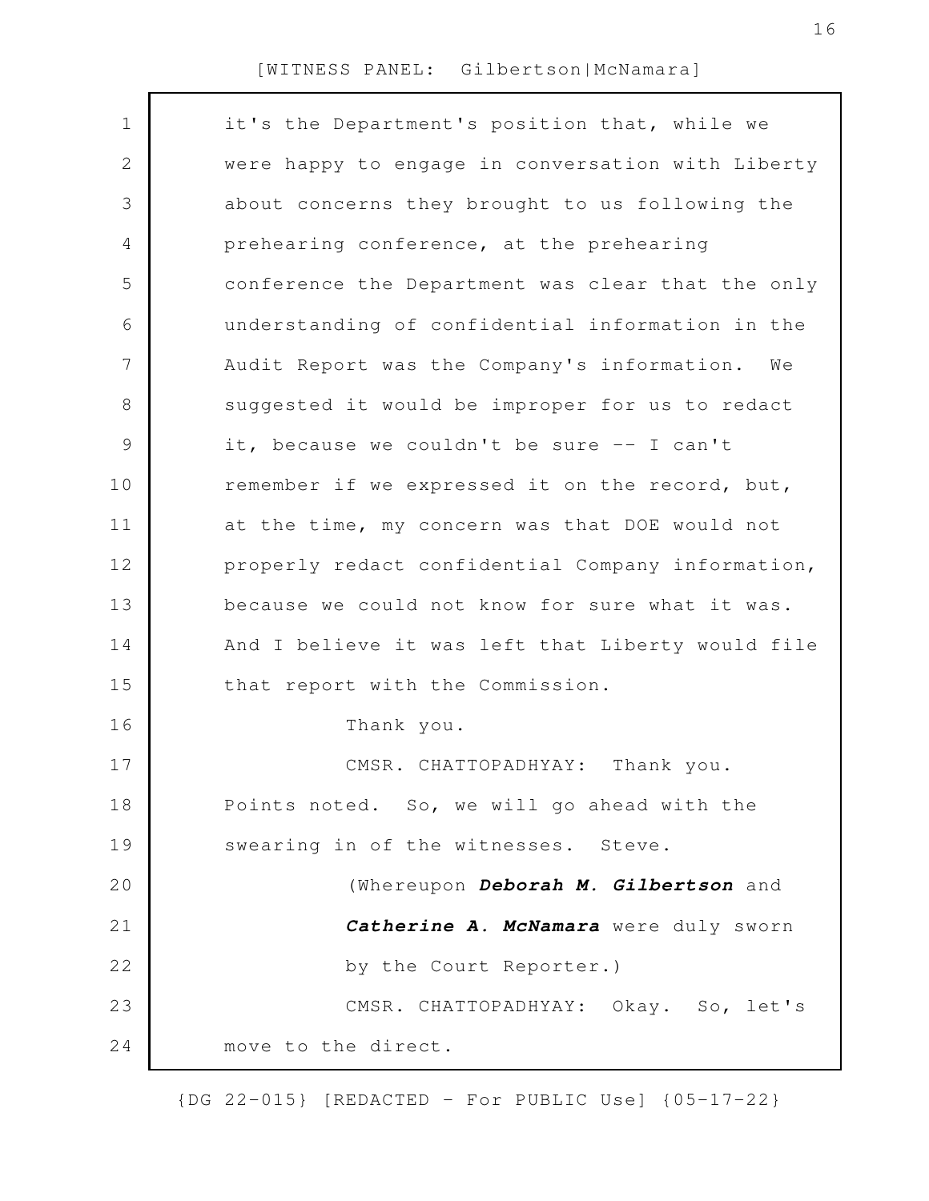it's the Department's position that, while we were happy to engage in conversation with Liberty about concerns they brought to us following the prehearing conference, at the prehearing conference the Department was clear that the only understanding of confidential information in the Audit Report was the Company's information. We suggested it would be improper for us to redact it, because we couldn't be sure -- I can't remember if we expressed it on the record, but, at the time, my concern was that DOE would not properly redact confidential Company information, because we could not know for sure what it was. And I believe it was left that Liberty would file that report with the Commission.

Thank you.

CMSR. CHATTOPADHYAY: Thank you. Points noted. So, we will go ahead with the swearing in of the witnesses. Steve.

(Whereupon ***Deborah M. Gilbertson*** and ***Catherine A. McNamara*** were duly sworn by the Court Reporter.)

CMSR. CHATTOPADHYAY: Okay. So, let's move to the direct.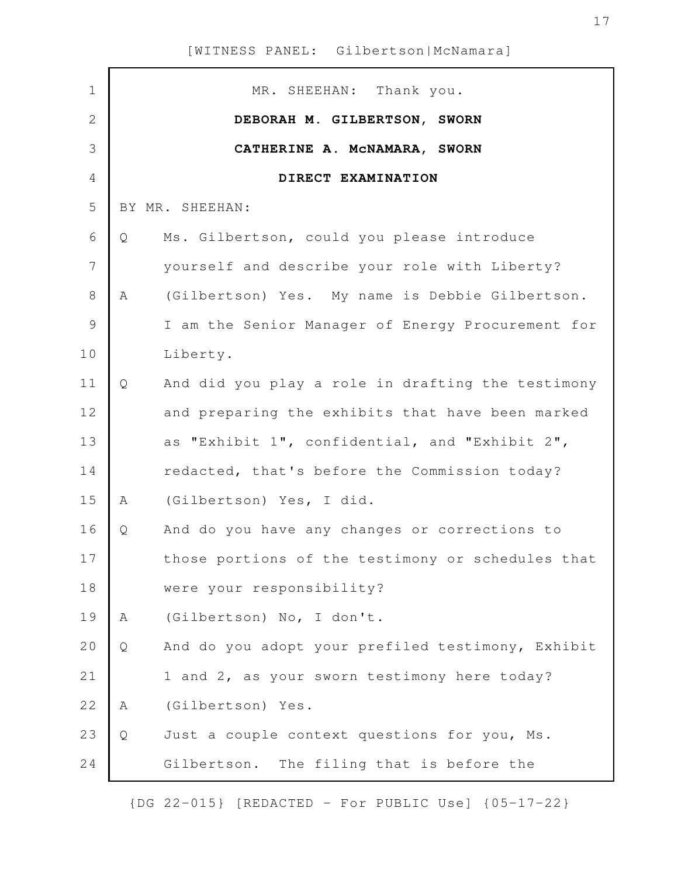MR. SHEEHAN: Thank you.

**DEBORAH M. GILBERTSON, SWORN**

**CATHERINE A. McNAMARA, SWORN**

**DIRECT EXAMINATION**

BY MR. SHEEHAN:

Q Ms. Gilbertson, could you please introduce yourself and describe your role with Liberty?

A (Gilbertson) Yes. My name is Debbie Gilbertson. I am the Senior Manager of Energy Procurement for Liberty.

Q And did you play a role in drafting the testimony and preparing the exhibits that have been marked as "Exhibit 1", confidential, and "Exhibit 2", redacted, that's before the Commission today?

A (Gilbertson) Yes, I did.

Q And do you have any changes or corrections to those portions of the testimony or schedules that were your responsibility?

A (Gilbertson) No, I don't.

Q And do you adopt your prefiled testimony, Exhibit 1 and 2, as your sworn testimony here today?

A (Gilbertson) Yes.

Q Just a couple context questions for you, Ms. Gilbertson. The filing that is before the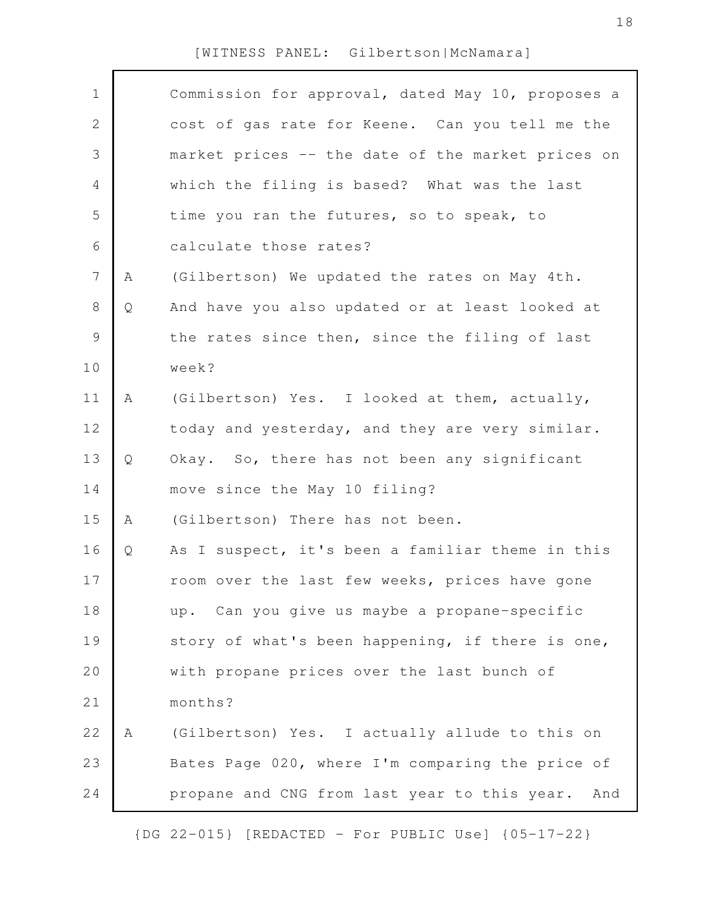Commission for approval, dated May 10, proposes a cost of gas rate for Keene. Can you tell me the market prices -- the date of the market prices on which the filing is based? What was the last time you ran the futures, so to speak, to calculate those rates?

A (Gilbertson) We updated the rates on May 4th.

Q And have you also updated or at least looked at the rates since then, since the filing of last week?

A (Gilbertson) Yes. I looked at them, actually, today and yesterday, and they are very similar.

Q Okay. So, there has not been any significant move since the May 10 filing?

A (Gilbertson) There has not been.

Q As I suspect, it's been a familiar theme in this room over the last few weeks, prices have gone up. Can you give us maybe a propane-specific story of what's been happening, if there is one, with propane prices over the last bunch of months?

A (Gilbertson) Yes. I actually allude to this on Bates Page 020, where I'm comparing the price of propane and CNG from last year to this year. And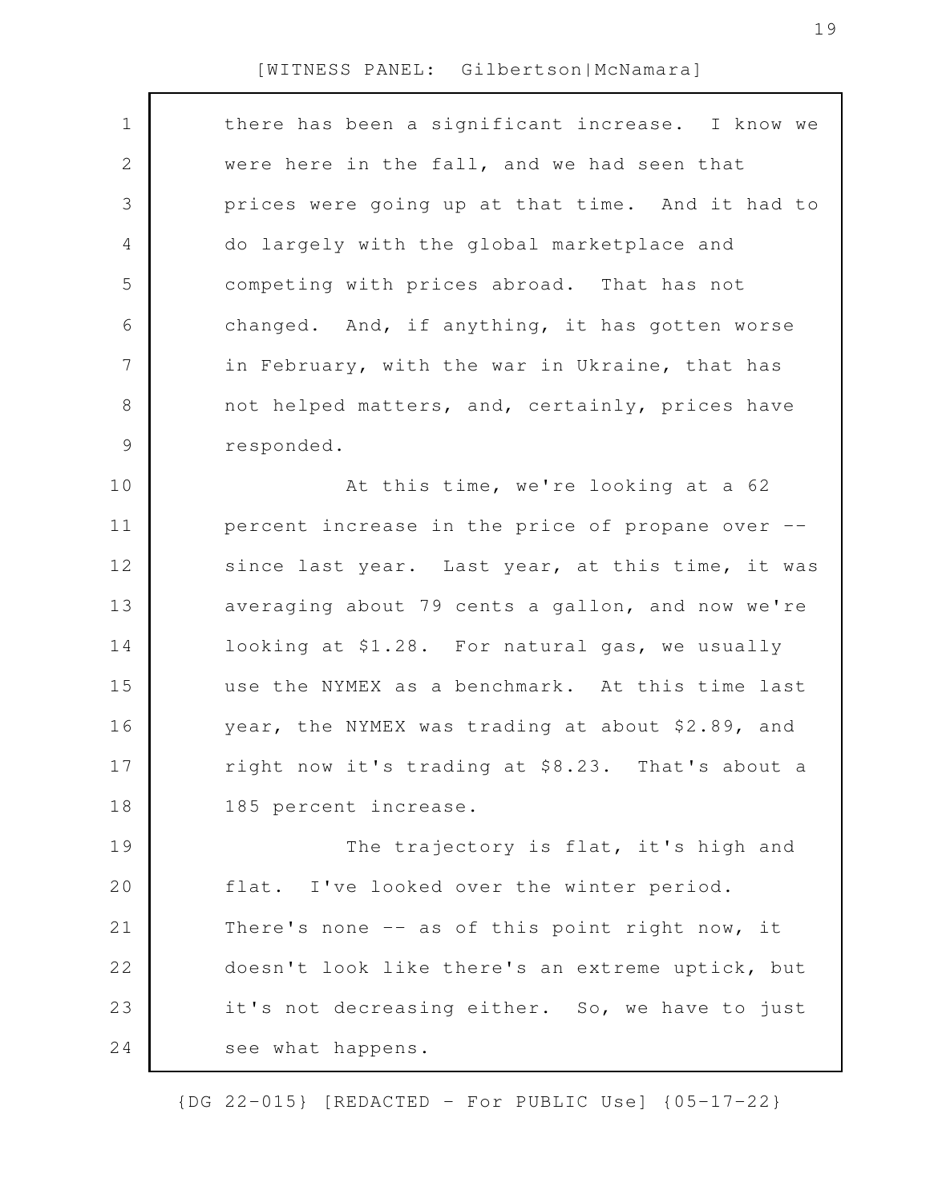there has been a significant increase. I know we were here in the fall, and we had seen that prices were going up at that time. And it had to do largely with the global marketplace and competing with prices abroad. That has not changed. And, if anything, it has gotten worse in February, with the war in Ukraine, that has not helped matters, and, certainly, prices have responded.

At this time, we're looking at a 62 percent increase in the price of propane over -- since last year. Last year, at this time, it was averaging about 79 cents a gallon, and now we're looking at $1.28. For natural gas, we usually use the NYMEX as a benchmark. At this time last year, the NYMEX was trading at about $2.89, and right now it's trading at $8.23. That's about a 185 percent increase.

The trajectory is flat, it's high and flat. I've looked over the winter period. There's none -- as of this point right now, it doesn't look like there's an extreme uptick, but it's not decreasing either. So, we have to just see what happens.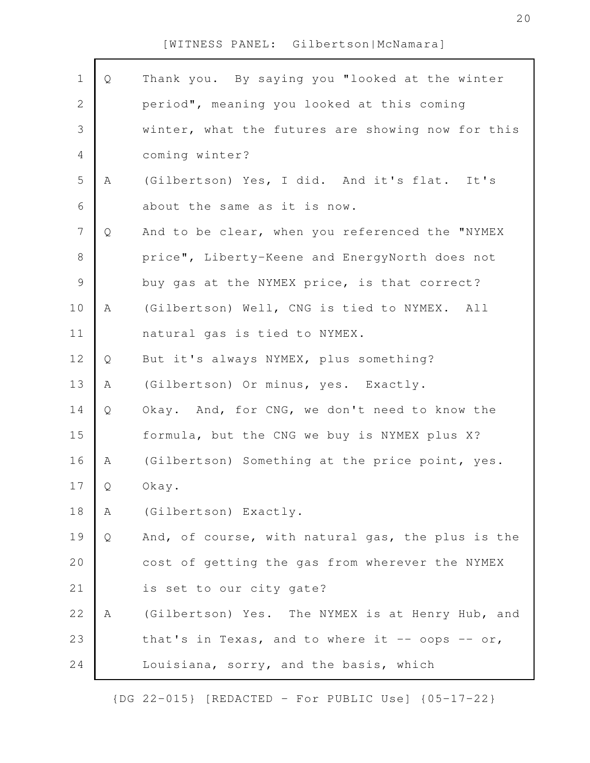Q Thank you. By saying you "looked at the winter period", meaning you looked at this coming winter, what the futures are showing now for this coming winter?

A (Gilbertson) Yes, I did. And it's flat. It's about the same as it is now.

Q And to be clear, when you referenced the "NYMEX price", Liberty-Keene and EnergyNorth does not buy gas at the NYMEX price, is that correct?

A (Gilbertson) Well, CNG is tied to NYMEX. All natural gas is tied to NYMEX.

Q But it's always NYMEX, plus something?

A (Gilbertson) Or minus, yes. Exactly.

Q Okay. And, for CNG, we don't need to know the formula, but the CNG we buy is NYMEX plus X?

A (Gilbertson) Something at the price point, yes.

Q Okay.

A (Gilbertson) Exactly.

Q And, of course, with natural gas, the plus is the cost of getting the gas from wherever the NYMEX is set to our city gate?

A (Gilbertson) Yes. The NYMEX is at Henry Hub, and that's in Texas, and to where it -- oops -- or, Louisiana, sorry, and the basis, which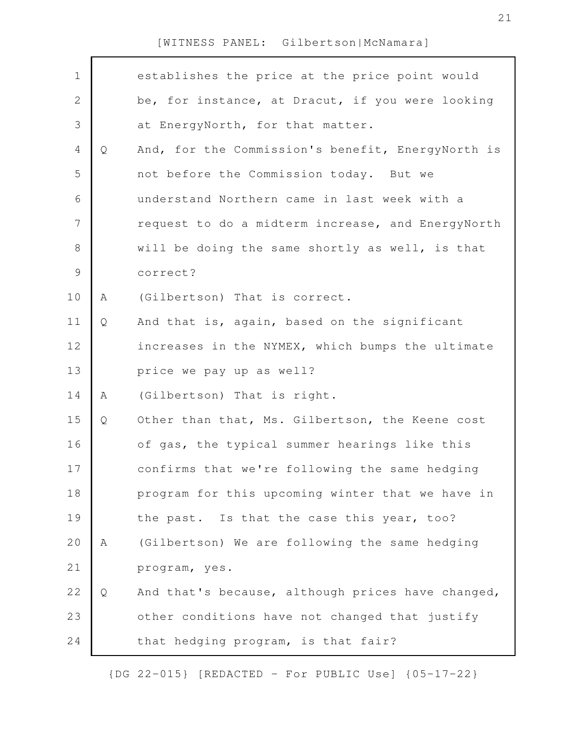[WITNESS PANEL: Gilbertson|McNamara]

establishes the price at the price point would be, for instance, at Dracut, if you were looking at EnergyNorth, for that matter.

Q And, for the Commission's benefit, EnergyNorth is not before the Commission today. But we understand Northern came in last week with a request to do a midterm increase, and EnergyNorth will be doing the same shortly as well, is that correct?

A (Gilbertson) That is correct.

Q And that is, again, based on the significant increases in the NYMEX, which bumps the ultimate price we pay up as well?

A (Gilbertson) That is right.

Q Other than that, Ms. Gilbertson, the Keene cost of gas, the typical summer hearings like this confirms that we're following the same hedging program for this upcoming winter that we have in the past. Is that the case this year, too?

A (Gilbertson) We are following the same hedging program, yes.

Q And that's because, although prices have changed, other conditions have not changed that justify that hedging program, is that fair?

{DG 22-015} [REDACTED - For PUBLIC Use] {05-17-22}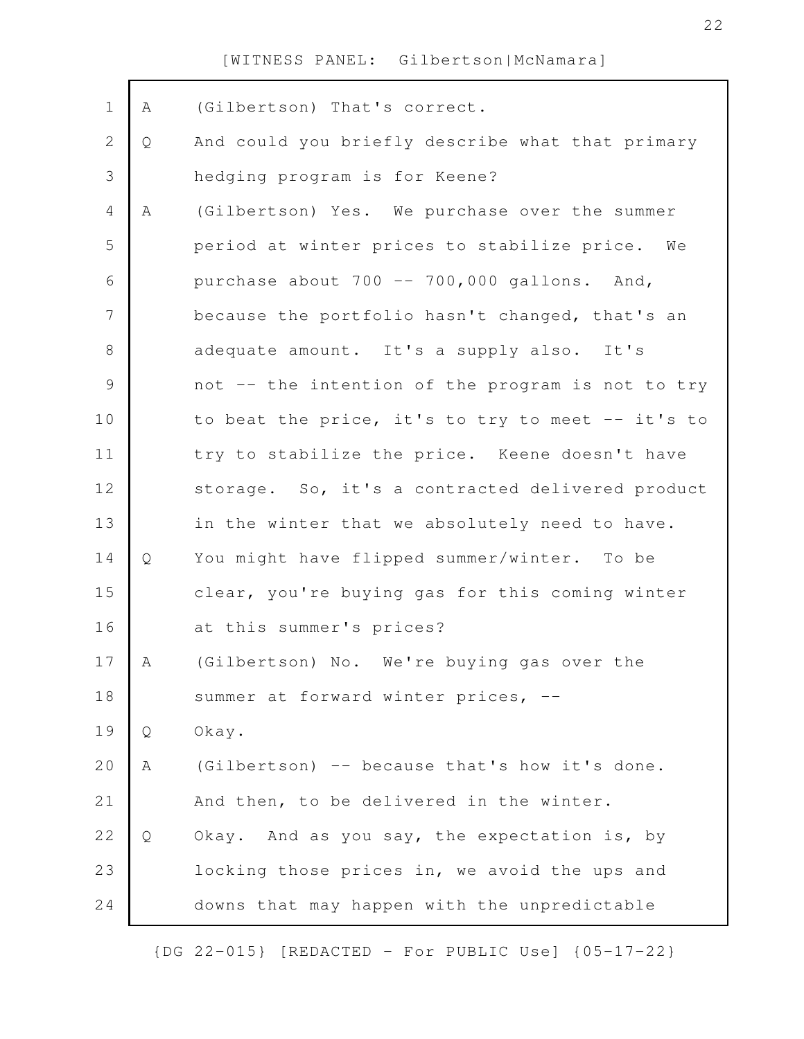A (Gilbertson) That's correct.

Q And could you briefly describe what that primary hedging program is for Keene?

A (Gilbertson) Yes. We purchase over the summer period at winter prices to stabilize price. We purchase about 700 -- 700,000 gallons. And, because the portfolio hasn't changed, that's an adequate amount. It's a supply also. It's not -- the intention of the program is not to try to beat the price, it's to try to meet -- it's to try to stabilize the price. Keene doesn't have storage. So, it's a contracted delivered product in the winter that we absolutely need to have.

Q You might have flipped summer/winter. To be clear, you're buying gas for this coming winter at this summer's prices?

A (Gilbertson) No. We're buying gas over the summer at forward winter prices, --

Q Okay.

A (Gilbertson) -- because that's how it's done. And then, to be delivered in the winter.

Q Okay. And as you say, the expectation is, by locking those prices in, we avoid the ups and downs that may happen with the unpredictable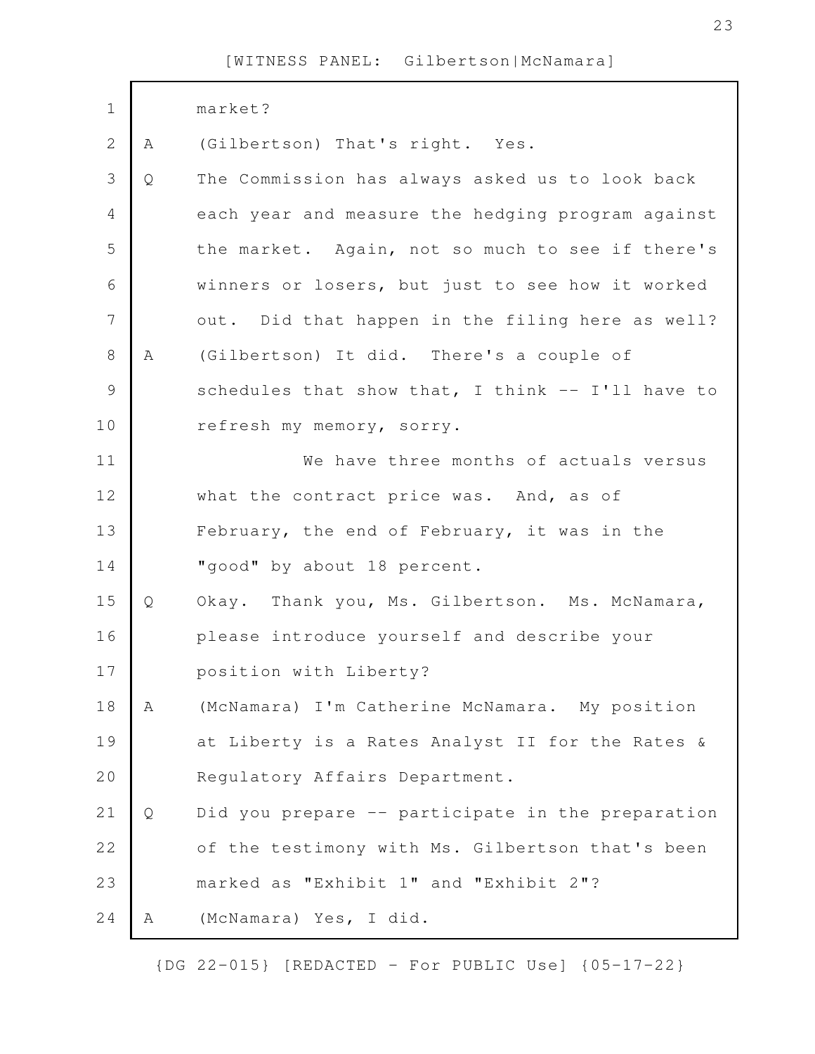market?

A (Gilbertson) That's right. Yes.

Q The Commission has always asked us to look back each year and measure the hedging program against the market. Again, not so much to see if there's winners or losers, but just to see how it worked out. Did that happen in the filing here as well?

A (Gilbertson) It did. There's a couple of schedules that show that, I think -- I'll have to refresh my memory, sorry.

We have three months of actuals versus what the contract price was. And, as of February, the end of February, it was in the "good" by about 18 percent.

Q Okay. Thank you, Ms. Gilbertson. Ms. McNamara, please introduce yourself and describe your position with Liberty?

A (McNamara) I'm Catherine McNamara. My position at Liberty is a Rates Analyst II for the Rates & Regulatory Affairs Department.

Q Did you prepare -- participate in the preparation of the testimony with Ms. Gilbertson that's been marked as "Exhibit 1" and "Exhibit 2"?

A (McNamara) Yes, I did.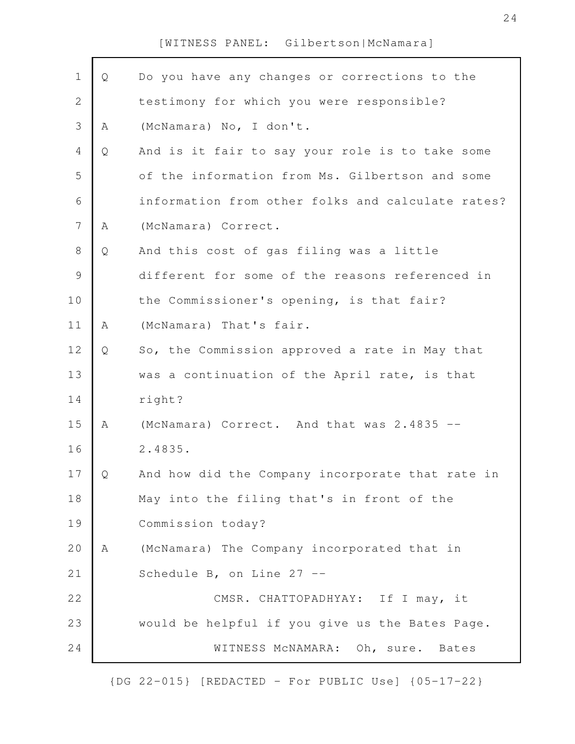Q Do you have any changes or corrections to the testimony for which you were responsible?

A (McNamara) No, I don't.

Q And is it fair to say your role is to take some of the information from Ms. Gilbertson and some information from other folks and calculate rates?

A (McNamara) Correct.

Q And this cost of gas filing was a little different for some of the reasons referenced in the Commissioner's opening, is that fair?

A (McNamara) That's fair.

Q So, the Commission approved a rate in May that was a continuation of the April rate, is that right?

A (McNamara) Correct. And that was 2.4835 -- 2.4835.

Q And how did the Company incorporate that rate in May into the filing that's in front of the Commission today?

A (McNamara) The Company incorporated that in Schedule B, on Line 27 --

CMSR. CHATTOPADHYAY: If I may, it would be helpful if you give us the Bates Page.

WITNESS McNAMARA: Oh, sure. Bates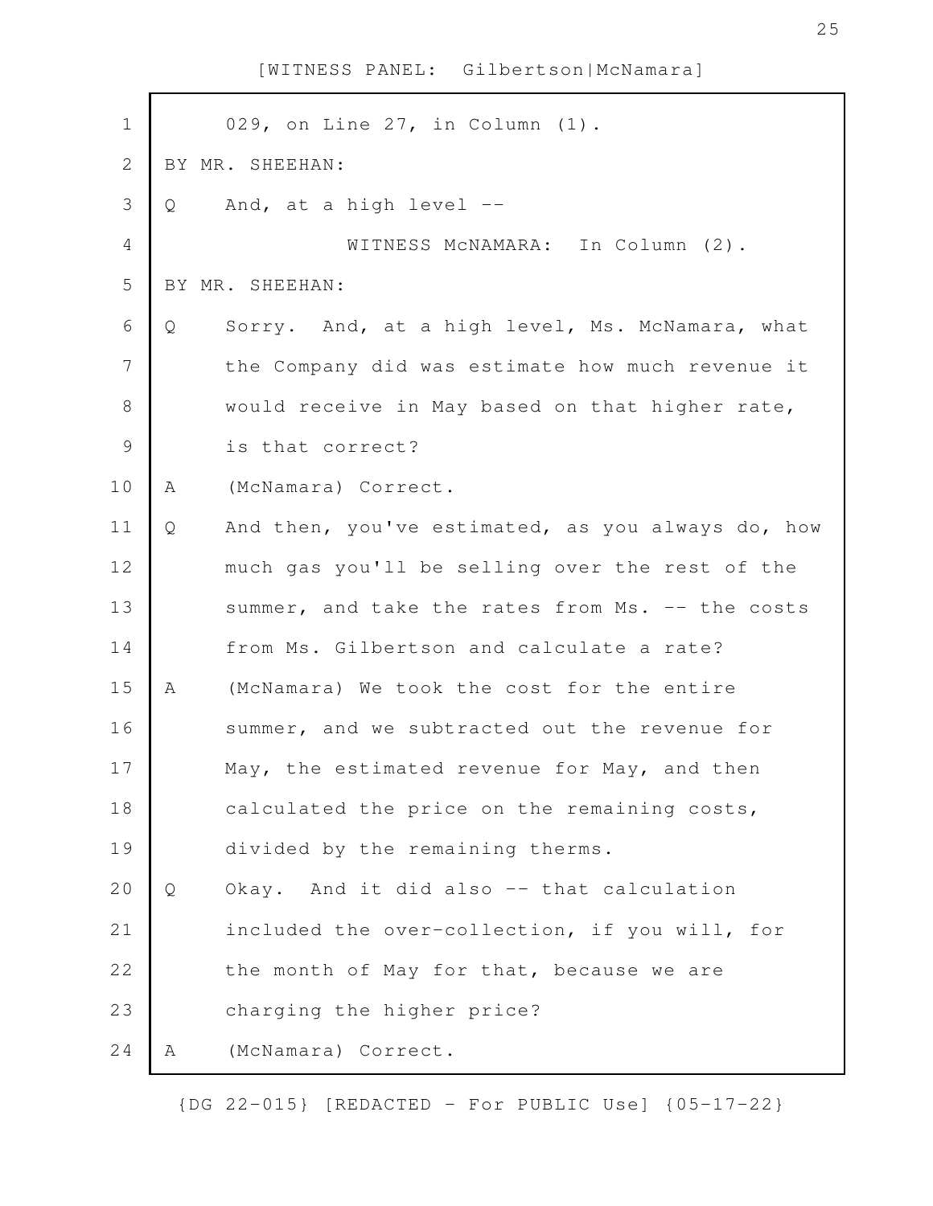029, on Line 27, in Column (1).

BY MR. SHEEHAN:

Q And, at a high level --

WITNESS McNAMARA: In Column (2).

BY MR. SHEEHAN:

Q Sorry. And, at a high level, Ms. McNamara, what the Company did was estimate how much revenue it would receive in May based on that higher rate, is that correct?

A (McNamara) Correct.

Q And then, you've estimated, as you always do, how much gas you'll be selling over the rest of the summer, and take the rates from Ms. -- the costs from Ms. Gilbertson and calculate a rate?

A (McNamara) We took the cost for the entire summer, and we subtracted out the revenue for May, the estimated revenue for May, and then calculated the price on the remaining costs, divided by the remaining therms.

Q Okay. And it did also -- that calculation included the over-collection, if you will, for the month of May for that, because we are charging the higher price?

A (McNamara) Correct.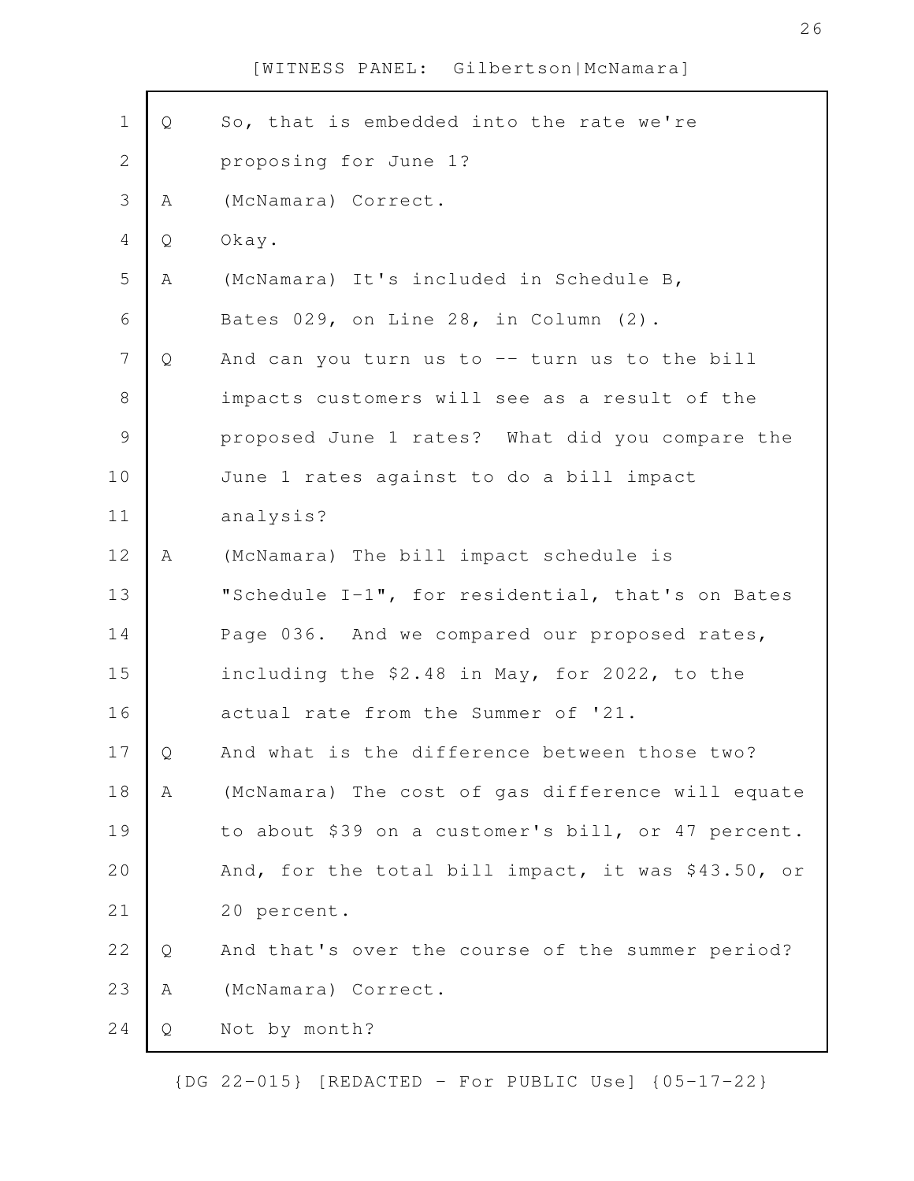[WITNESS PANEL: Gilbertson|McNamara]

Q So, that is embedded into the rate we're proposing for June 1?

A (McNamara) Correct.

Q Okay.

A (McNamara) It's included in Schedule B, Bates 029, on Line 28, in Column (2).

Q And can you turn us to -- turn us to the bill impacts customers will see as a result of the proposed June 1 rates? What did you compare the June 1 rates against to do a bill impact analysis?

A (McNamara) The bill impact schedule is "Schedule I-1", for residential, that's on Bates Page 036. And we compared our proposed rates, including the $2.48 in May, for 2022, to the actual rate from the Summer of '21.

Q And what is the difference between those two?

A (McNamara) The cost of gas difference will equate to about $39 on a customer's bill, or 47 percent. And, for the total bill impact, it was $43.50, or 20 percent.

Q And that's over the course of the summer period?

A (McNamara) Correct.

Q Not by month?

{DG 22-015} [REDACTED - For PUBLIC Use] {05-17-22}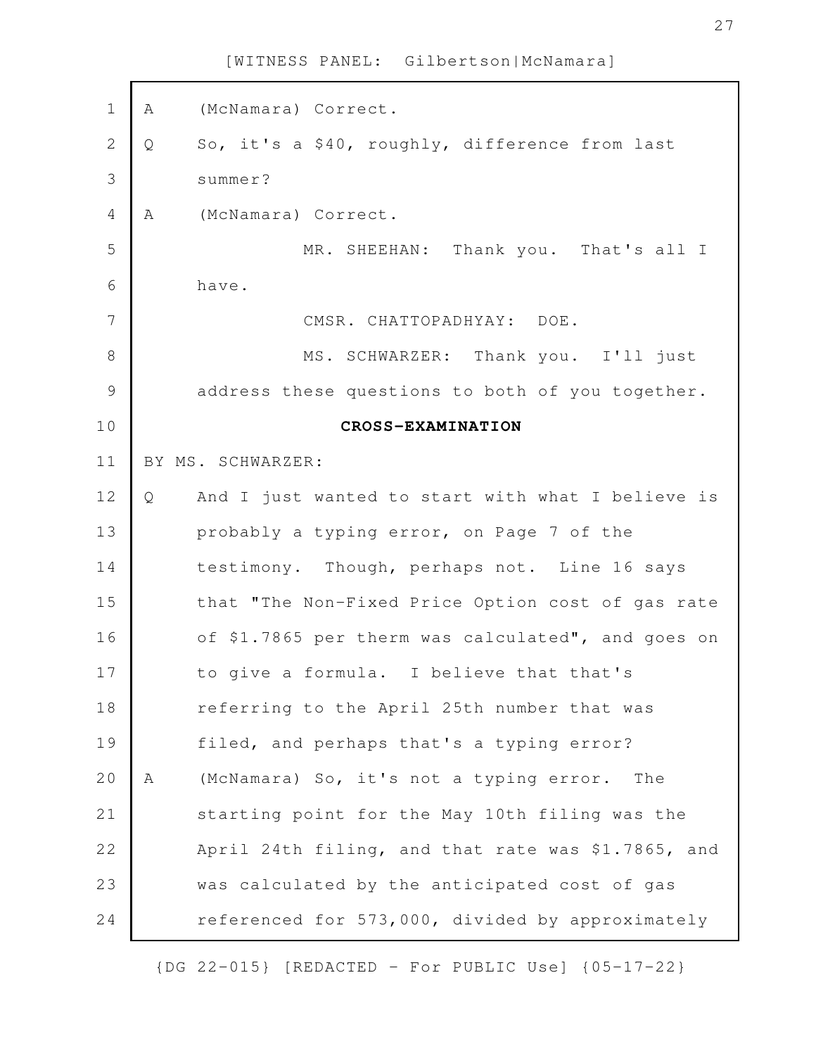A (McNamara) Correct.

Q So, it's a $40, roughly, difference from last summer?

A (McNamara) Correct.

MR. SHEEHAN: Thank you. That's all I have.

CMSR. CHATTOPADHYAY: DOE.

MS. SCHWARZER: Thank you. I'll just address these questions to both of you together.

**CROSS-EXAMINATION**

BY MS. SCHWARZER:

Q And I just wanted to start with what I believe is probably a typing error, on Page 7 of the testimony. Though, perhaps not. Line 16 says that "The Non-Fixed Price Option cost of gas rate of $1.7865 per therm was calculated", and goes on to give a formula. I believe that that's referring to the April 25th number that was filed, and perhaps that's a typing error?

A (McNamara) So, it's not a typing error. The starting point for the May 10th filing was the April 24th filing, and that rate was $1.7865, and was calculated by the anticipated cost of gas referenced for 573,000, divided by approximately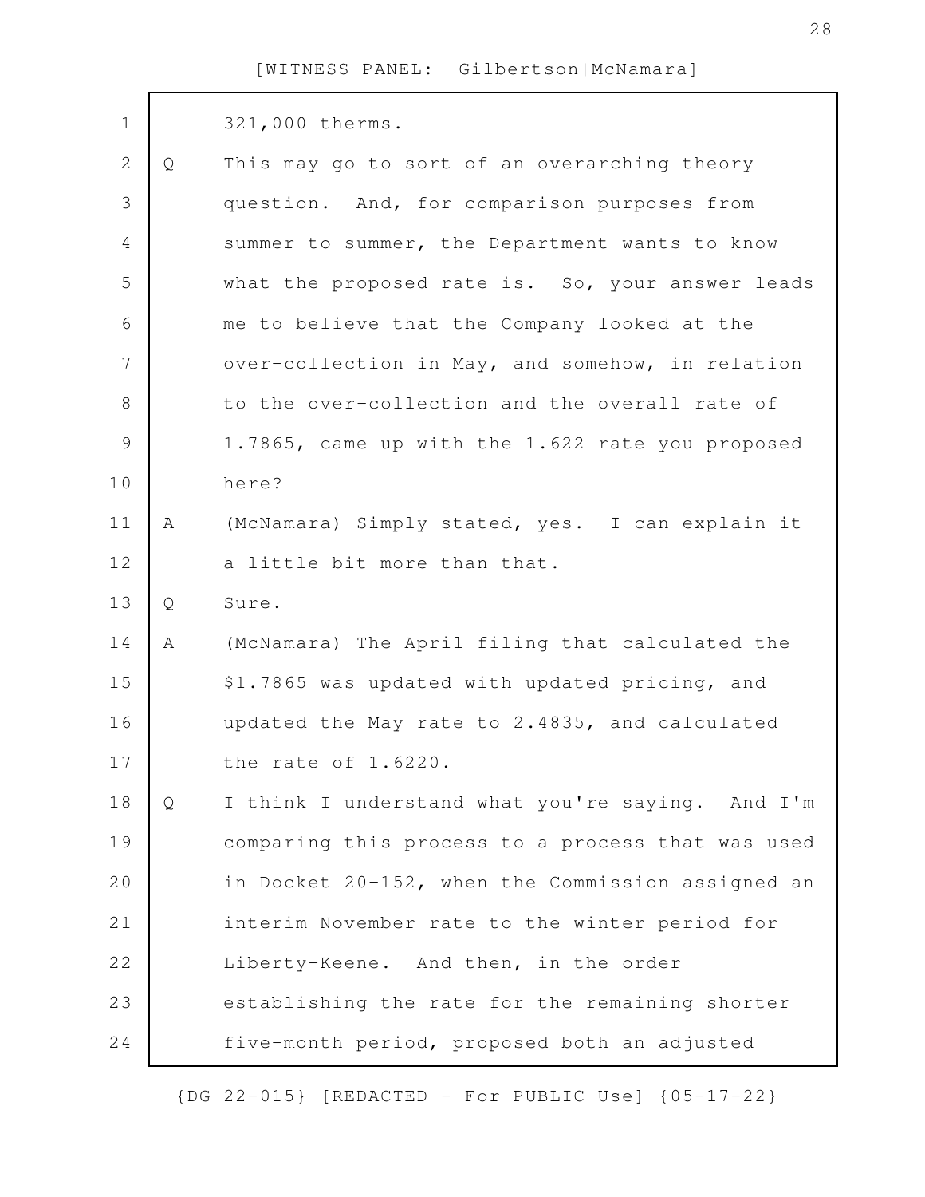321,000 therms.

Q This may go to sort of an overarching theory question. And, for comparison purposes from summer to summer, the Department wants to know what the proposed rate is. So, your answer leads me to believe that the Company looked at the over-collection in May, and somehow, in relation to the over-collection and the overall rate of 1.7865, came up with the 1.622 rate you proposed here?

A (McNamara) Simply stated, yes. I can explain it a little bit more than that.

Q Sure.

A (McNamara) The April filing that calculated the $1.7865 was updated with updated pricing, and updated the May rate to 2.4835, and calculated the rate of 1.6220.

Q I think I understand what you're saying. And I'm comparing this process to a process that was used in Docket 20-152, when the Commission assigned an interim November rate to the winter period for Liberty-Keene. And then, in the order establishing the rate for the remaining shorter five-month period, proposed both an adjusted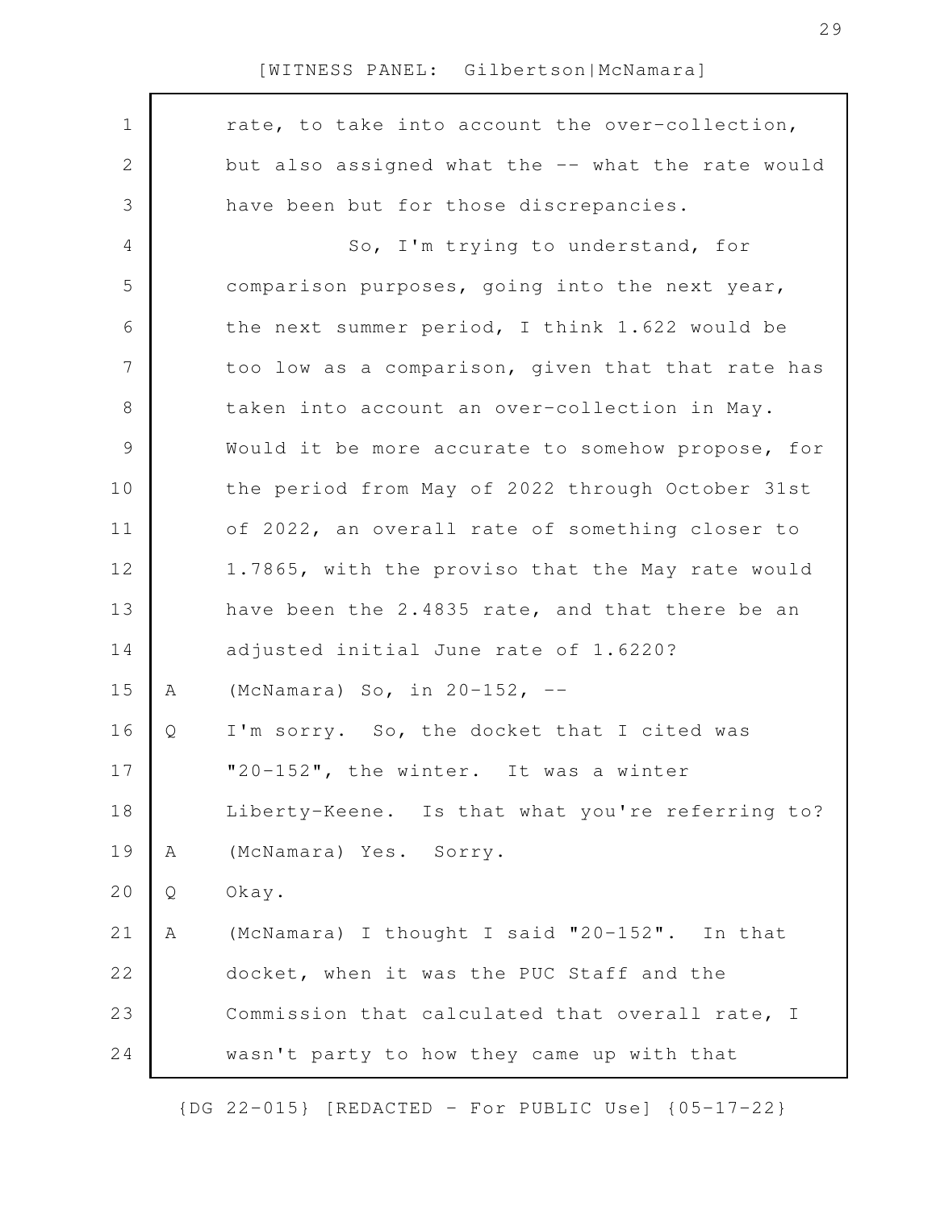rate, to take into account the over-collection, but also assigned what the -- what the rate would have been but for those discrepancies.

So, I'm trying to understand, for comparison purposes, going into the next year, the next summer period, I think 1.622 would be too low as a comparison, given that that rate has taken into account an over-collection in May. Would it be more accurate to somehow propose, for the period from May of 2022 through October 31st of 2022, an overall rate of something closer to 1.7865, with the proviso that the May rate would have been the 2.4835 rate, and that there be an adjusted initial June rate of 1.6220?

A (McNamara) So, in 20-152, --

Q I'm sorry. So, the docket that I cited was "20-152", the winter. It was a winter Liberty-Keene. Is that what you're referring to?

A (McNamara) Yes. Sorry.

Q Okay.

A (McNamara) I thought I said "20-152". In that docket, when it was the PUC Staff and the Commission that calculated that overall rate, I wasn't party to how they came up with that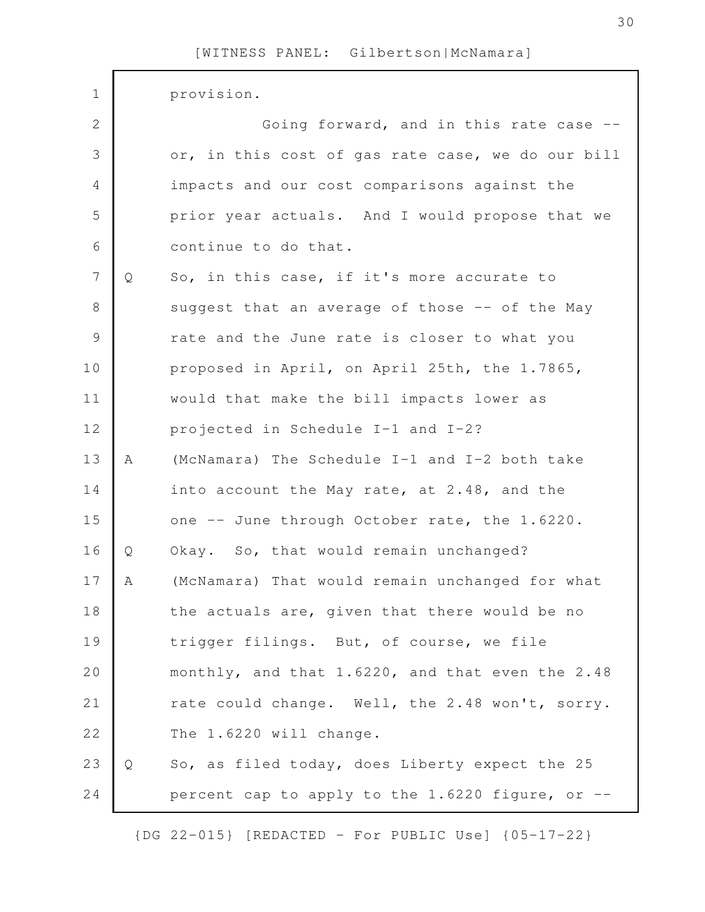provision.

Going forward, and in this rate case -- or, in this cost of gas rate case, we do our bill impacts and our cost comparisons against the prior year actuals. And I would propose that we continue to do that.

Q So, in this case, if it's more accurate to suggest that an average of those -- of the May rate and the June rate is closer to what you proposed in April, on April 25th, the 1.7865, would that make the bill impacts lower as projected in Schedule I-1 and I-2?

A (McNamara) The Schedule I-1 and I-2 both take into account the May rate, at 2.48, and the one -- June through October rate, the 1.6220.

Q Okay. So, that would remain unchanged?

A (McNamara) That would remain unchanged for what the actuals are, given that there would be no trigger filings. But, of course, we file monthly, and that 1.6220, and that even the 2.48 rate could change. Well, the 2.48 won't, sorry. The 1.6220 will change.

Q So, as filed today, does Liberty expect the 25 percent cap to apply to the 1.6220 figure, or --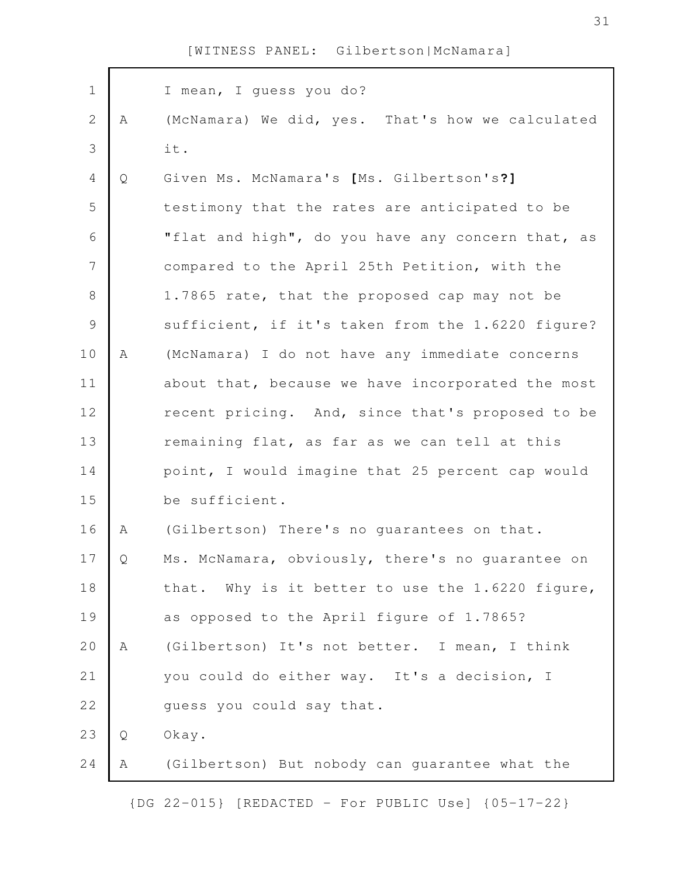I mean, I guess you do?

A (McNamara) We did, yes. That's how we calculated it.

Q Given Ms. McNamara's **[**Ms. Gilbertson's**?]** testimony that the rates are anticipated to be "flat and high", do you have any concern that, as compared to the April 25th Petition, with the 1.7865 rate, that the proposed cap may not be sufficient, if it's taken from the 1.6220 figure?

A (McNamara) I do not have any immediate concerns about that, because we have incorporated the most recent pricing. And, since that's proposed to be remaining flat, as far as we can tell at this point, I would imagine that 25 percent cap would be sufficient.

A (Gilbertson) There's no guarantees on that.

Q Ms. McNamara, obviously, there's no guarantee on that. Why is it better to use the 1.6220 figure, as opposed to the April figure of 1.7865?

A (Gilbertson) It's not better. I mean, I think you could do either way. It's a decision, I guess you could say that.

Q Okay.

A (Gilbertson) But nobody can guarantee what the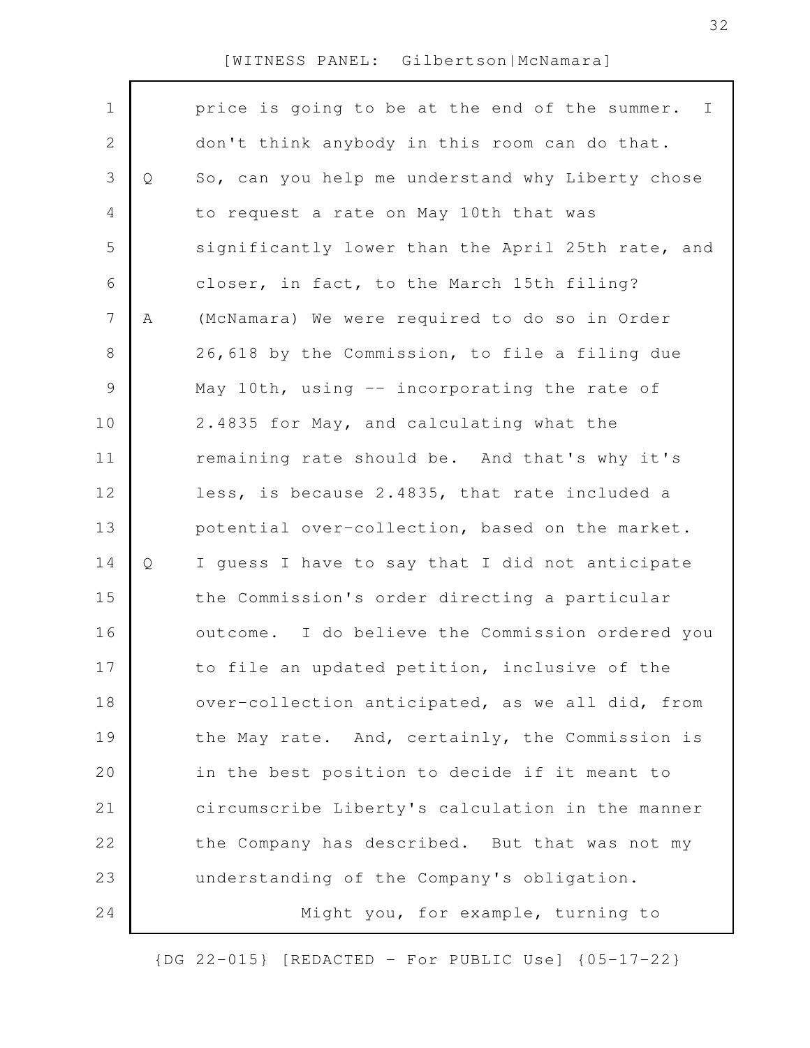price is going to be at the end of the summer. I don't think anybody in this room can do that.

Q So, can you help me understand why Liberty chose to request a rate on May 10th that was significantly lower than the April 25th rate, and closer, in fact, to the March 15th filing?

A (McNamara) We were required to do so in Order 26,618 by the Commission, to file a filing due May 10th, using -- incorporating the rate of 2.4835 for May, and calculating what the remaining rate should be. And that's why it's less, is because 2.4835, that rate included a potential over-collection, based on the market.

Q I guess I have to say that I did not anticipate the Commission's order directing a particular outcome. I do believe the Commission ordered you to file an updated petition, inclusive of the over-collection anticipated, as we all did, from the May rate. And, certainly, the Commission is in the best position to decide if it meant to circumscribe Liberty's calculation in the manner the Company has described. But that was not my understanding of the Company's obligation.

Might you, for example, turning to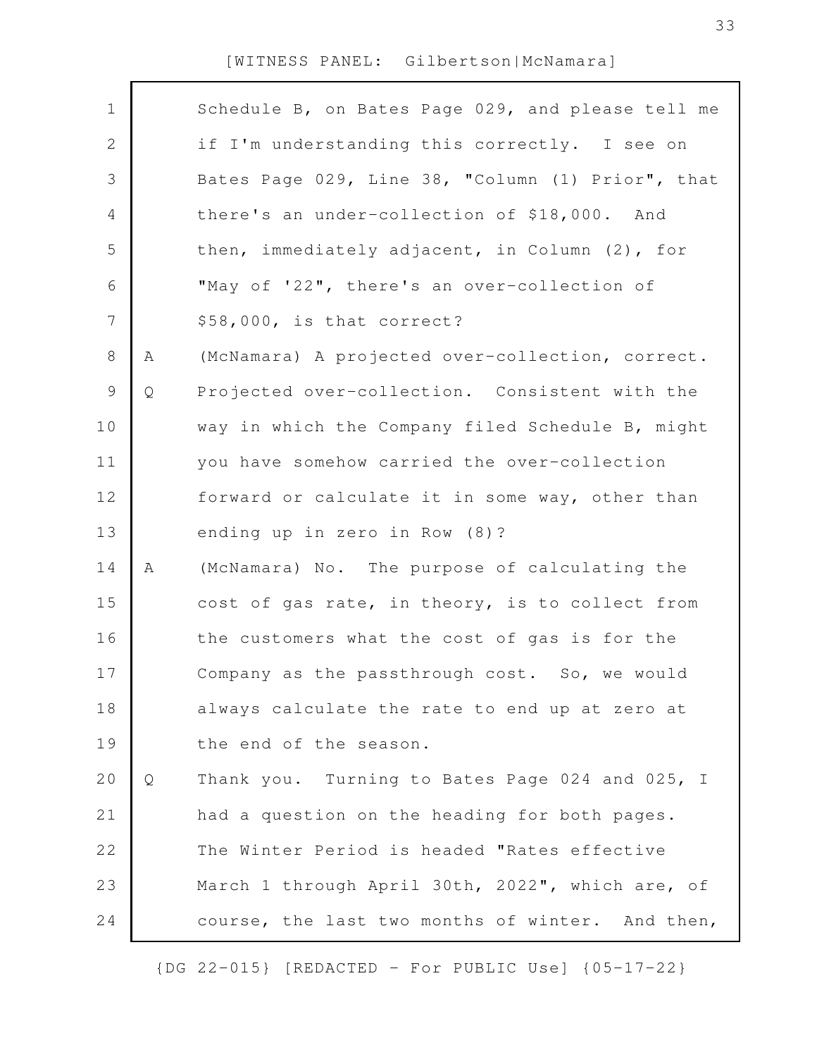Schedule B, on Bates Page 029, and please tell me if I'm understanding this correctly. I see on Bates Page 029, Line 38, "Column (1) Prior", that there's an under-collection of $18,000. And then, immediately adjacent, in Column (2), for "May of '22", there's an over-collection of $58,000, is that correct?

A (McNamara) A projected over-collection, correct.

Q Projected over-collection. Consistent with the way in which the Company filed Schedule B, might you have somehow carried the over-collection forward or calculate it in some way, other than ending up in zero in Row (8)?

A (McNamara) No. The purpose of calculating the cost of gas rate, in theory, is to collect from the customers what the cost of gas is for the Company as the passthrough cost. So, we would always calculate the rate to end up at zero at the end of the season.

Q Thank you. Turning to Bates Page 024 and 025, I had a question on the heading for both pages. The Winter Period is headed "Rates effective March 1 through April 30th, 2022", which are, of course, the last two months of winter. And then,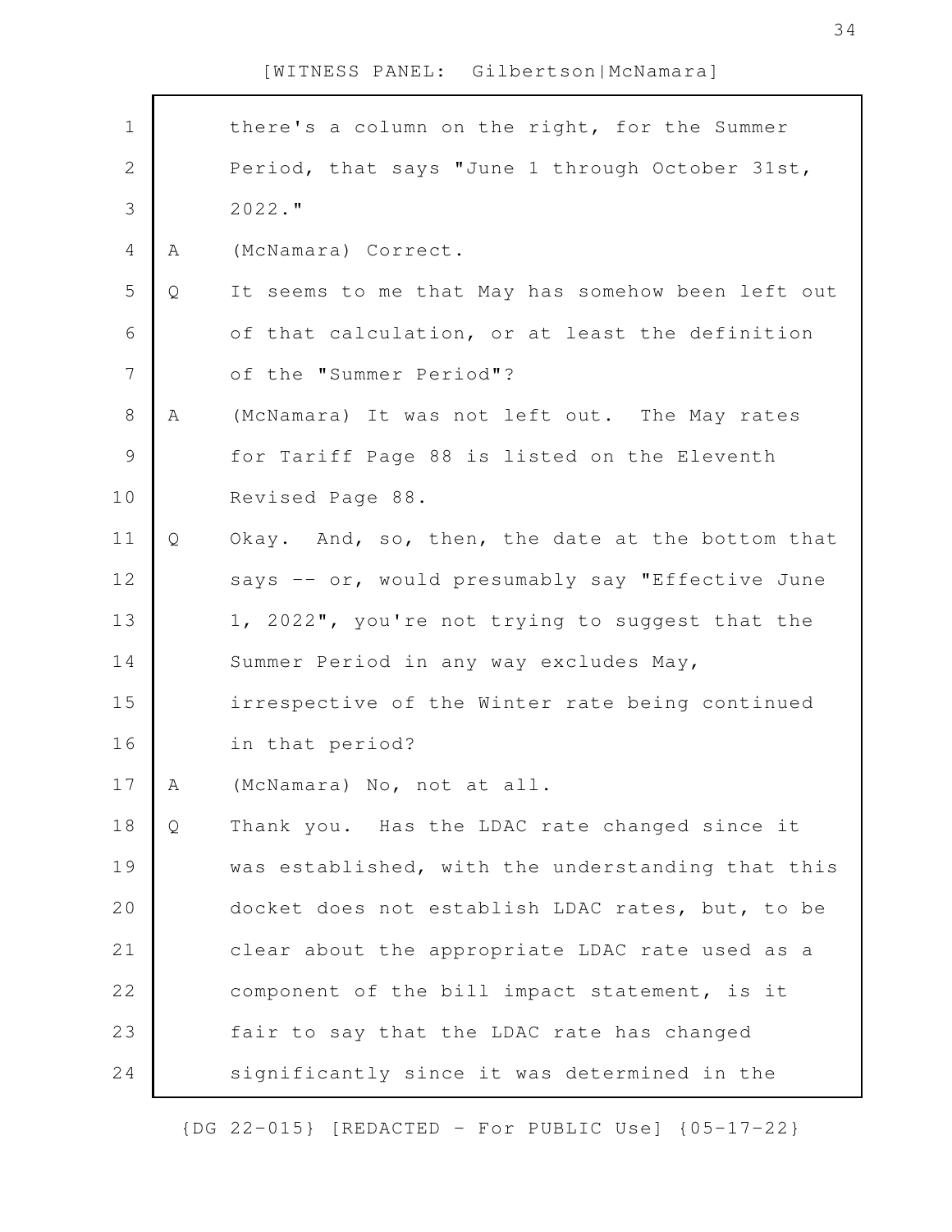there's a column on the right, for the Summer Period, that says "June 1 through October 31st, 2022."

A (McNamara) Correct.

Q It seems to me that May has somehow been left out of that calculation, or at least the definition of the "Summer Period"?

A (McNamara) It was not left out. The May rates for Tariff Page 88 is listed on the Eleventh Revised Page 88.

Q Okay. And, so, then, the date at the bottom that says -- or, would presumably say "Effective June 1, 2022", you're not trying to suggest that the Summer Period in any way excludes May, irrespective of the Winter rate being continued in that period?

A (McNamara) No, not at all.

Q Thank you. Has the LDAC rate changed since it was established, with the understanding that this docket does not establish LDAC rates, but, to be clear about the appropriate LDAC rate used as a component of the bill impact statement, is it fair to say that the LDAC rate has changed significantly since it was determined in the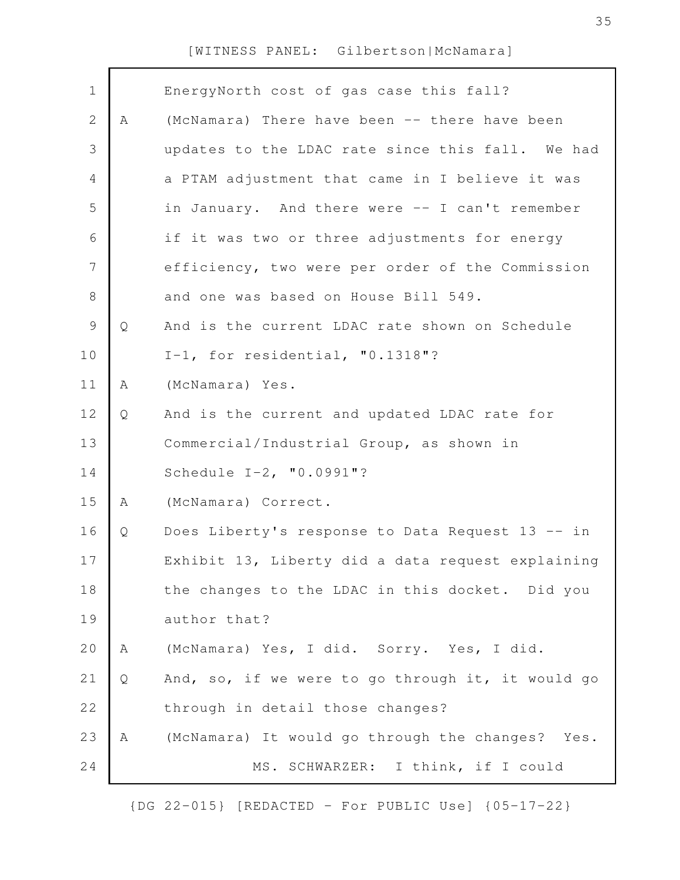EnergyNorth cost of gas case this fall?

A (McNamara) There have been -- there have been updates to the LDAC rate since this fall. We had a PTAM adjustment that came in I believe it was in January. And there were -- I can't remember if it was two or three adjustments for energy efficiency, two were per order of the Commission and one was based on House Bill 549.

Q And is the current LDAC rate shown on Schedule I-1, for residential, "0.1318"?

A (McNamara) Yes.

Q And is the current and updated LDAC rate for Commercial/Industrial Group, as shown in Schedule I-2, "0.0991"?

A (McNamara) Correct.

Q Does Liberty's response to Data Request 13 -- in Exhibit 13, Liberty did a data request explaining the changes to the LDAC in this docket. Did you author that?

A (McNamara) Yes, I did. Sorry. Yes, I did.

Q And, so, if we were to go through it, it would go through in detail those changes?

A (McNamara) It would go through the changes? Yes.

MS. SCHWARZER: I think, if I could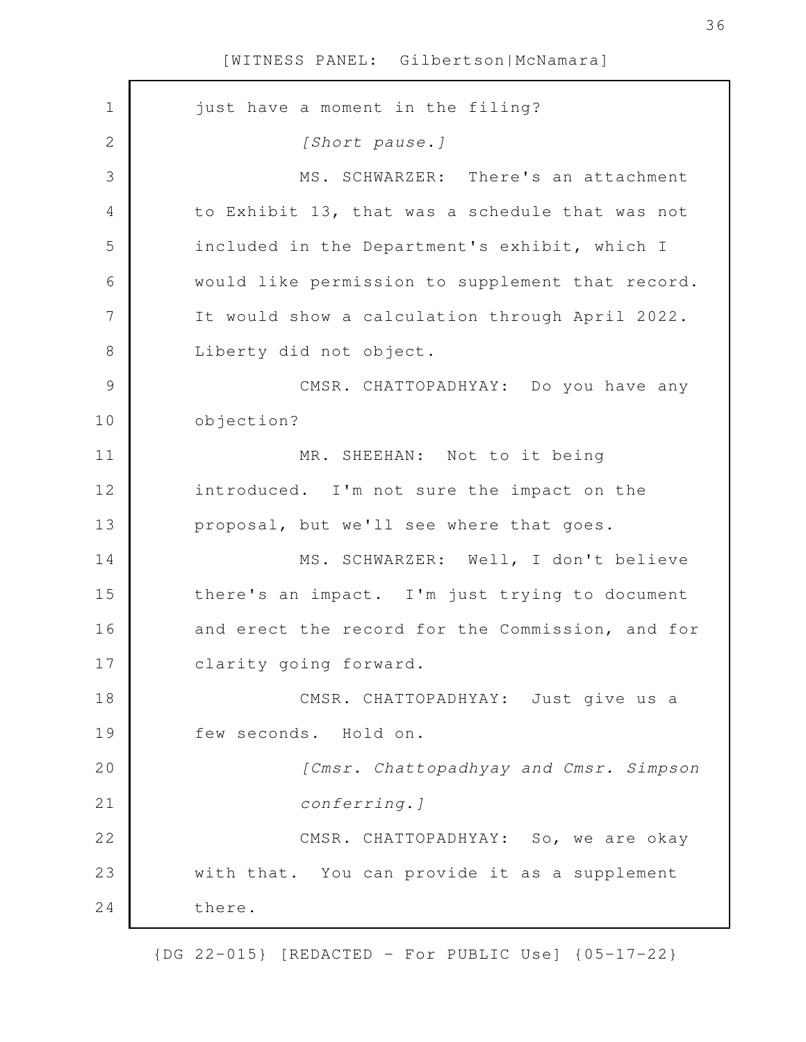just have a moment in the filing?

*[Short pause.]*

MS. SCHWARZER: There's an attachment to Exhibit 13, that was a schedule that was not included in the Department's exhibit, which I would like permission to supplement that record. It would show a calculation through April 2022. Liberty did not object.

CMSR. CHATTOPADHYAY: Do you have any objection?

MR. SHEEHAN: Not to it being introduced. I'm not sure the impact on the proposal, but we'll see where that goes.

MS. SCHWARZER: Well, I don't believe there's an impact. I'm just trying to document and erect the record for the Commission, and for clarity going forward.

CMSR. CHATTOPADHYAY: Just give us a few seconds. Hold on.

*[Cmsr. Chattopadhyay and Cmsr. Simpson conferring.]*

CMSR. CHATTOPADHYAY: So, we are okay with that. You can provide it as a supplement there.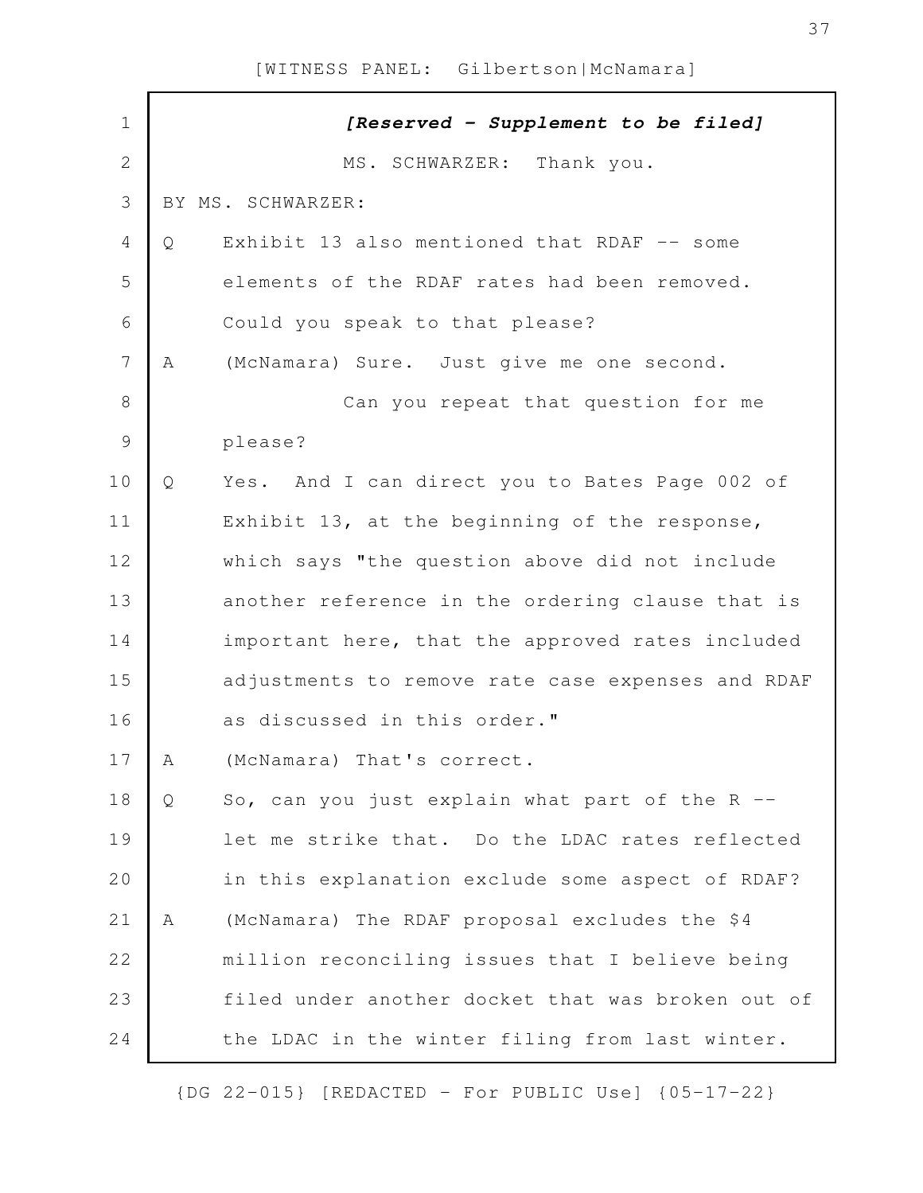***[Reserved - Supplement to be filed]***

MS. SCHWARZER: Thank you.

BY MS. SCHWARZER:

Q Exhibit 13 also mentioned that RDAF -- some elements of the RDAF rates had been removed. Could you speak to that please?

A (McNamara) Sure. Just give me one second.

Can you repeat that question for me please?

Q Yes. And I can direct you to Bates Page 002 of Exhibit 13, at the beginning of the response, which says "the question above did not include another reference in the ordering clause that is important here, that the approved rates included adjustments to remove rate case expenses and RDAF as discussed in this order."

A (McNamara) That's correct.

Q So, can you just explain what part of the R -- let me strike that. Do the LDAC rates reflected in this explanation exclude some aspect of RDAF?

A (McNamara) The RDAF proposal excludes the $4 million reconciling issues that I believe being filed under another docket that was broken out of the LDAC in the winter filing from last winter.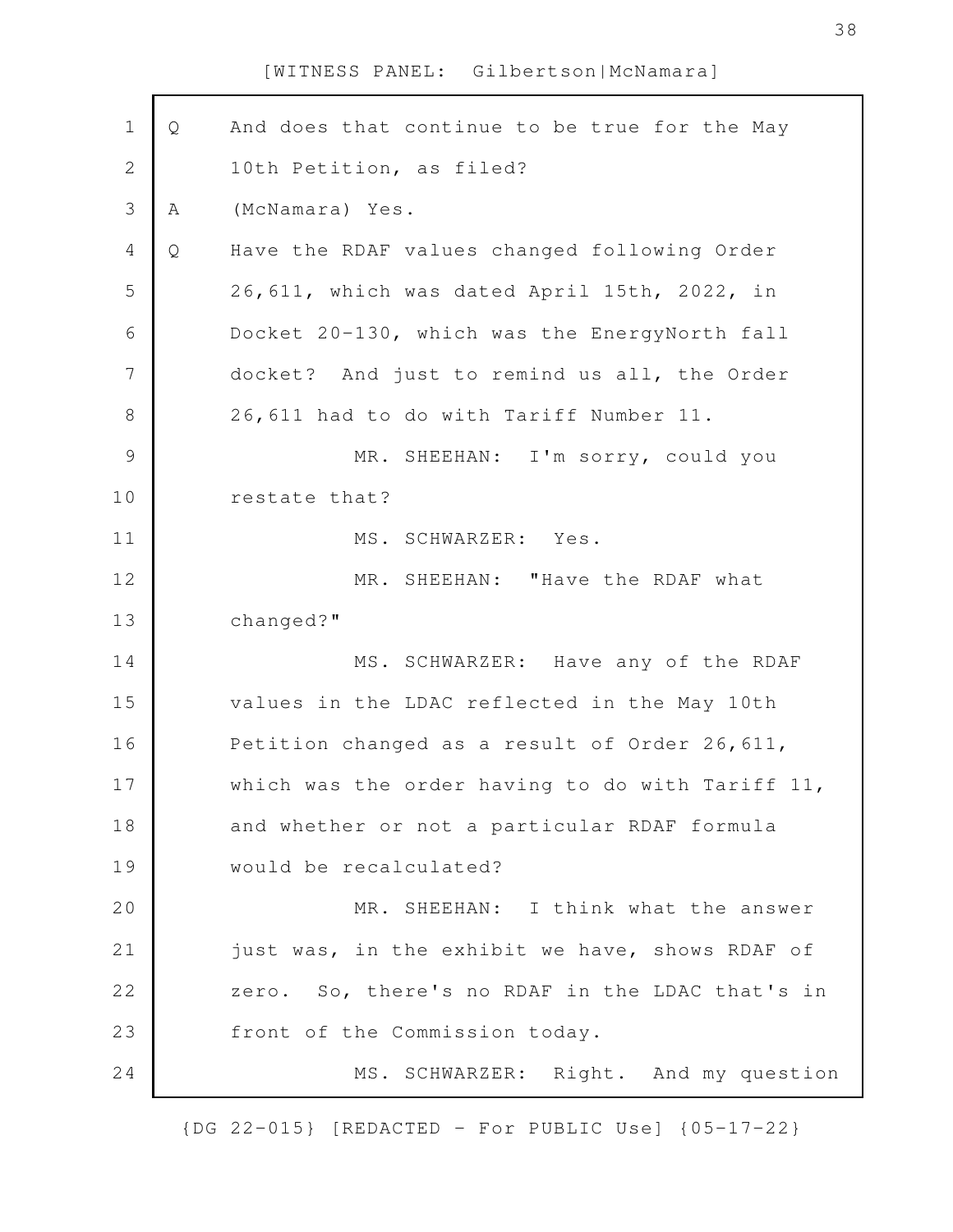Q And does that continue to be true for the May 10th Petition, as filed?

A (McNamara) Yes.

Q Have the RDAF values changed following Order 26,611, which was dated April 15th, 2022, in Docket 20-130, which was the EnergyNorth fall docket? And just to remind us all, the Order 26,611 had to do with Tariff Number 11.

MR. SHEEHAN: I'm sorry, could you restate that?

MS. SCHWARZER: Yes.

MR. SHEEHAN: "Have the RDAF what changed?"

MS. SCHWARZER: Have any of the RDAF values in the LDAC reflected in the May 10th Petition changed as a result of Order 26,611, which was the order having to do with Tariff 11, and whether or not a particular RDAF formula would be recalculated?

MR. SHEEHAN: I think what the answer just was, in the exhibit we have, shows RDAF of zero. So, there's no RDAF in the LDAC that's in front of the Commission today.

MS. SCHWARZER: Right. And my question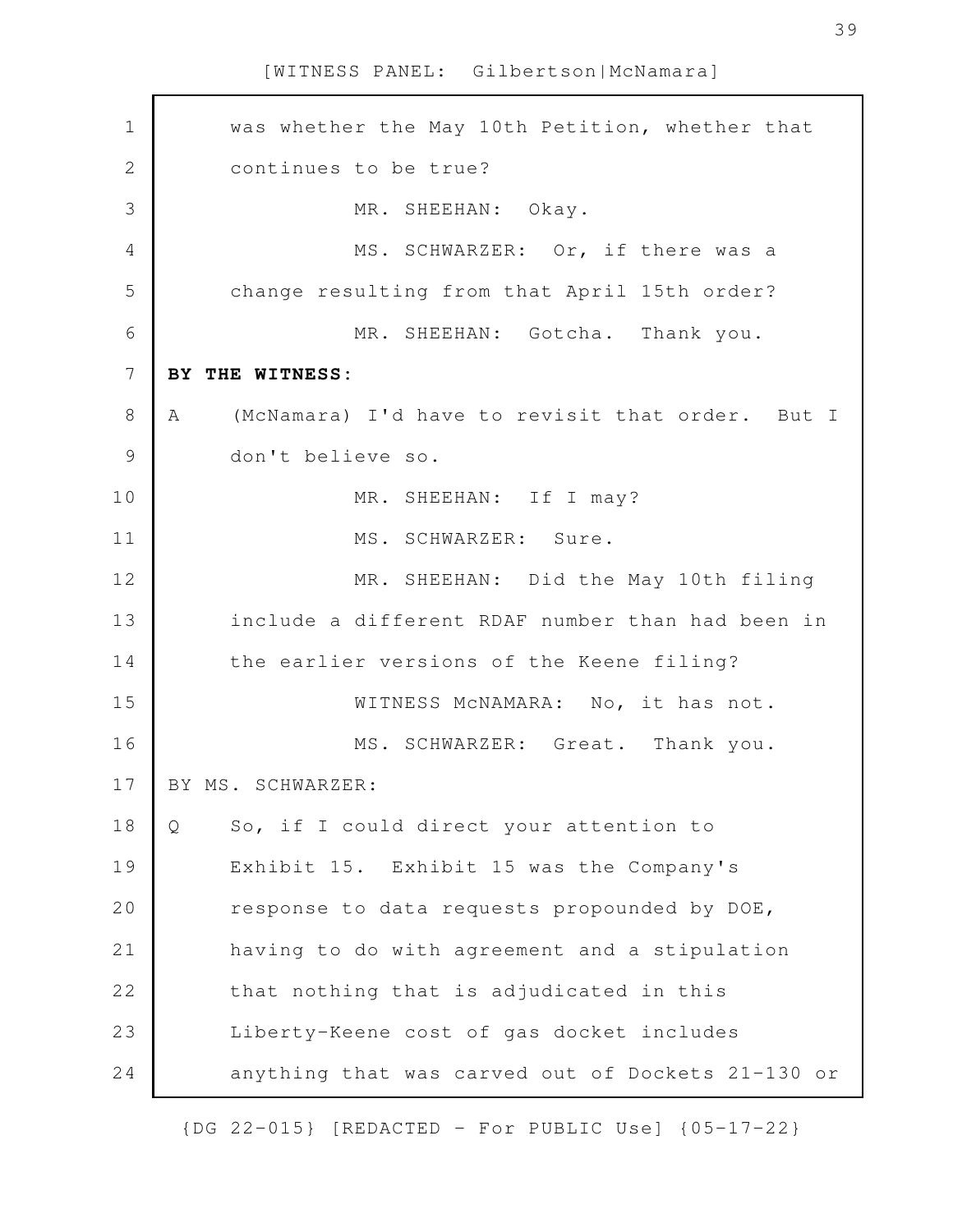was whether the May 10th Petition, whether that continues to be true?

MR. SHEEHAN: Okay.

MS. SCHWARZER: Or, if there was a change resulting from that April 15th order?

MR. SHEEHAN: Gotcha. Thank you.

**BY THE WITNESS:**

A (McNamara) I'd have to revisit that order. But I don't believe so.

MR. SHEEHAN: If I may?

MS. SCHWARZER: Sure.

MR. SHEEHAN: Did the May 10th filing include a different RDAF number than had been in the earlier versions of the Keene filing?

WITNESS McNAMARA: No, it has not.

MS. SCHWARZER: Great. Thank you.

BY MS. SCHWARZER:

Q So, if I could direct your attention to Exhibit 15. Exhibit 15 was the Company's response to data requests propounded by DOE, having to do with agreement and a stipulation that nothing that is adjudicated in this Liberty-Keene cost of gas docket includes anything that was carved out of Dockets 21-130 or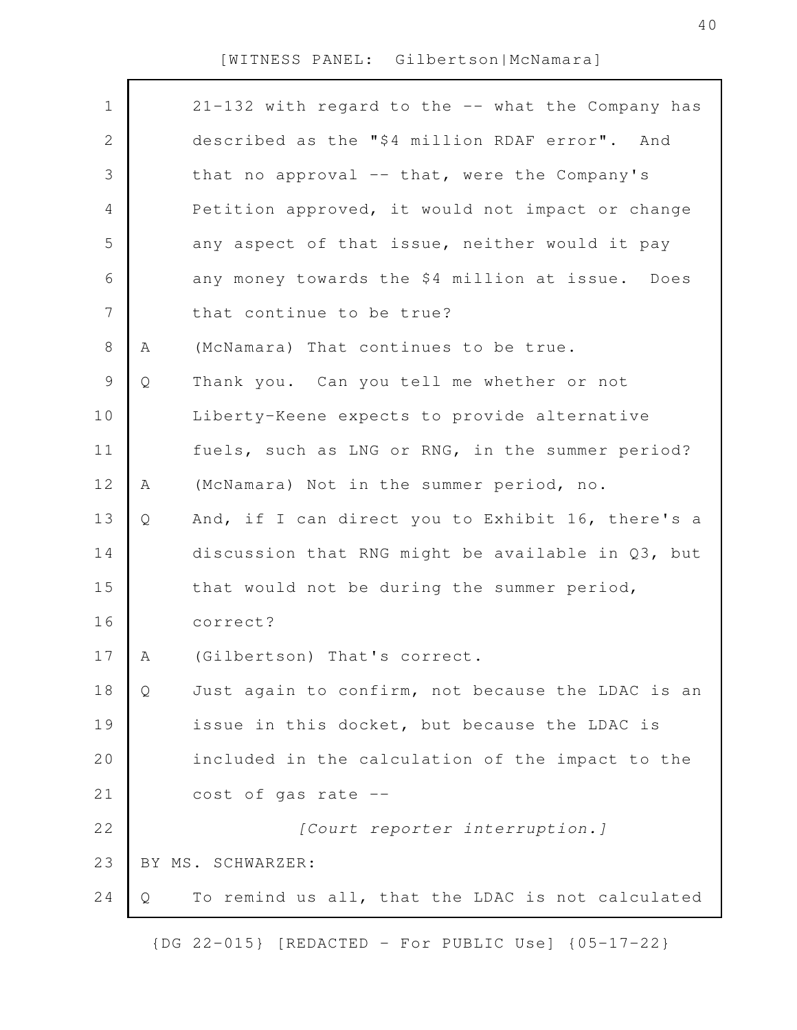21-132 with regard to the -- what the Company has described as the "$4 million RDAF error". And that no approval -- that, were the Company's Petition approved, it would not impact or change any aspect of that issue, neither would it pay any money towards the $4 million at issue. Does that continue to be true?

A (McNamara) That continues to be true.

Q Thank you. Can you tell me whether or not Liberty-Keene expects to provide alternative fuels, such as LNG or RNG, in the summer period?

A (McNamara) Not in the summer period, no.

Q And, if I can direct you to Exhibit 16, there's a discussion that RNG might be available in Q3, but that would not be during the summer period, correct?

A (Gilbertson) That's correct.

Q Just again to confirm, not because the LDAC is an issue in this docket, but because the LDAC is included in the calculation of the impact to the cost of gas rate --

*[Court reporter interruption.]*

BY MS. SCHWARZER:

Q To remind us all, that the LDAC is not calculated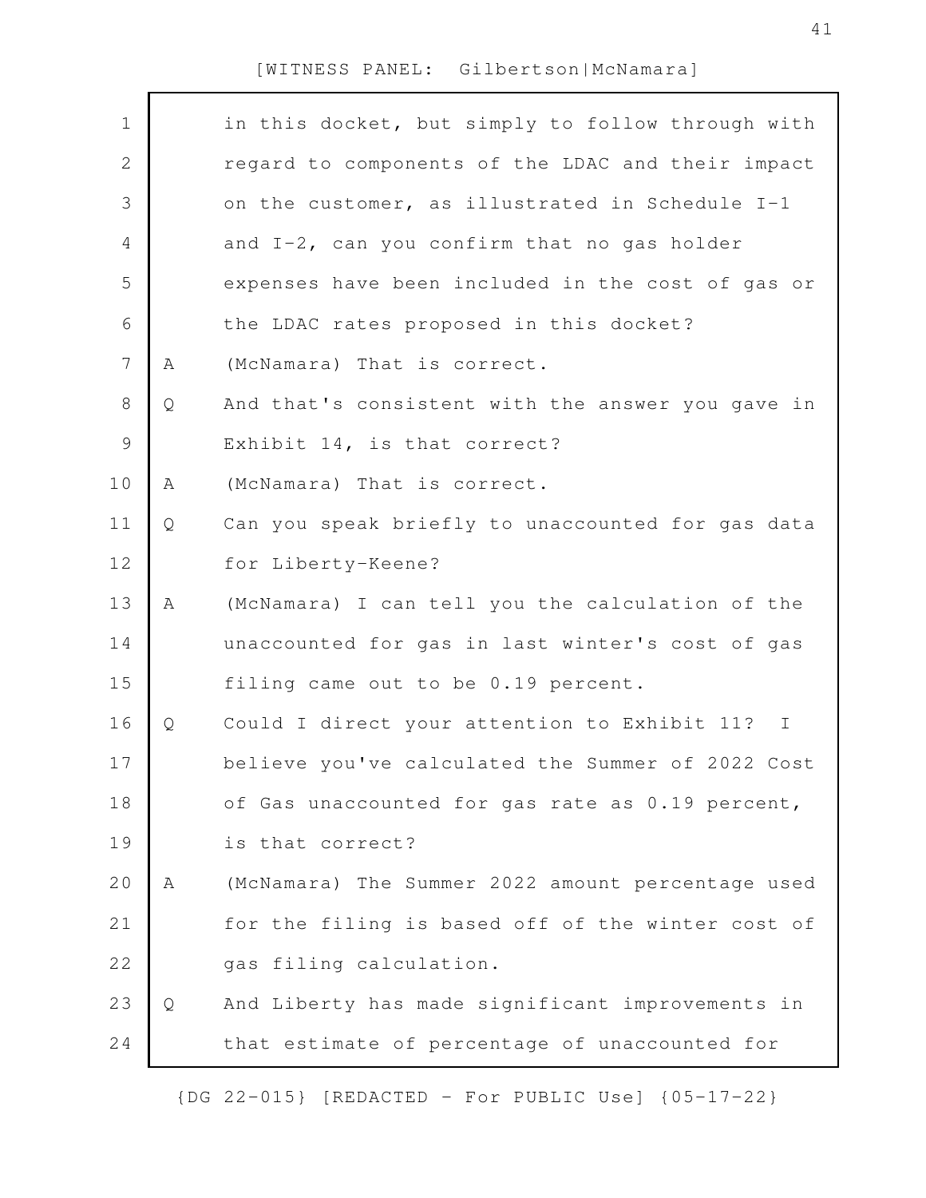in this docket, but simply to follow through with regard to components of the LDAC and their impact on the customer, as illustrated in Schedule I-1 and I-2, can you confirm that no gas holder expenses have been included in the cost of gas or the LDAC rates proposed in this docket?

A (McNamara) That is correct.

Q And that's consistent with the answer you gave in Exhibit 14, is that correct?

A (McNamara) That is correct.

Q Can you speak briefly to unaccounted for gas data for Liberty-Keene?

A (McNamara) I can tell you the calculation of the unaccounted for gas in last winter's cost of gas filing came out to be 0.19 percent.

Q Could I direct your attention to Exhibit 11? I believe you've calculated the Summer of 2022 Cost of Gas unaccounted for gas rate as 0.19 percent, is that correct?

A (McNamara) The Summer 2022 amount percentage used for the filing is based off of the winter cost of gas filing calculation.

Q And Liberty has made significant improvements in that estimate of percentage of unaccounted for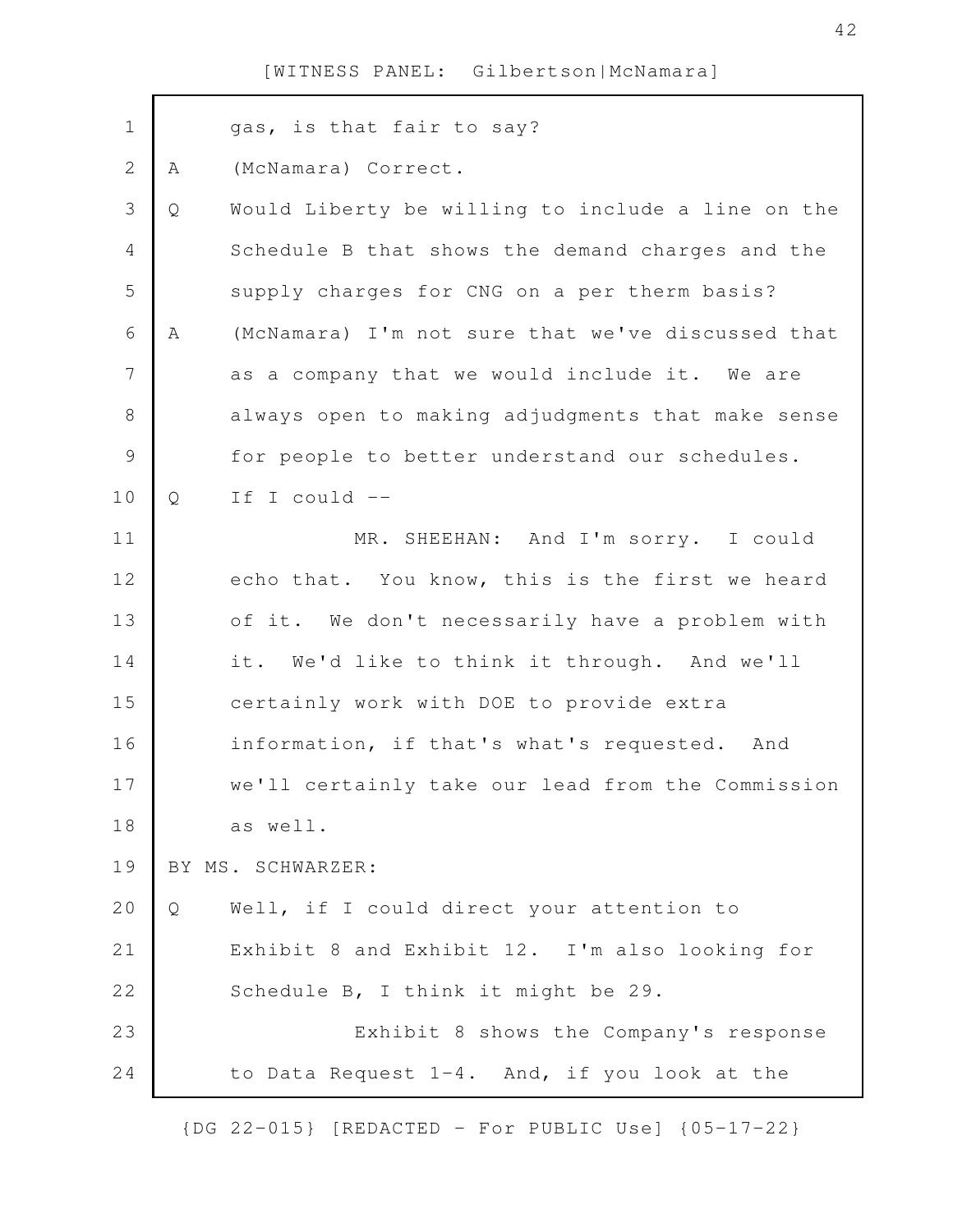gas, is that fair to say?

A (McNamara) Correct.

Q Would Liberty be willing to include a line on the Schedule B that shows the demand charges and the supply charges for CNG on a per therm basis?

A (McNamara) I'm not sure that we've discussed that as a company that we would include it. We are always open to making adjudgments that make sense for people to better understand our schedules.

Q If I could --

MR. SHEEHAN: And I'm sorry. I could echo that. You know, this is the first we heard of it. We don't necessarily have a problem with it. We'd like to think it through. And we'll certainly work with DOE to provide extra information, if that's what's requested. And we'll certainly take our lead from the Commission as well.

BY MS. SCHWARZER:

Q Well, if I could direct your attention to Exhibit 8 and Exhibit 12. I'm also looking for Schedule B, I think it might be 29.

Exhibit 8 shows the Company's response to Data Request 1-4. And, if you look at the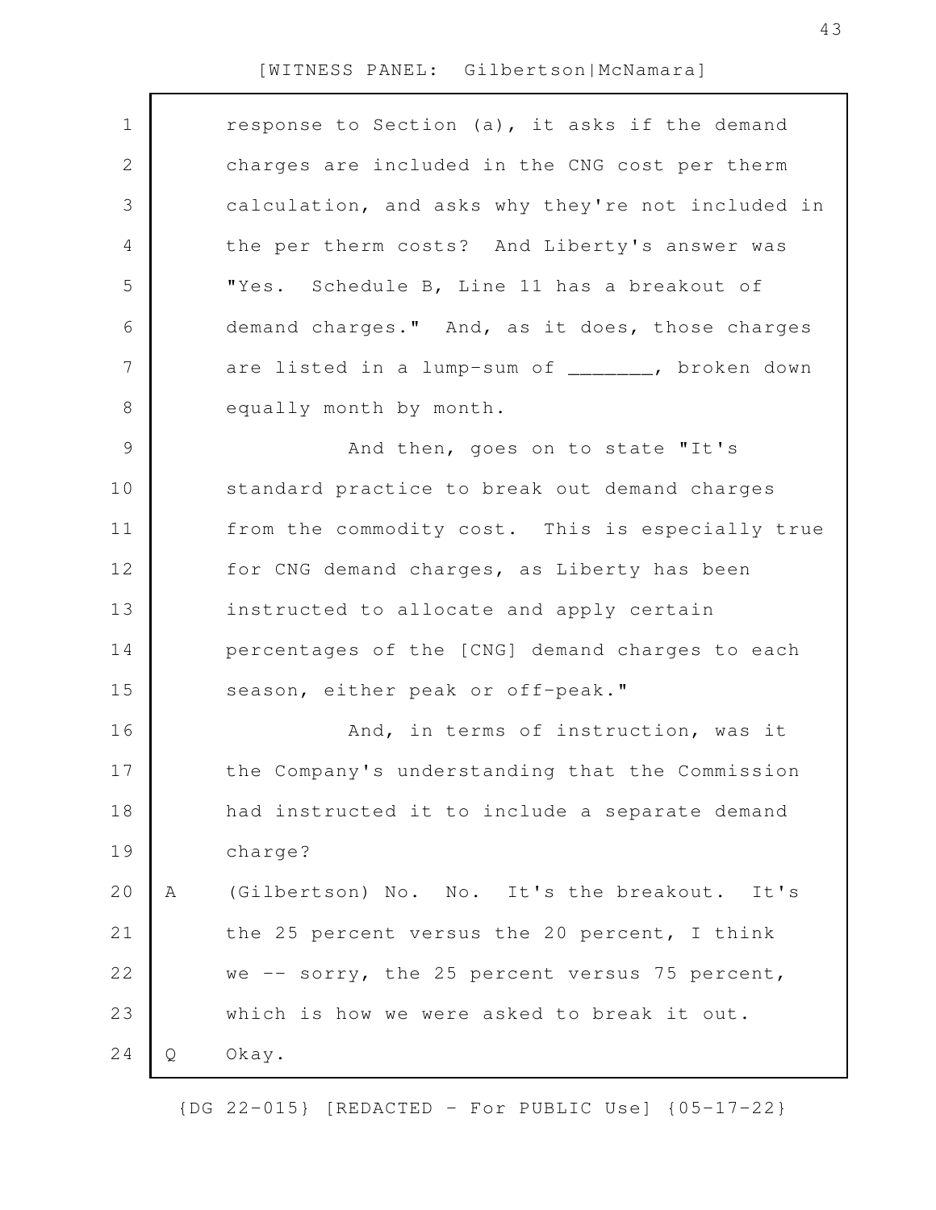[WITNESS PANEL: Gilbertson|McNamara]

response to Section (a), it asks if the demand charges are included in the CNG cost per therm calculation, and asks why they're not included in the per therm costs? And Liberty's answer was "Yes. Schedule B, Line 11 has a breakout of demand charges." And, as it does, those charges are listed in a lump-sum of _______, broken down equally month by month.

And then, goes on to state "It's standard practice to break out demand charges from the commodity cost. This is especially true for CNG demand charges, as Liberty has been instructed to allocate and apply certain percentages of the [CNG] demand charges to each season, either peak or off-peak."

And, in terms of instruction, was it the Company's understanding that the Commission had instructed it to include a separate demand charge?

A (Gilbertson) No. No. It's the breakout. It's the 25 percent versus the 20 percent, I think we -- sorry, the 25 percent versus 75 percent, which is how we were asked to break it out.

Q Okay.

{DG 22-015} [REDACTED - For PUBLIC Use] {05-17-22}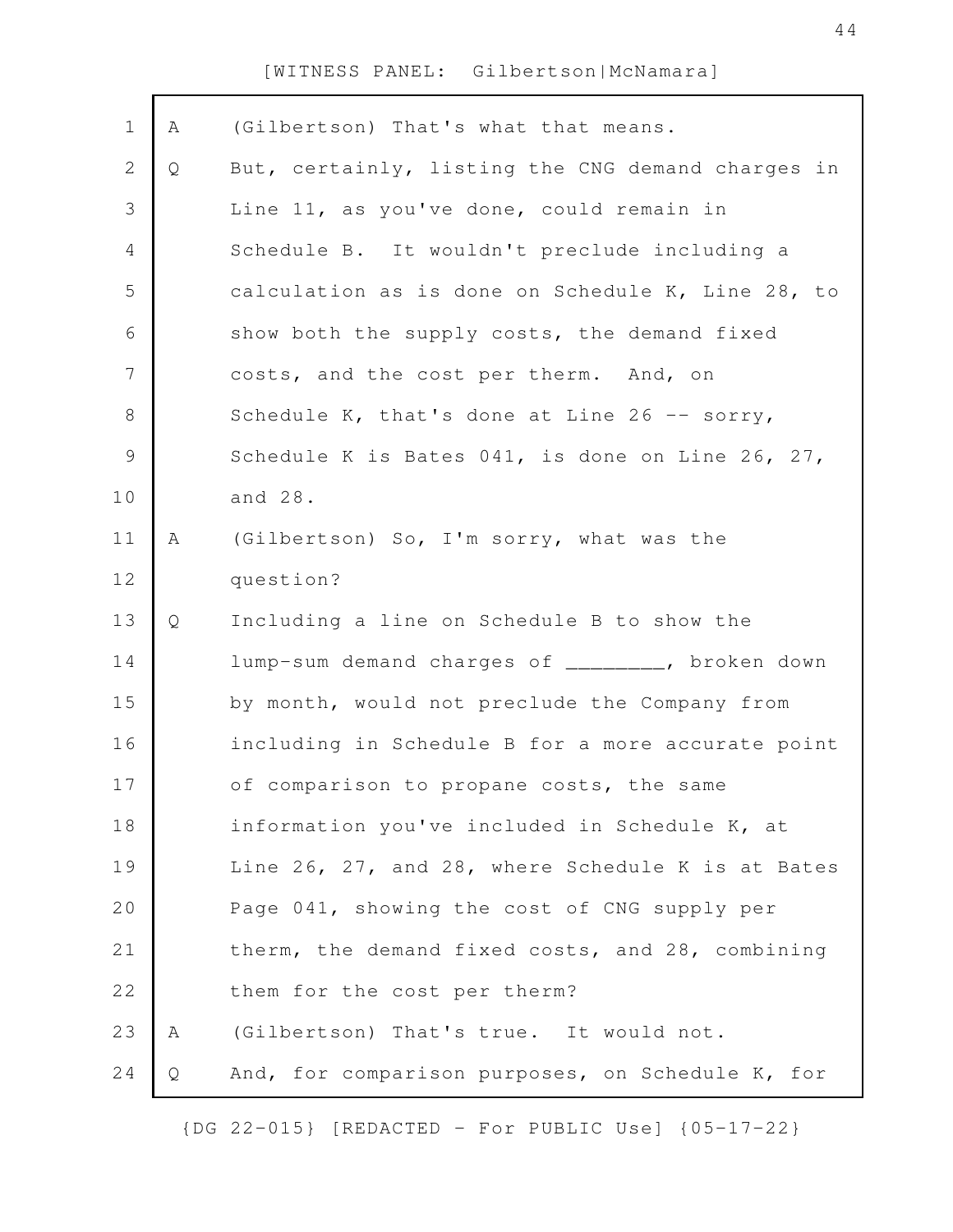A (Gilbertson) That's what that means.

Q But, certainly, listing the CNG demand charges in Line 11, as you've done, could remain in Schedule B. It wouldn't preclude including a calculation as is done on Schedule K, Line 28, to show both the supply costs, the demand fixed costs, and the cost per therm. And, on Schedule K, that's done at Line 26 -- sorry, Schedule K is Bates 041, is done on Line 26, 27, and 28.

A (Gilbertson) So, I'm sorry, what was the question?

Q Including a line on Schedule B to show the lump-sum demand charges of ________, broken down by month, would not preclude the Company from including in Schedule B for a more accurate point of comparison to propane costs, the same information you've included in Schedule K, at Line 26, 27, and 28, where Schedule K is at Bates Page 041, showing the cost of CNG supply per therm, the demand fixed costs, and 28, combining them for the cost per therm?

A (Gilbertson) That's true. It would not.

Q And, for comparison purposes, on Schedule K, for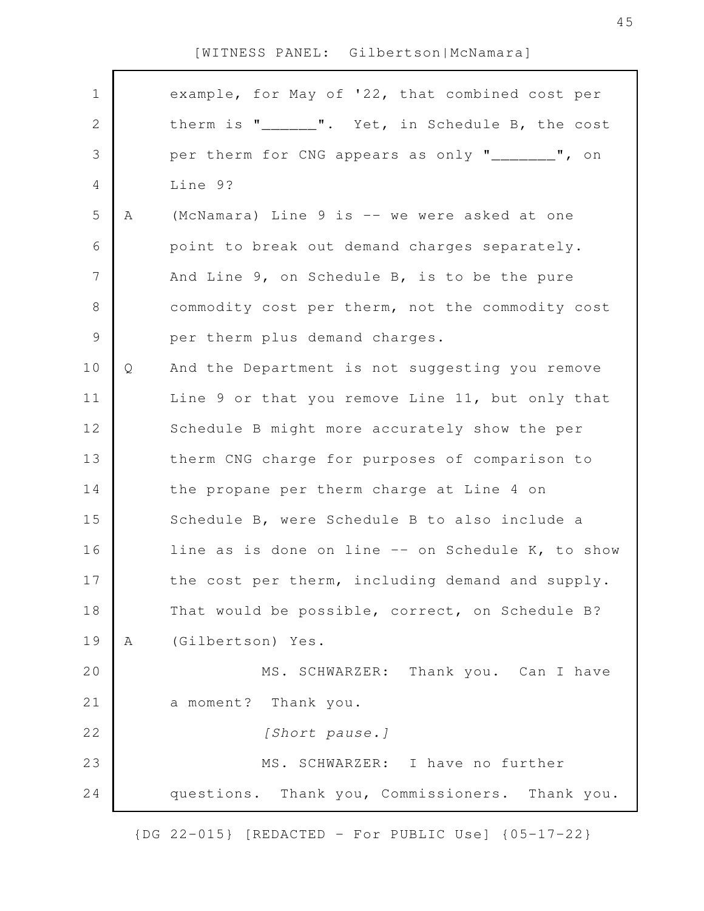example, for May of '22, that combined cost per therm is "______". Yet, in Schedule B, the cost per therm for CNG appears as only "_______", on Line 9?

A (McNamara) Line 9 is -- we were asked at one point to break out demand charges separately. And Line 9, on Schedule B, is to be the pure commodity cost per therm, not the commodity cost per therm plus demand charges.

Q And the Department is not suggesting you remove Line 9 or that you remove Line 11, but only that Schedule B might more accurately show the per therm CNG charge for purposes of comparison to the propane per therm charge at Line 4 on Schedule B, were Schedule B to also include a line as is done on line -- on Schedule K, to show the cost per therm, including demand and supply. That would be possible, correct, on Schedule B?

A (Gilbertson) Yes.

MS. SCHWARZER: Thank you. Can I have a moment? Thank you.

*[Short pause.]*

MS. SCHWARZER: I have no further questions. Thank you, Commissioners. Thank you.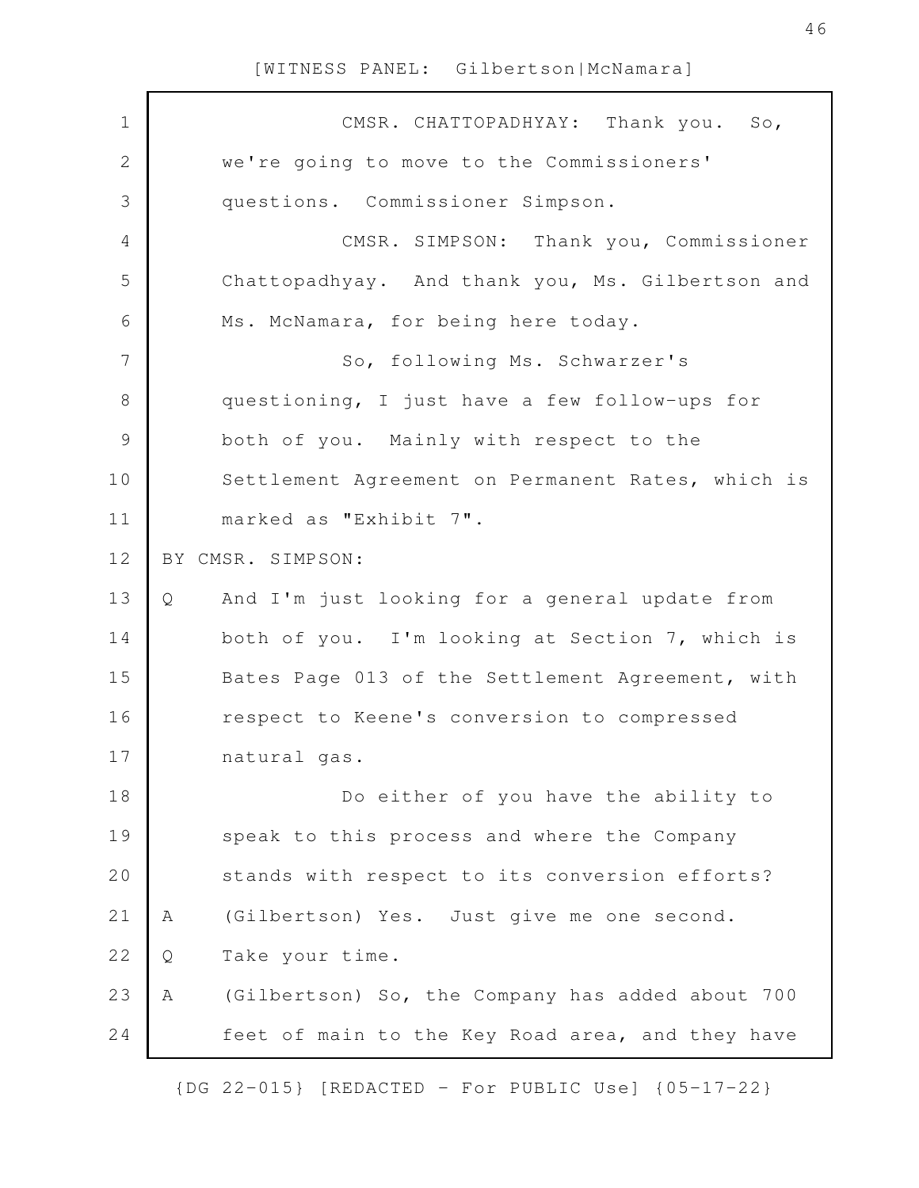CMSR. CHATTOPADHYAY: Thank you. So, we're going to move to the Commissioners' questions. Commissioner Simpson.

CMSR. SIMPSON: Thank you, Commissioner Chattopadhyay. And thank you, Ms. Gilbertson and Ms. McNamara, for being here today.

So, following Ms. Schwarzer's questioning, I just have a few follow-ups for both of you. Mainly with respect to the Settlement Agreement on Permanent Rates, which is marked as "Exhibit 7".

BY CMSR. SIMPSON:

Q And I'm just looking for a general update from both of you. I'm looking at Section 7, which is Bates Page 013 of the Settlement Agreement, with respect to Keene's conversion to compressed natural gas.

Do either of you have the ability to speak to this process and where the Company stands with respect to its conversion efforts?

A (Gilbertson) Yes. Just give me one second.

Q Take your time.

A (Gilbertson) So, the Company has added about 700 feet of main to the Key Road area, and they have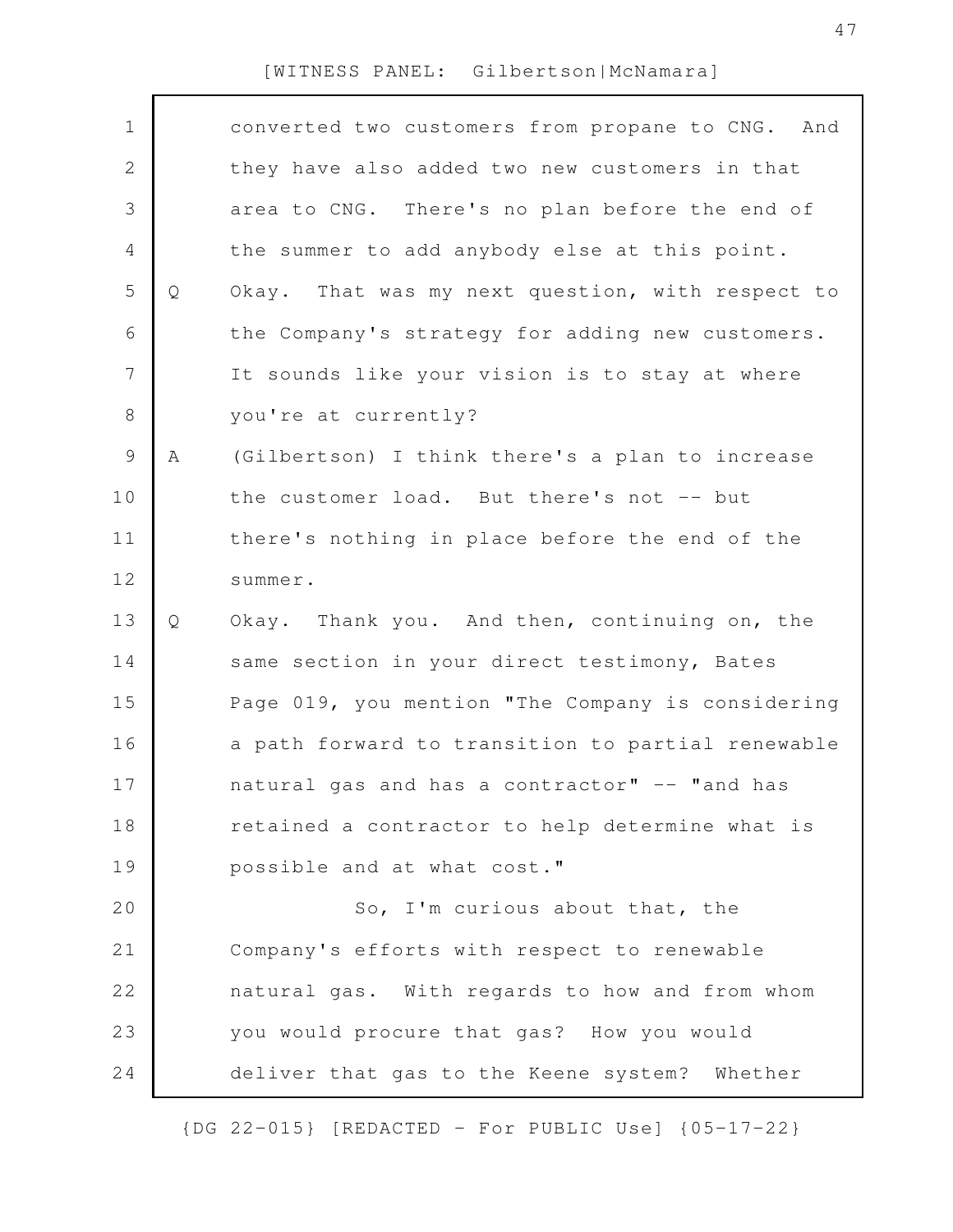converted two customers from propane to CNG. And they have also added two new customers in that area to CNG. There's no plan before the end of the summer to add anybody else at this point.

Q Okay. That was my next question, with respect to the Company's strategy for adding new customers. It sounds like your vision is to stay at where you're at currently?

A (Gilbertson) I think there's a plan to increase the customer load. But there's not -- but there's nothing in place before the end of the summer.

Q Okay. Thank you. And then, continuing on, the same section in your direct testimony, Bates Page 019, you mention "The Company is considering a path forward to transition to partial renewable natural gas and has a contractor" -- "and has retained a contractor to help determine what is possible and at what cost."

So, I'm curious about that, the Company's efforts with respect to renewable natural gas. With regards to how and from whom you would procure that gas? How you would deliver that gas to the Keene system? Whether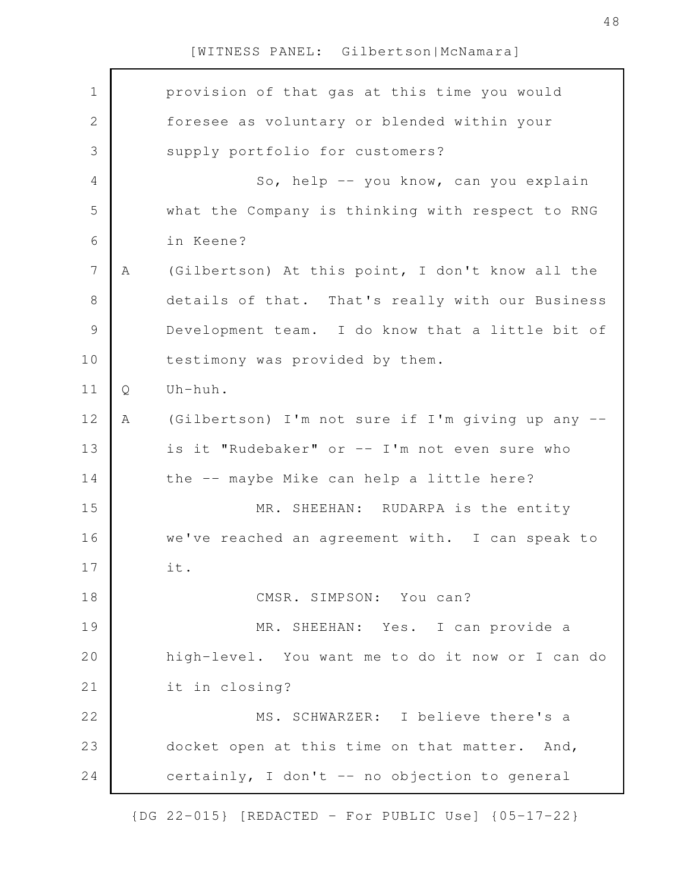provision of that gas at this time you would foresee as voluntary or blended within your supply portfolio for customers?

So, help -- you know, can you explain what the Company is thinking with respect to RNG in Keene?

A (Gilbertson) At this point, I don't know all the details of that. That's really with our Business Development team. I do know that a little bit of testimony was provided by them.

Q Uh-huh.

A (Gilbertson) I'm not sure if I'm giving up any -- is it "Rudebaker" or -- I'm not even sure who the -- maybe Mike can help a little here?

MR. SHEEHAN: RUDARPA is the entity we've reached an agreement with. I can speak to it.

CMSR. SIMPSON: You can?

MR. SHEEHAN: Yes. I can provide a high-level. You want me to do it now or I can do it in closing?

MS. SCHWARZER: I believe there's a docket open at this time on that matter. And, certainly, I don't -- no objection to general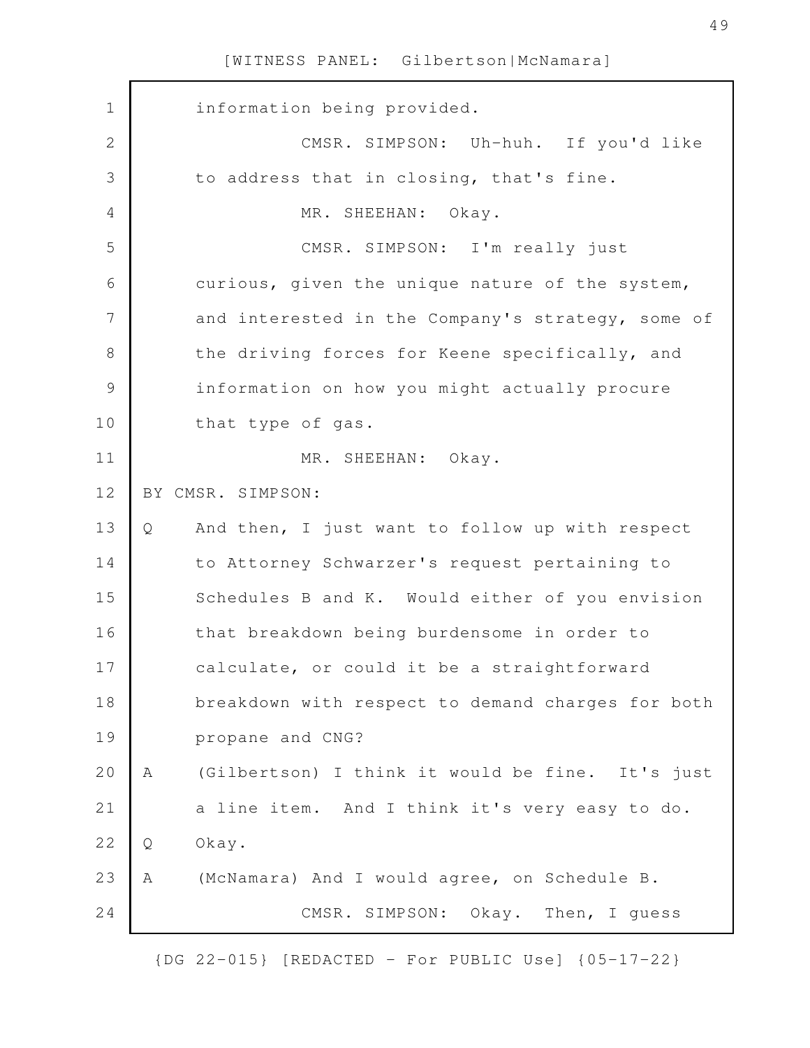information being provided.

CMSR. SIMPSON: Uh-huh. If you'd like to address that in closing, that's fine.

MR. SHEEHAN: Okay.

CMSR. SIMPSON: I'm really just curious, given the unique nature of the system, and interested in the Company's strategy, some of the driving forces for Keene specifically, and information on how you might actually procure that type of gas.

MR. SHEEHAN: Okay.

BY CMSR. SIMPSON:

Q And then, I just want to follow up with respect to Attorney Schwarzer's request pertaining to Schedules B and K. Would either of you envision that breakdown being burdensome in order to calculate, or could it be a straightforward breakdown with respect to demand charges for both propane and CNG?

A (Gilbertson) I think it would be fine. It's just a line item. And I think it's very easy to do.

Q Okay.

A (McNamara) And I would agree, on Schedule B.

CMSR. SIMPSON: Okay. Then, I guess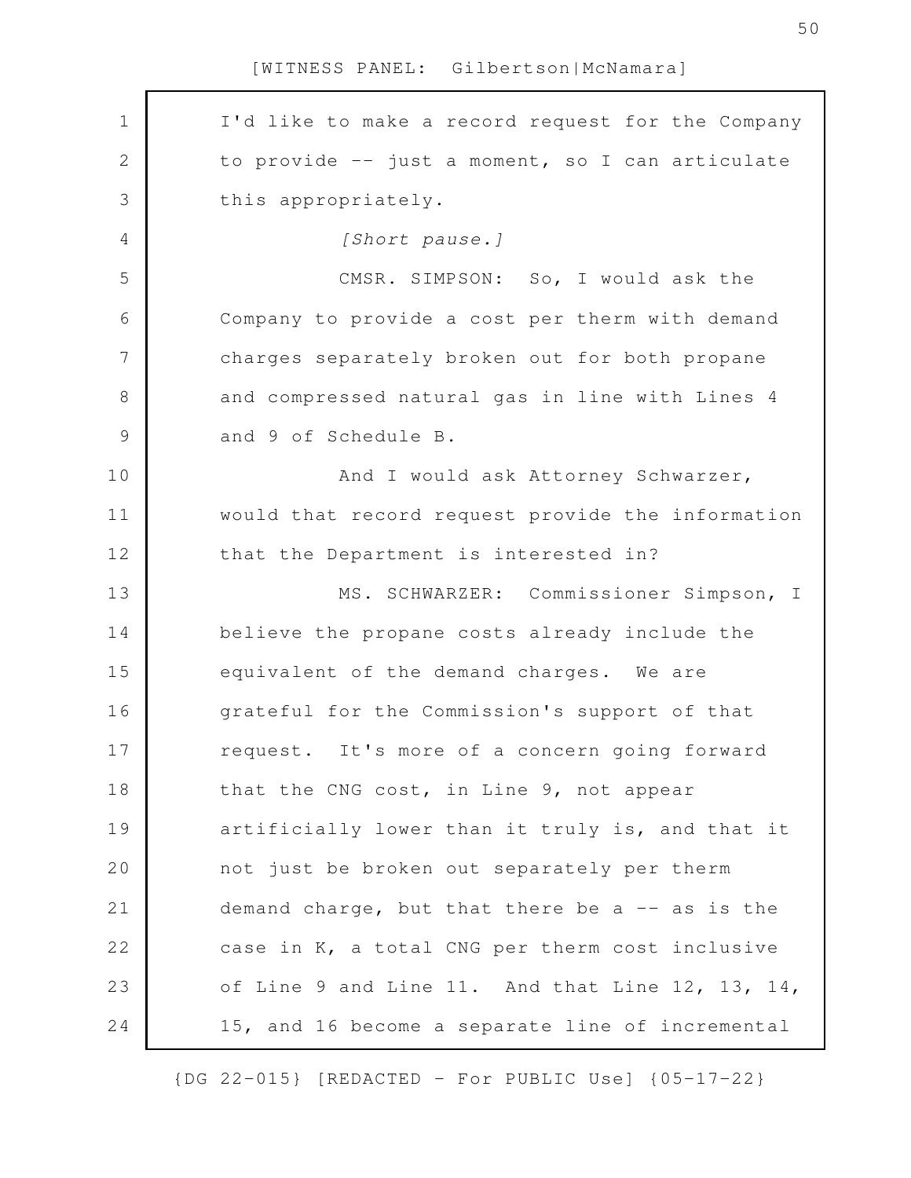I'd like to make a record request for the Company to provide -- just a moment, so I can articulate this appropriately.

*[Short pause.]*

CMSR. SIMPSON: So, I would ask the Company to provide a cost per therm with demand charges separately broken out for both propane and compressed natural gas in line with Lines 4 and 9 of Schedule B.

And I would ask Attorney Schwarzer, would that record request provide the information that the Department is interested in?

MS. SCHWARZER: Commissioner Simpson, I believe the propane costs already include the equivalent of the demand charges. We are grateful for the Commission's support of that request. It's more of a concern going forward that the CNG cost, in Line 9, not appear artificially lower than it truly is, and that it not just be broken out separately per therm demand charge, but that there be a -- as is the case in K, a total CNG per therm cost inclusive of Line 9 and Line 11. And that Line 12, 13, 14, 15, and 16 become a separate line of incremental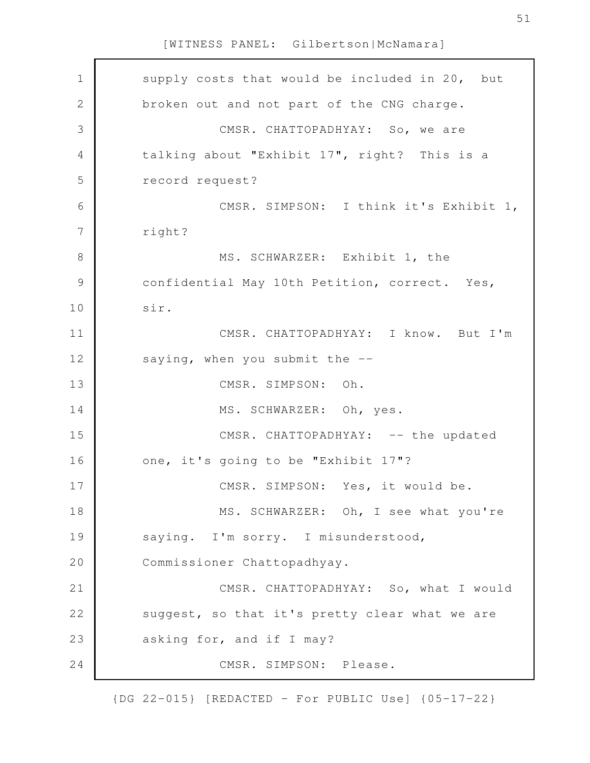supply costs that would be included in 20, but broken out and not part of the CNG charge.

CMSR. CHATTOPADHYAY: So, we are talking about "Exhibit 17", right? This is a record request?

CMSR. SIMPSON: I think it's Exhibit 1, right?

MS. SCHWARZER: Exhibit 1, the confidential May 10th Petition, correct. Yes, sir.

CMSR. CHATTOPADHYAY: I know. But I'm saying, when you submit the --

CMSR. SIMPSON: Oh.

MS. SCHWARZER: Oh, yes.

CMSR. CHATTOPADHYAY: -- the updated one, it's going to be "Exhibit 17"?

CMSR. SIMPSON: Yes, it would be.

MS. SCHWARZER: Oh, I see what you're saying. I'm sorry. I misunderstood, Commissioner Chattopadhyay.

CMSR. CHATTOPADHYAY: So, what I would suggest, so that it's pretty clear what we are asking for, and if I may?

CMSR. SIMPSON: Please.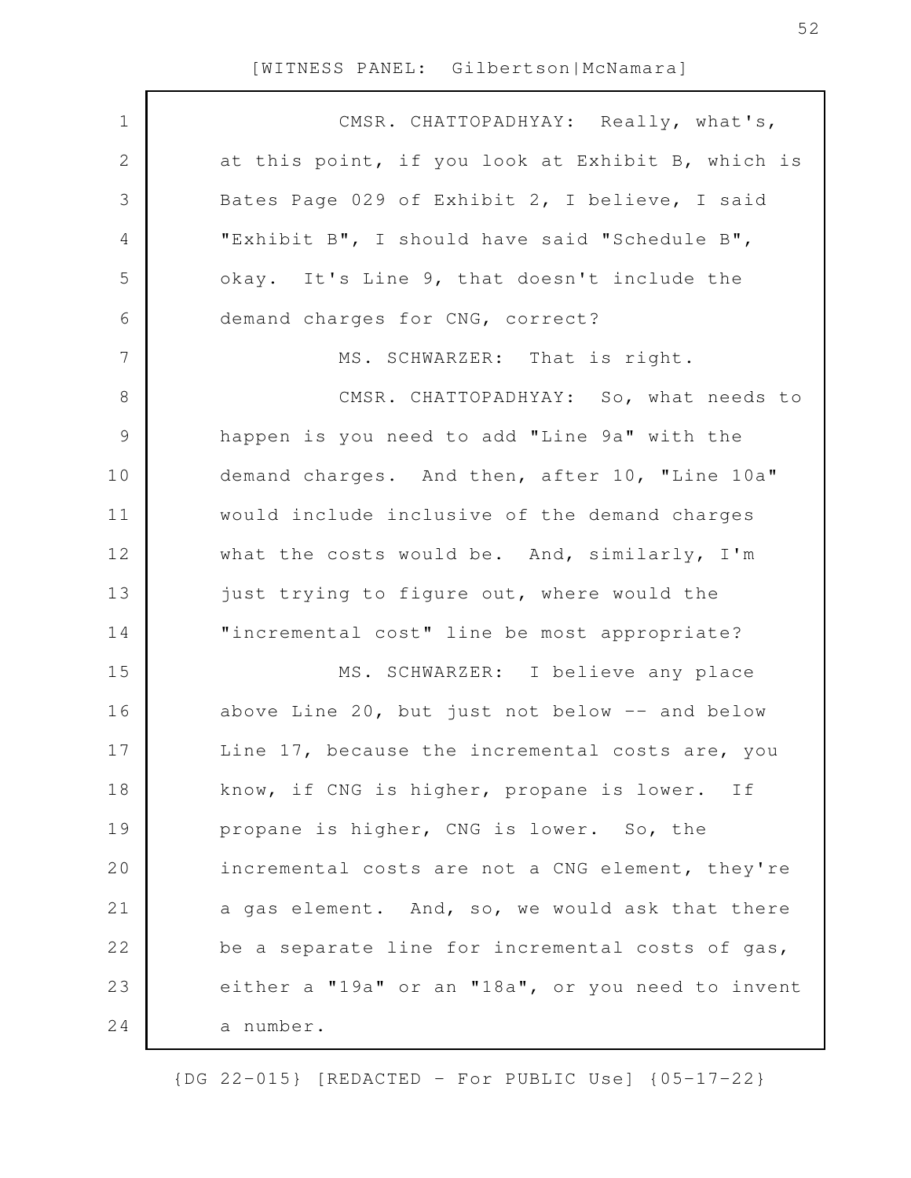CMSR. CHATTOPADHYAY: Really, what's, at this point, if you look at Exhibit B, which is Bates Page 029 of Exhibit 2, I believe, I said "Exhibit B", I should have said "Schedule B", okay. It's Line 9, that doesn't include the demand charges for CNG, correct?

MS. SCHWARZER: That is right.

CMSR. CHATTOPADHYAY: So, what needs to happen is you need to add "Line 9a" with the demand charges. And then, after 10, "Line 10a" would include inclusive of the demand charges what the costs would be. And, similarly, I'm just trying to figure out, where would the "incremental cost" line be most appropriate?

MS. SCHWARZER: I believe any place above Line 20, but just not below -- and below Line 17, because the incremental costs are, you know, if CNG is higher, propane is lower. If propane is higher, CNG is lower. So, the incremental costs are not a CNG element, they're a gas element. And, so, we would ask that there be a separate line for incremental costs of gas, either a "19a" or an "18a", or you need to invent a number.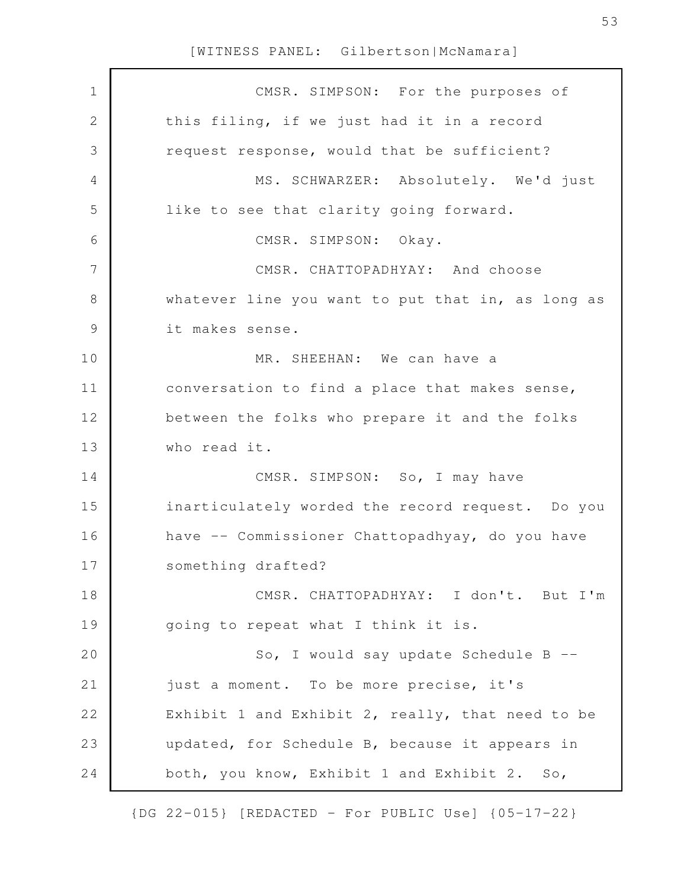CMSR. SIMPSON: For the purposes of this filing, if we just had it in a record request response, would that be sufficient?

MS. SCHWARZER: Absolutely. We'd just like to see that clarity going forward.

CMSR. SIMPSON: Okay.

CMSR. CHATTOPADHYAY: And choose whatever line you want to put that in, as long as it makes sense.

MR. SHEEHAN: We can have a conversation to find a place that makes sense, between the folks who prepare it and the folks who read it.

CMSR. SIMPSON: So, I may have inarticulately worded the record request. Do you have -- Commissioner Chattopadhyay, do you have something drafted?

CMSR. CHATTOPADHYAY: I don't. But I'm going to repeat what I think it is.

So, I would say update Schedule B -- just a moment. To be more precise, it's Exhibit 1 and Exhibit 2, really, that need to be updated, for Schedule B, because it appears in both, you know, Exhibit 1 and Exhibit 2. So,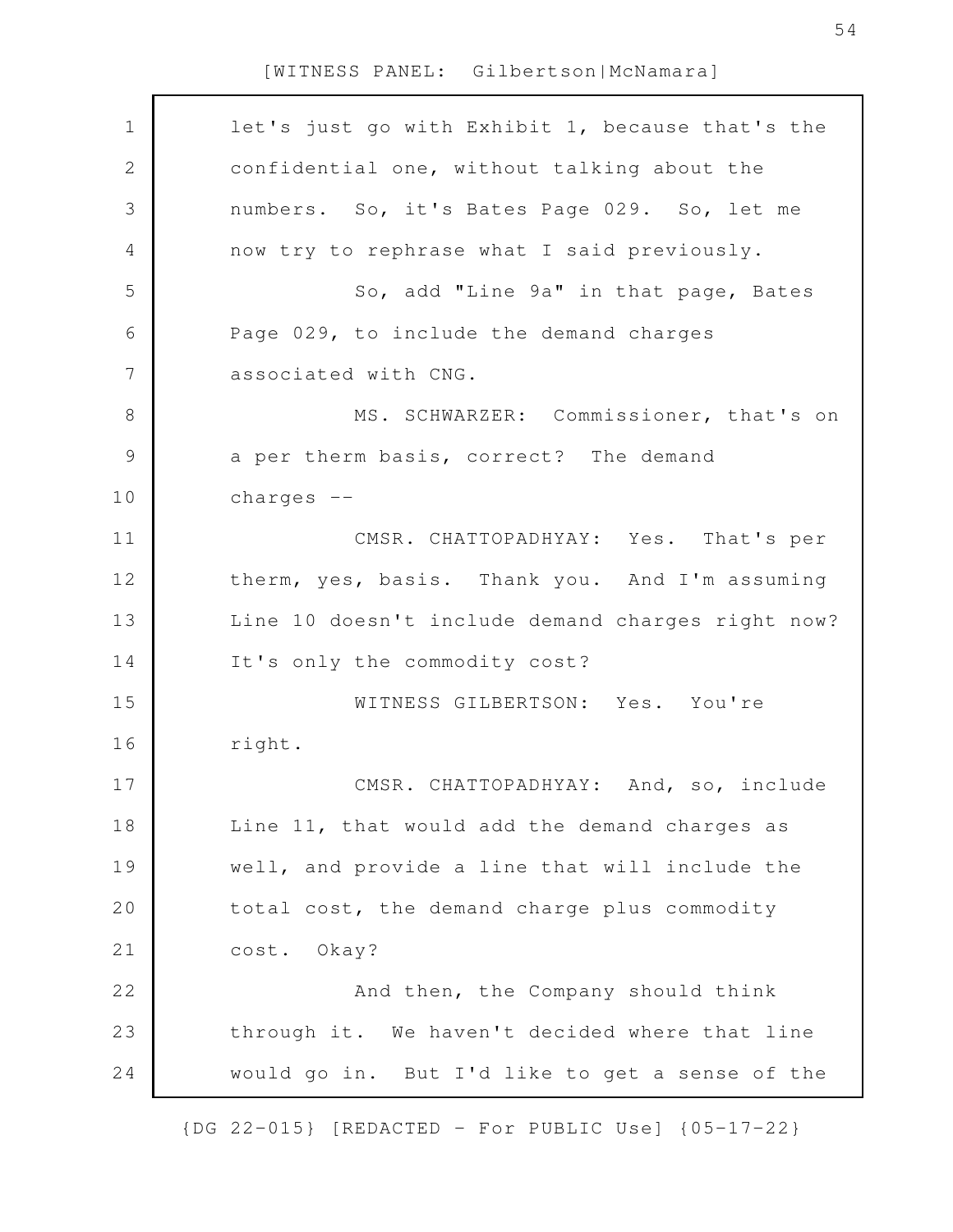let's just go with Exhibit 1, because that's the confidential one, without talking about the numbers. So, it's Bates Page 029. So, let me now try to rephrase what I said previously.

So, add "Line 9a" in that page, Bates Page 029, to include the demand charges associated with CNG.

MS. SCHWARZER: Commissioner, that's on a per therm basis, correct? The demand charges --

CMSR. CHATTOPADHYAY: Yes. That's per therm, yes, basis. Thank you. And I'm assuming Line 10 doesn't include demand charges right now? It's only the commodity cost?

WITNESS GILBERTSON: Yes. You're right.

CMSR. CHATTOPADHYAY: And, so, include Line 11, that would add the demand charges as well, and provide a line that will include the total cost, the demand charge plus commodity cost. Okay?

And then, the Company should think through it. We haven't decided where that line would go in. But I'd like to get a sense of the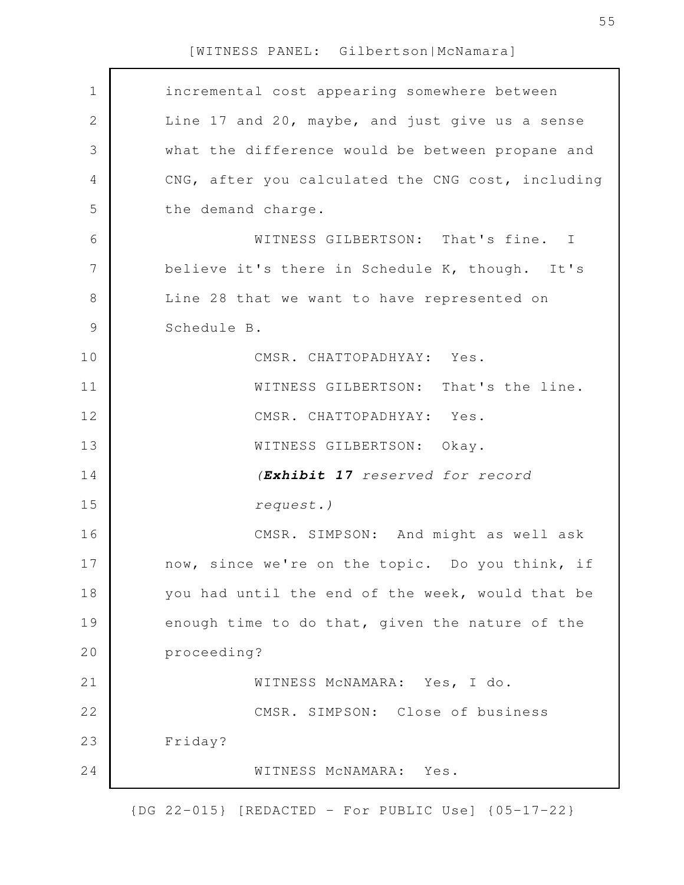incremental cost appearing somewhere between Line 17 and 20, maybe, and just give us a sense what the difference would be between propane and CNG, after you calculated the CNG cost, including the demand charge.

WITNESS GILBERTSON: That's fine. I believe it's there in Schedule K, though. It's Line 28 that we want to have represented on Schedule B.

CMSR. CHATTOPADHYAY: Yes.

WITNESS GILBERTSON: That's the line.

CMSR. CHATTOPADHYAY: Yes.

WITNESS GILBERTSON: Okay.

*(**Exhibit 17** reserved for record request.)*

CMSR. SIMPSON: And might as well ask now, since we're on the topic. Do you think, if you had until the end of the week, would that be enough time to do that, given the nature of the proceeding?

WITNESS McNAMARA: Yes, I do.

CMSR. SIMPSON: Close of business Friday?

WITNESS McNAMARA: Yes.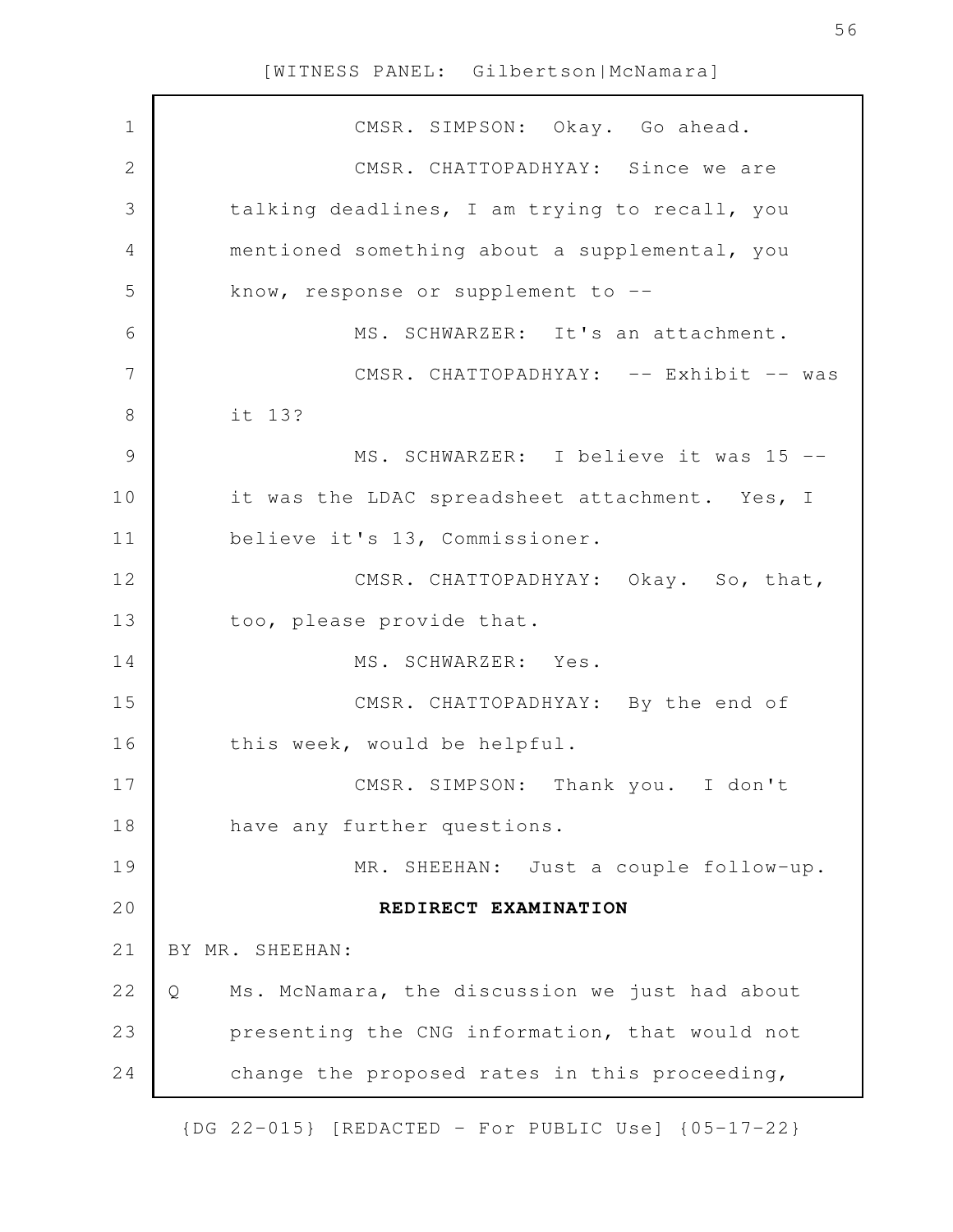CMSR. SIMPSON: Okay. Go ahead.

CMSR. CHATTOPADHYAY: Since we are talking deadlines, I am trying to recall, you mentioned something about a supplemental, you know, response or supplement to --

MS. SCHWARZER: It's an attachment.

CMSR. CHATTOPADHYAY: -- Exhibit -- was it 13?

MS. SCHWARZER: I believe it was 15 -- it was the LDAC spreadsheet attachment. Yes, I believe it's 13, Commissioner.

CMSR. CHATTOPADHYAY: Okay. So, that, too, please provide that.

MS. SCHWARZER: Yes.

CMSR. CHATTOPADHYAY: By the end of this week, would be helpful.

CMSR. SIMPSON: Thank you. I don't have any further questions.

MR. SHEEHAN: Just a couple follow-up.

**REDIRECT EXAMINATION**

BY MR. SHEEHAN:

Q Ms. McNamara, the discussion we just had about presenting the CNG information, that would not change the proposed rates in this proceeding,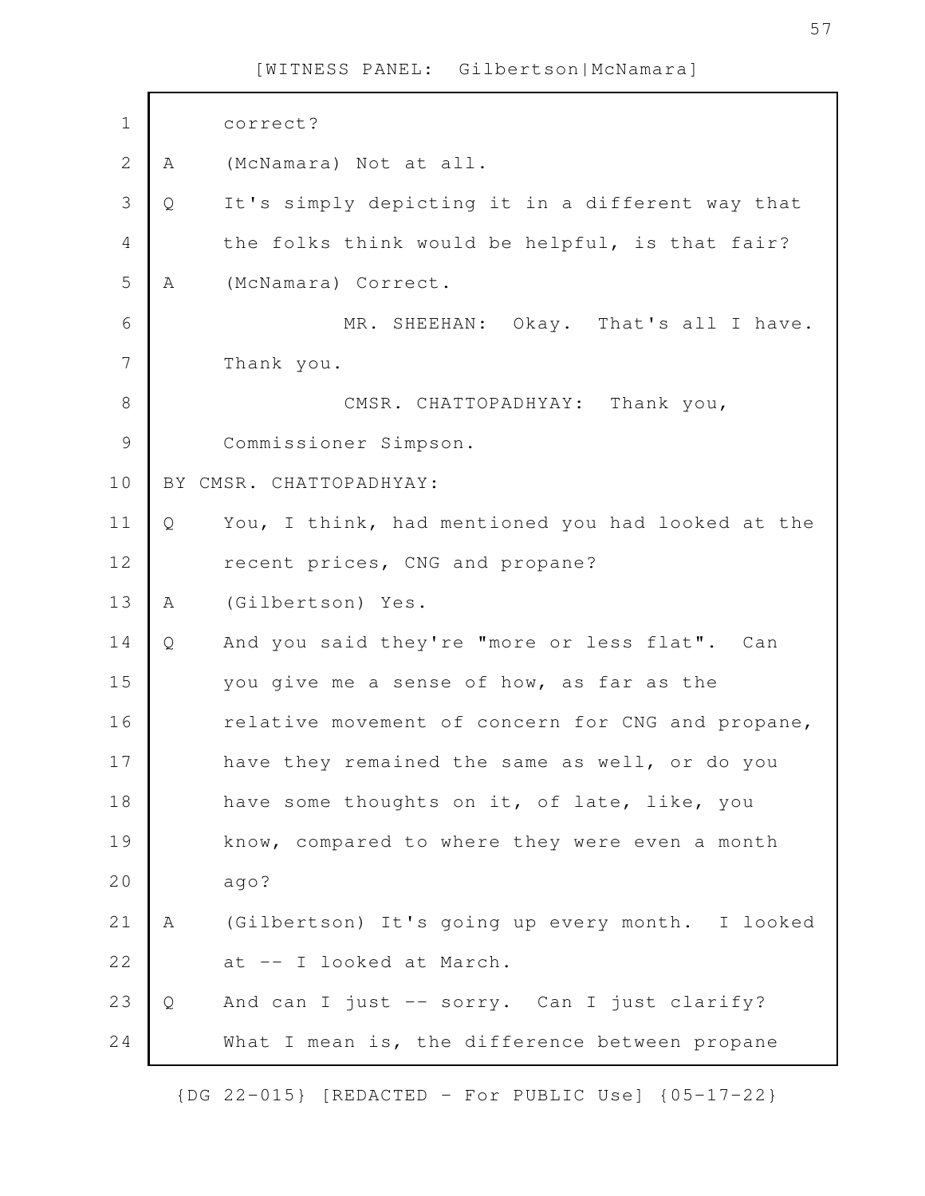correct?

A (McNamara) Not at all.

Q It's simply depicting it in a different way that the folks think would be helpful, is that fair?

A (McNamara) Correct.

MR. SHEEHAN: Okay. That's all I have. Thank you.

CMSR. CHATTOPADHYAY: Thank you, Commissioner Simpson.

BY CMSR. CHATTOPADHYAY:

Q You, I think, had mentioned you had looked at the recent prices, CNG and propane?

A (Gilbertson) Yes.

Q And you said they're "more or less flat". Can you give me a sense of how, as far as the relative movement of concern for CNG and propane, have they remained the same as well, or do you have some thoughts on it, of late, like, you know, compared to where they were even a month ago?

A (Gilbertson) It's going up every month. I looked at -- I looked at March.

Q And can I just -- sorry. Can I just clarify? What I mean is, the difference between propane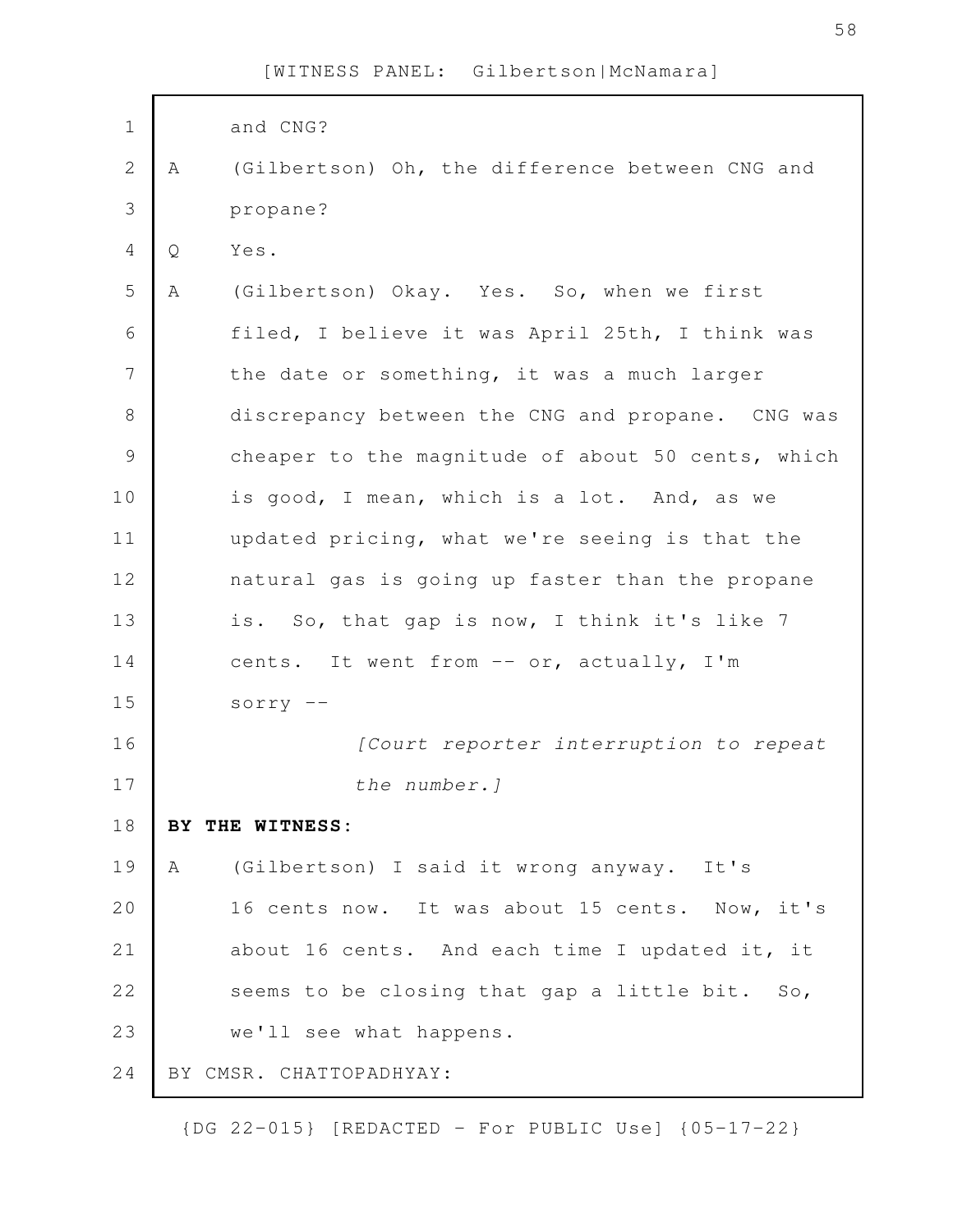and CNG?

A (Gilbertson) Oh, the difference between CNG and propane?

Q Yes.

A (Gilbertson) Okay. Yes. So, when we first filed, I believe it was April 25th, I think was the date or something, it was a much larger discrepancy between the CNG and propane. CNG was cheaper to the magnitude of about 50 cents, which is good, I mean, which is a lot. And, as we updated pricing, what we're seeing is that the natural gas is going up faster than the propane is. So, that gap is now, I think it's like 7 cents. It went from -- or, actually, I'm sorry --

*[Court reporter interruption to repeat the number.]*

**BY THE WITNESS:**

A (Gilbertson) I said it wrong anyway. It's 16 cents now. It was about 15 cents. Now, it's about 16 cents. And each time I updated it, it seems to be closing that gap a little bit. So, we'll see what happens.

BY CMSR. CHATTOPADHYAY: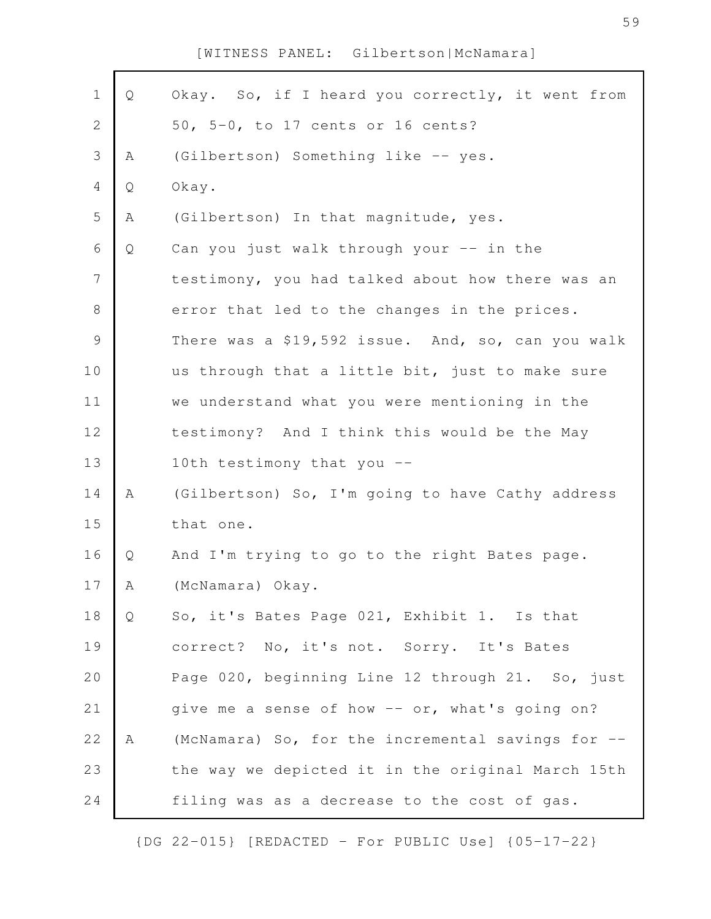[WITNESS PANEL: Gilbertson|McNamara]

Q Okay. So, if I heard you correctly, it went from 50, 5-0, to 17 cents or 16 cents?

A (Gilbertson) Something like -- yes.

Q Okay.

A (Gilbertson) In that magnitude, yes.

Q Can you just walk through your -- in the testimony, you had talked about how there was an error that led to the changes in the prices. There was a $19,592 issue. And, so, can you walk us through that a little bit, just to make sure we understand what you were mentioning in the testimony? And I think this would be the May 10th testimony that you --

A (Gilbertson) So, I'm going to have Cathy address that one.

Q And I'm trying to go to the right Bates page.

A (McNamara) Okay.

Q So, it's Bates Page 021, Exhibit 1. Is that correct? No, it's not. Sorry. It's Bates Page 020, beginning Line 12 through 21. So, just give me a sense of how -- or, what's going on?

A (McNamara) So, for the incremental savings for -- the way we depicted it in the original March 15th filing was as a decrease to the cost of gas.

{DG 22-015} [REDACTED - For PUBLIC Use] {05-17-22}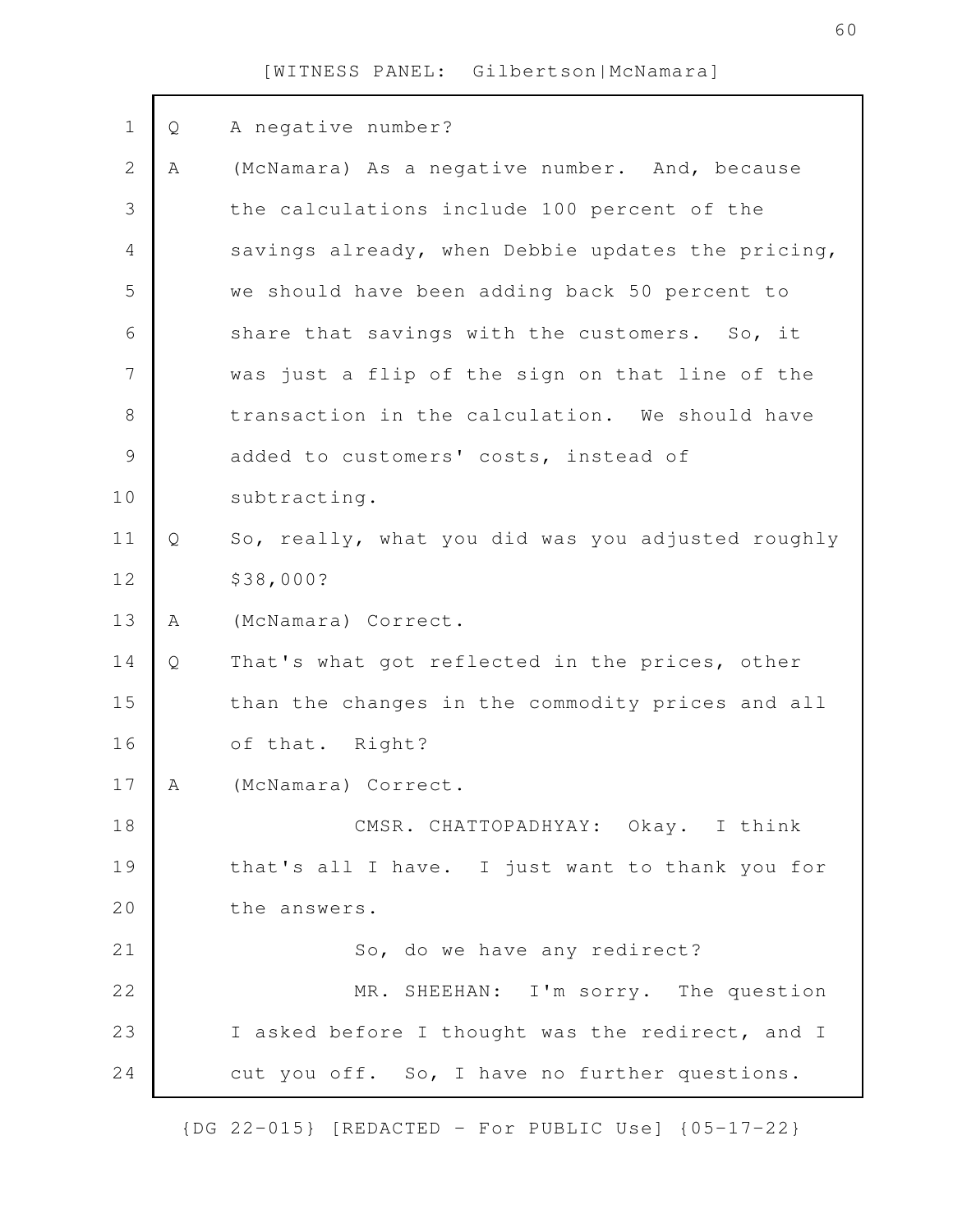[WITNESS PANEL: Gilbertson|McNamara]

Q A negative number?

A (McNamara) As a negative number. And, because the calculations include 100 percent of the savings already, when Debbie updates the pricing, we should have been adding back 50 percent to share that savings with the customers. So, it was just a flip of the sign on that line of the transaction in the calculation. We should have added to customers' costs, instead of subtracting.

Q So, really, what you did was you adjusted roughly $38,000?

A (McNamara) Correct.

Q That's what got reflected in the prices, other than the changes in the commodity prices and all of that. Right?

A (McNamara) Correct.

CMSR. CHATTOPADHYAY: Okay. I think that's all I have. I just want to thank you for the answers.

So, do we have any redirect?

MR. SHEEHAN: I'm sorry. The question I asked before I thought was the redirect, and I cut you off. So, I have no further questions.

{DG 22-015} [REDACTED - For PUBLIC Use] {05-17-22}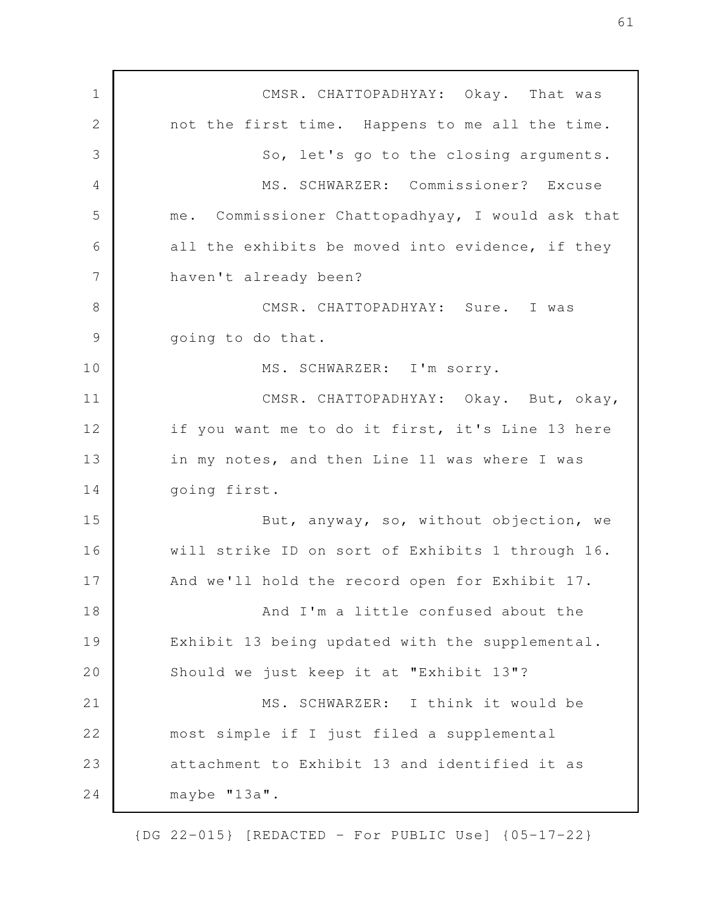CMSR. CHATTOPADHYAY: Okay. That was not the first time. Happens to me all the time.

So, let's go to the closing arguments.

MS. SCHWARZER: Commissioner? Excuse me. Commissioner Chattopadhyay, I would ask that all the exhibits be moved into evidence, if they haven't already been?

CMSR. CHATTOPADHYAY: Sure. I was going to do that.

MS. SCHWARZER: I'm sorry.

CMSR. CHATTOPADHYAY: Okay. But, okay, if you want me to do it first, it's Line 13 here in my notes, and then Line 11 was where I was going first.

But, anyway, so, without objection, we will strike ID on sort of Exhibits 1 through 16. And we'll hold the record open for Exhibit 17.

And I'm a little confused about the Exhibit 13 being updated with the supplemental. Should we just keep it at "Exhibit 13"?

MS. SCHWARZER: I think it would be most simple if I just filed a supplemental attachment to Exhibit 13 and identified it as maybe "13a".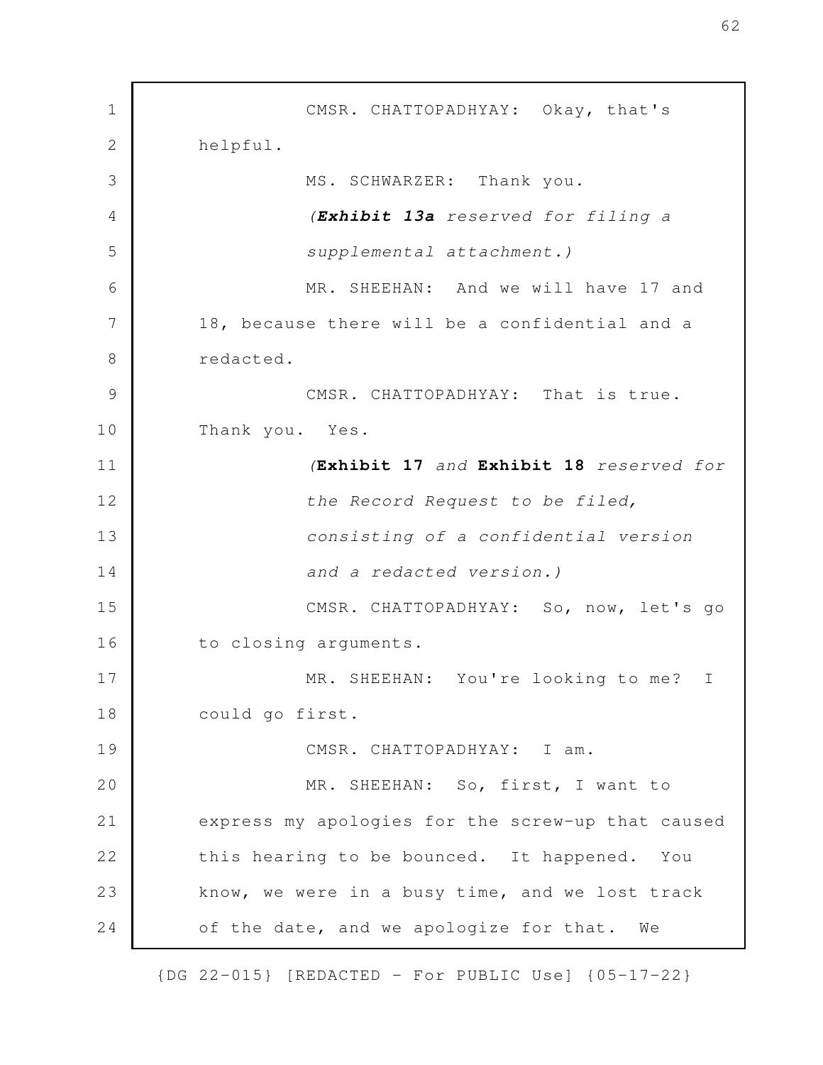CMSR. CHATTOPADHYAY: Okay, that's helpful.

MS. SCHWARZER: Thank you.

*(**Exhibit 13a** reserved for filing a supplemental attachment.)*

MR. SHEEHAN: And we will have 17 and 18, because there will be a confidential and a redacted.

CMSR. CHATTOPADHYAY: That is true. Thank you. Yes.

*(**Exhibit 17** and **Exhibit 18** reserved for the Record Request to be filed, consisting of a confidential version and a redacted version.)*

CMSR. CHATTOPADHYAY: So, now, let's go to closing arguments.

MR. SHEEHAN: You're looking to me? I could go first.

CMSR. CHATTOPADHYAY: I am.

MR. SHEEHAN: So, first, I want to express my apologies for the screw-up that caused this hearing to be bounced. It happened. You know, we were in a busy time, and we lost track of the date, and we apologize for that. We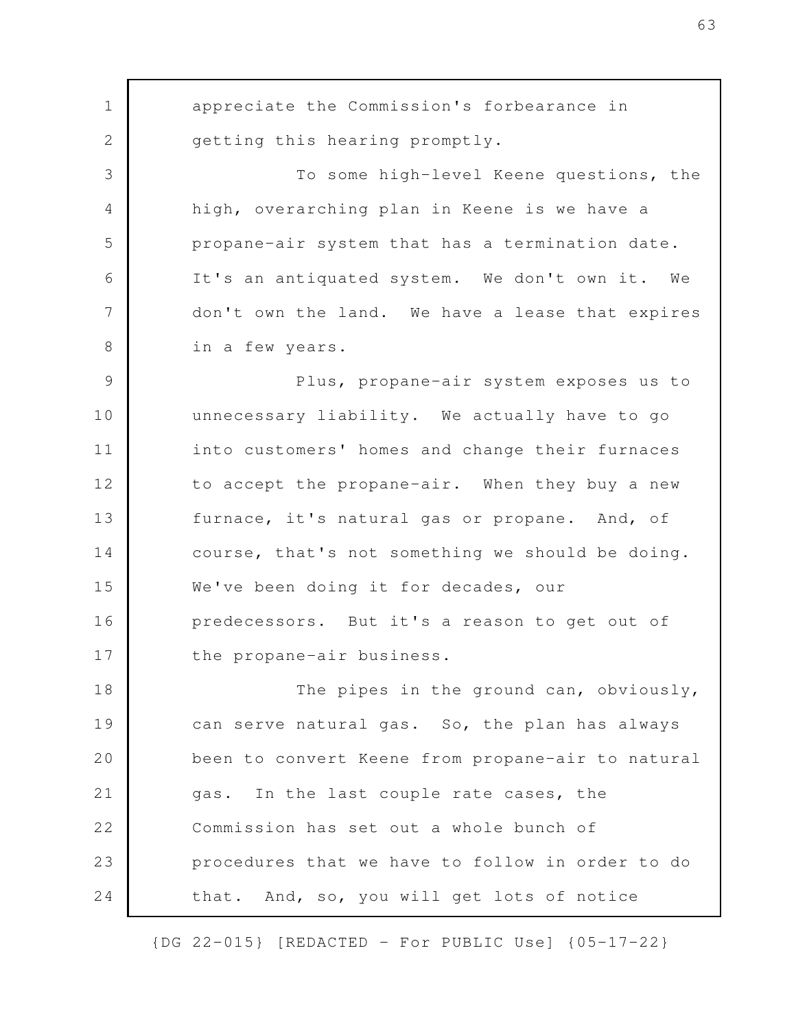appreciate the Commission's forbearance in getting this hearing promptly.

To some high-level Keene questions, the high, overarching plan in Keene is we have a propane-air system that has a termination date. It's an antiquated system. We don't own it. We don't own the land. We have a lease that expires in a few years.

Plus, propane-air system exposes us to unnecessary liability. We actually have to go into customers' homes and change their furnaces to accept the propane-air. When they buy a new furnace, it's natural gas or propane. And, of course, that's not something we should be doing. We've been doing it for decades, our predecessors. But it's a reason to get out of the propane-air business.

The pipes in the ground can, obviously, can serve natural gas. So, the plan has always been to convert Keene from propane-air to natural gas. In the last couple rate cases, the Commission has set out a whole bunch of procedures that we have to follow in order to do that. And, so, you will get lots of notice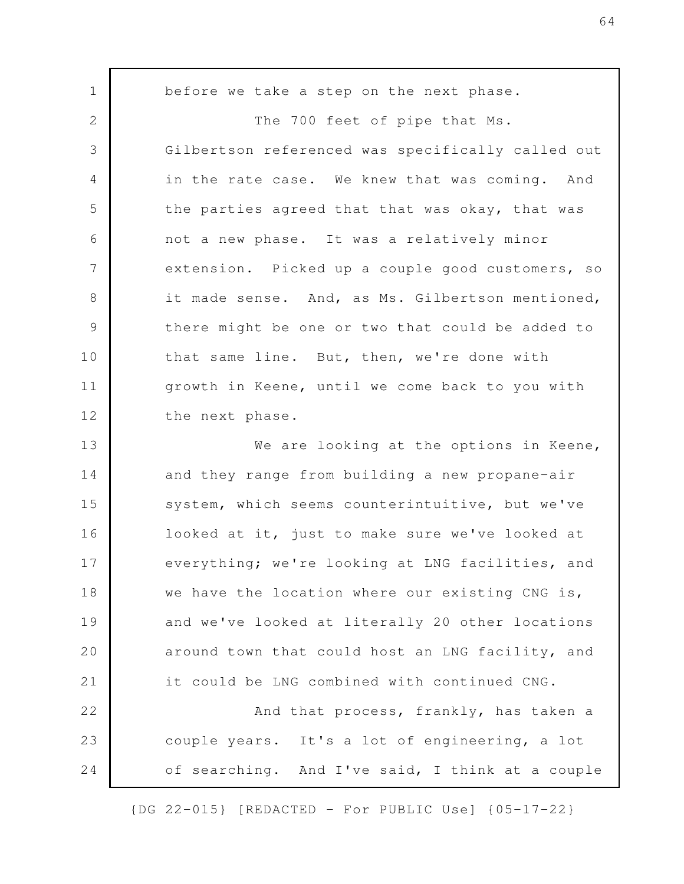before we take a step on the next phase.

The 700 feet of pipe that Ms. Gilbertson referenced was specifically called out in the rate case. We knew that was coming. And the parties agreed that that was okay, that was not a new phase. It was a relatively minor extension. Picked up a couple good customers, so it made sense. And, as Ms. Gilbertson mentioned, there might be one or two that could be added to that same line. But, then, we're done with growth in Keene, until we come back to you with the next phase.

We are looking at the options in Keene, and they range from building a new propane-air system, which seems counterintuitive, but we've looked at it, just to make sure we've looked at everything; we're looking at LNG facilities, and we have the location where our existing CNG is, and we've looked at literally 20 other locations around town that could host an LNG facility, and it could be LNG combined with continued CNG.

And that process, frankly, has taken a couple years. It's a lot of engineering, a lot of searching. And I've said, I think at a couple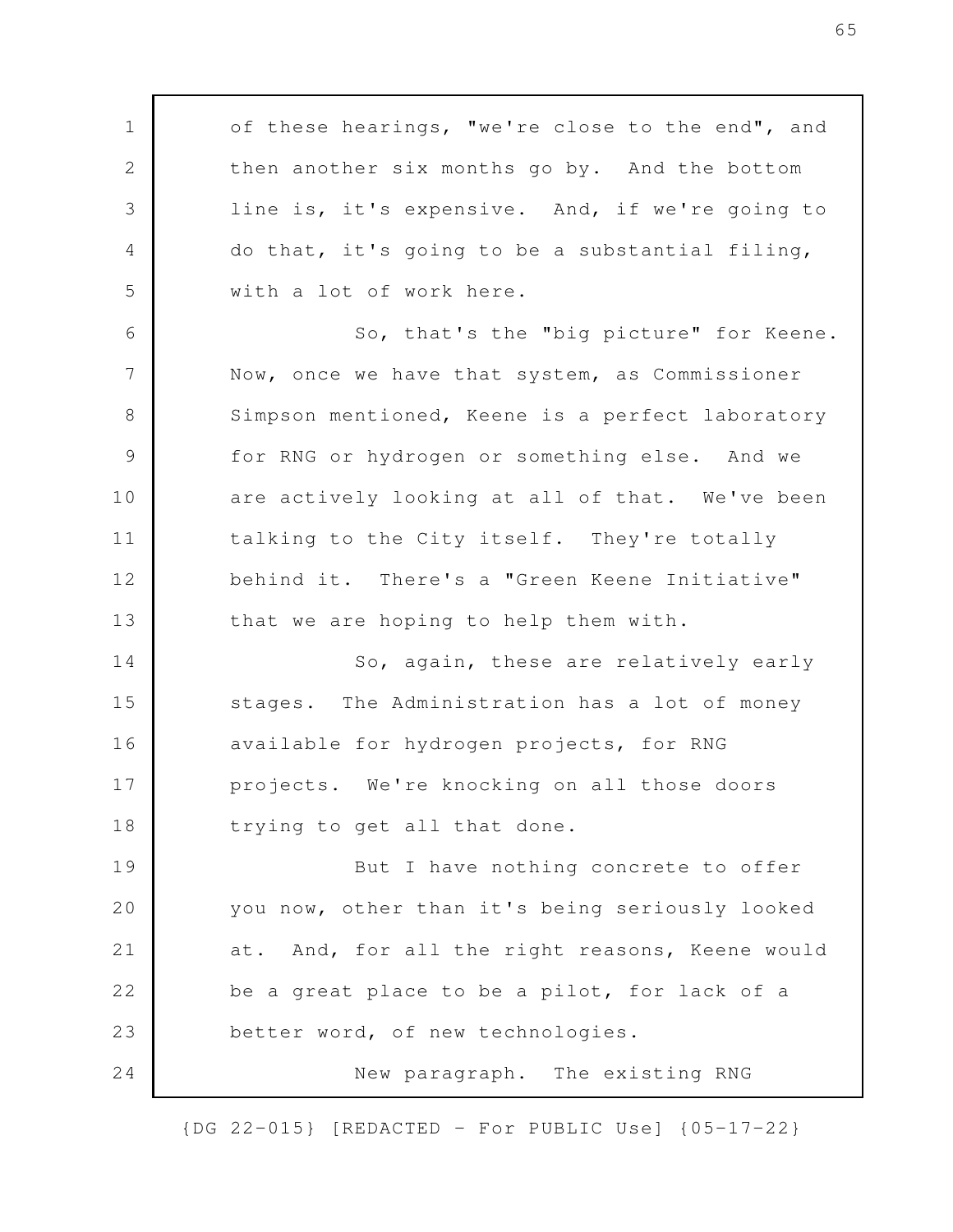of these hearings, "we're close to the end", and then another six months go by. And the bottom line is, it's expensive. And, if we're going to do that, it's going to be a substantial filing, with a lot of work here.

So, that's the "big picture" for Keene. Now, once we have that system, as Commissioner Simpson mentioned, Keene is a perfect laboratory for RNG or hydrogen or something else. And we are actively looking at all of that. We've been talking to the City itself. They're totally behind it. There's a "Green Keene Initiative" that we are hoping to help them with.

So, again, these are relatively early stages. The Administration has a lot of money available for hydrogen projects, for RNG projects. We're knocking on all those doors trying to get all that done.

But I have nothing concrete to offer you now, other than it's being seriously looked at. And, for all the right reasons, Keene would be a great place to be a pilot, for lack of a better word, of new technologies.

New paragraph. The existing RNG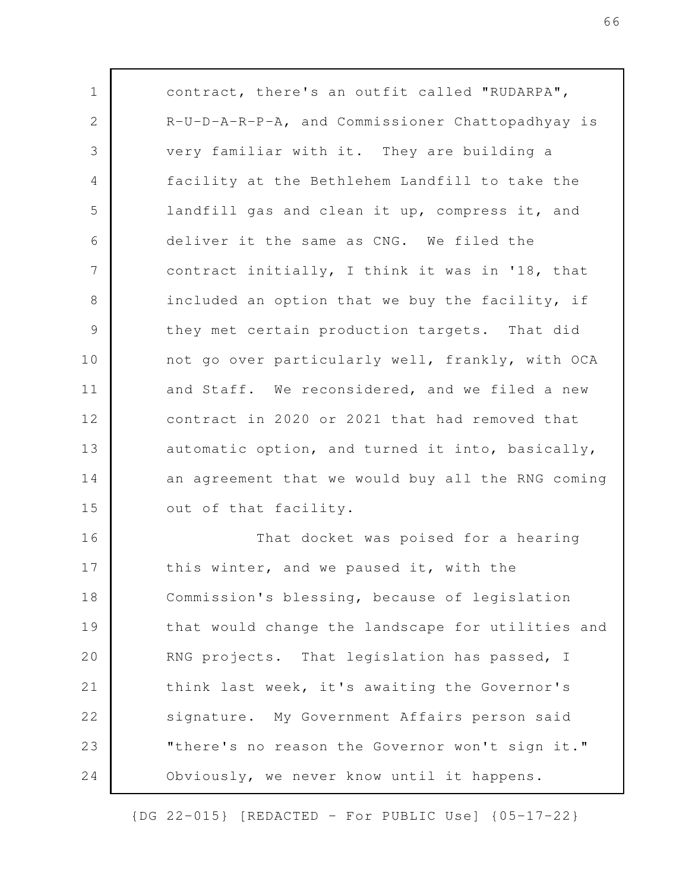contract, there's an outfit called "RUDARPA", R-U-D-A-R-P-A, and Commissioner Chattopadhyay is very familiar with it. They are building a facility at the Bethlehem Landfill to take the landfill gas and clean it up, compress it, and deliver it the same as CNG. We filed the contract initially, I think it was in '18, that included an option that we buy the facility, if they met certain production targets. That did not go over particularly well, frankly, with OCA and Staff. We reconsidered, and we filed a new contract in 2020 or 2021 that had removed that automatic option, and turned it into, basically, an agreement that we would buy all the RNG coming out of that facility.

That docket was poised for a hearing this winter, and we paused it, with the Commission's blessing, because of legislation that would change the landscape for utilities and RNG projects. That legislation has passed, I think last week, it's awaiting the Governor's signature. My Government Affairs person said "there's no reason the Governor won't sign it." Obviously, we never know until it happens.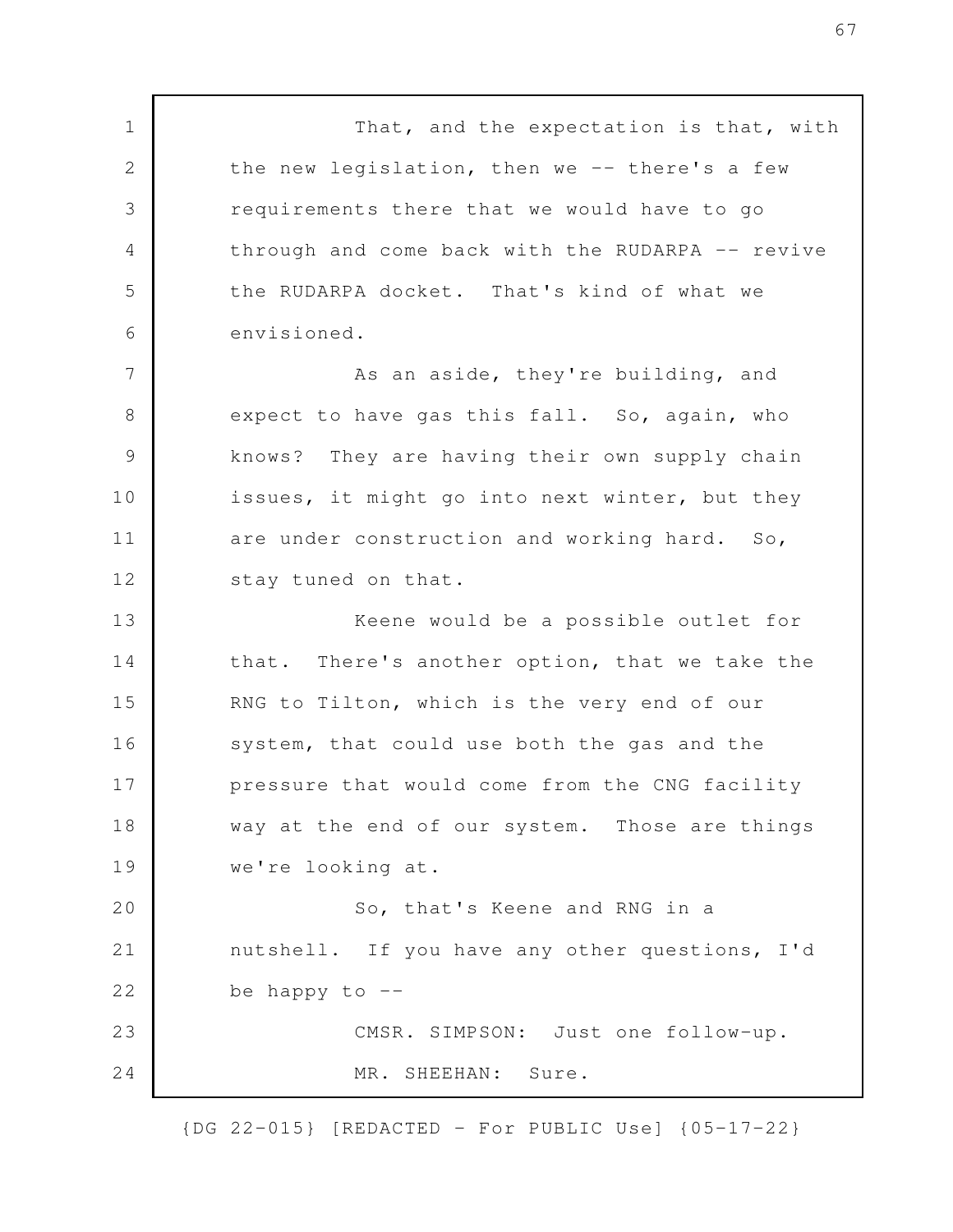That, and the expectation is that, with the new legislation, then we -- there's a few requirements there that we would have to go through and come back with the RUDARPA -- revive the RUDARPA docket. That's kind of what we envisioned.

As an aside, they're building, and expect to have gas this fall. So, again, who knows? They are having their own supply chain issues, it might go into next winter, but they are under construction and working hard. So, stay tuned on that.

Keene would be a possible outlet for that. There's another option, that we take the RNG to Tilton, which is the very end of our system, that could use both the gas and the pressure that would come from the CNG facility way at the end of our system. Those are things we're looking at.

So, that's Keene and RNG in a nutshell. If you have any other questions, I'd be happy to --

CMSR. SIMPSON: Just one follow-up.

MR. SHEEHAN: Sure.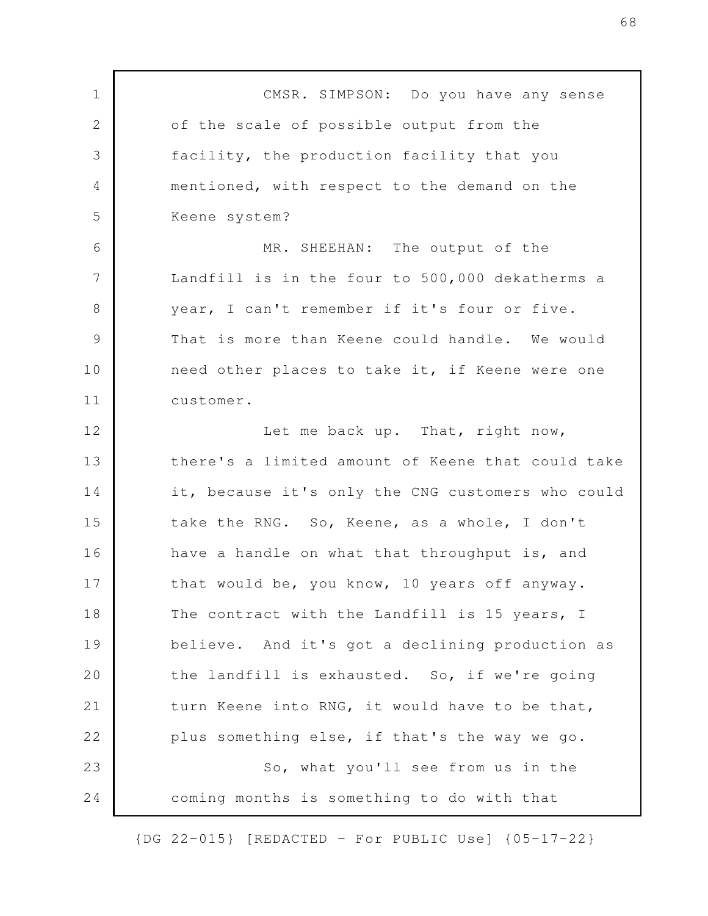CMSR. SIMPSON: Do you have any sense of the scale of possible output from the facility, the production facility that you mentioned, with respect to the demand on the Keene system?

MR. SHEEHAN: The output of the Landfill is in the four to 500,000 dekatherms a year, I can't remember if it's four or five. That is more than Keene could handle. We would need other places to take it, if Keene were one customer.

Let me back up. That, right now, there's a limited amount of Keene that could take it, because it's only the CNG customers who could take the RNG. So, Keene, as a whole, I don't have a handle on what that throughput is, and that would be, you know, 10 years off anyway. The contract with the Landfill is 15 years, I believe. And it's got a declining production as the landfill is exhausted. So, if we're going turn Keene into RNG, it would have to be that, plus something else, if that's the way we go.

So, what you'll see from us in the coming months is something to do with that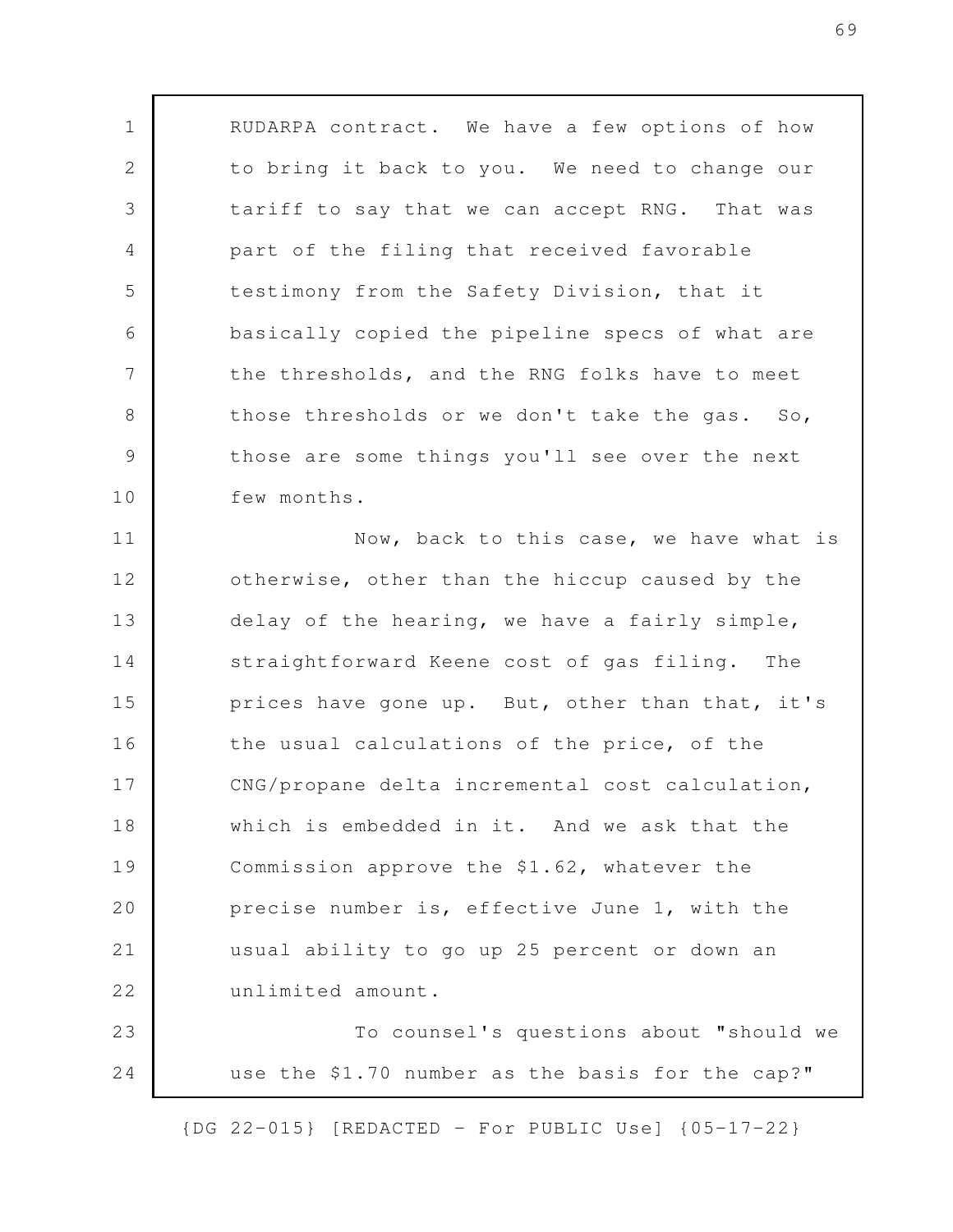RUDARPA contract. We have a few options of how to bring it back to you. We need to change our tariff to say that we can accept RNG. That was part of the filing that received favorable testimony from the Safety Division, that it basically copied the pipeline specs of what are the thresholds, and the RNG folks have to meet those thresholds or we don't take the gas. So, those are some things you'll see over the next few months.

Now, back to this case, we have what is otherwise, other than the hiccup caused by the delay of the hearing, we have a fairly simple, straightforward Keene cost of gas filing. The prices have gone up. But, other than that, it's the usual calculations of the price, of the CNG/propane delta incremental cost calculation, which is embedded in it. And we ask that the Commission approve the $1.62, whatever the precise number is, effective June 1, with the usual ability to go up 25 percent or down an unlimited amount.

To counsel's questions about "should we use the $1.70 number as the basis for the cap?"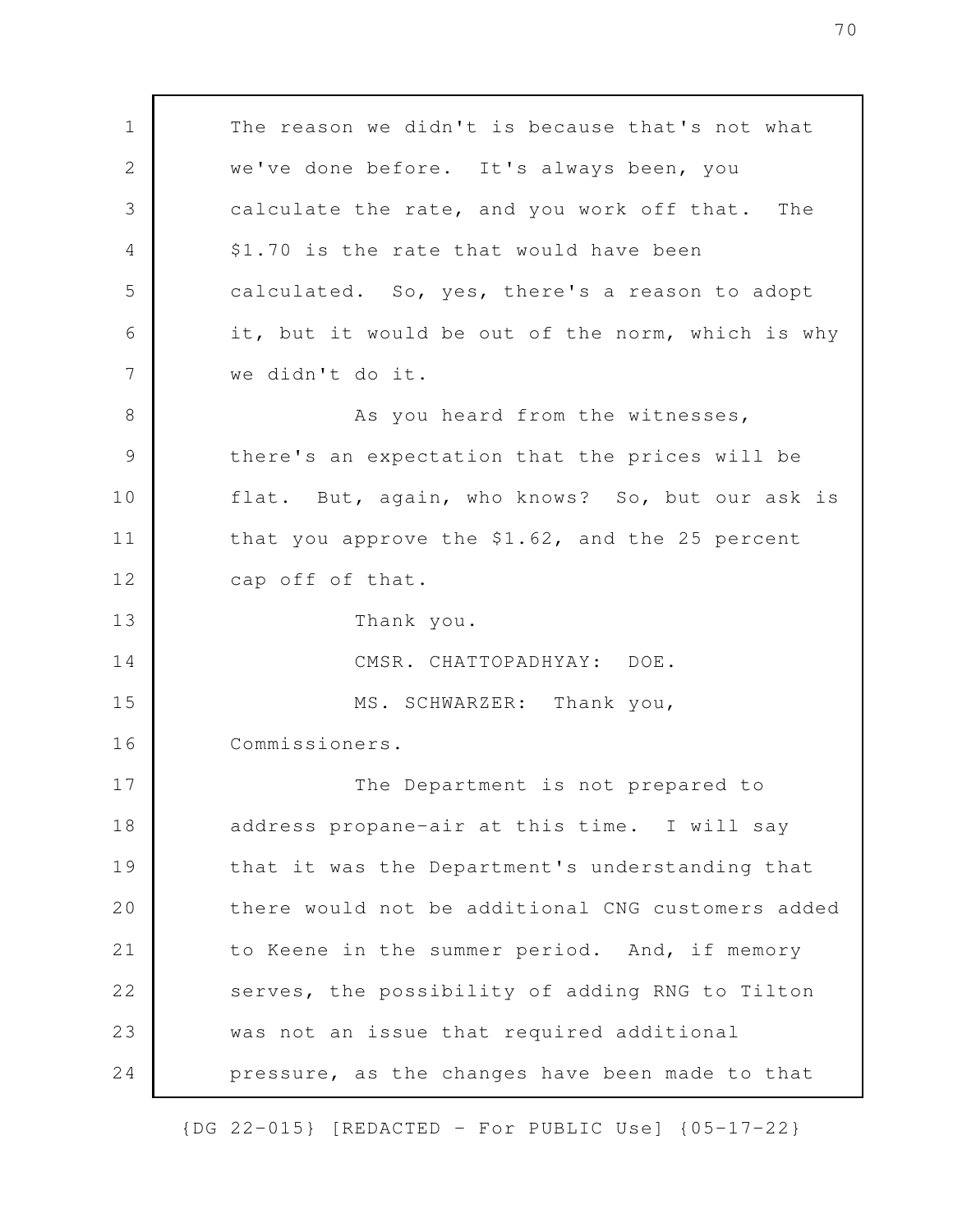The reason we didn't is because that's not what we've done before. It's always been, you calculate the rate, and you work off that. The $1.70 is the rate that would have been calculated. So, yes, there's a reason to adopt it, but it would be out of the norm, which is why we didn't do it.

As you heard from the witnesses, there's an expectation that the prices will be flat. But, again, who knows? So, but our ask is that you approve the $1.62, and the 25 percent cap off of that.

Thank you.

CMSR. CHATTOPADHYAY: DOE.

MS. SCHWARZER: Thank you, Commissioners.

The Department is not prepared to address propane-air at this time. I will say that it was the Department's understanding that there would not be additional CNG customers added to Keene in the summer period. And, if memory serves, the possibility of adding RNG to Tilton was not an issue that required additional pressure, as the changes have been made to that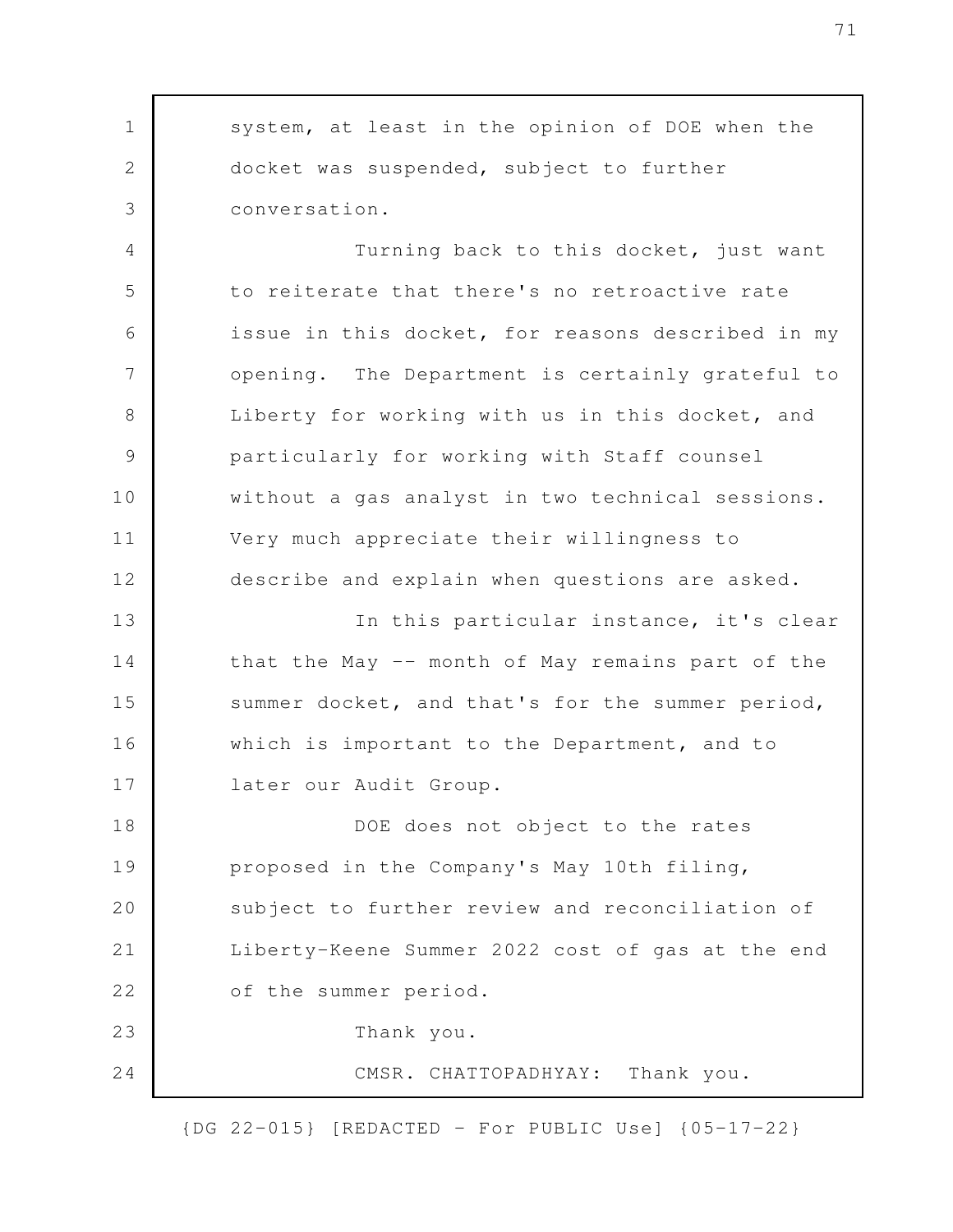system, at least in the opinion of DOE when the docket was suspended, subject to further conversation.

Turning back to this docket, just want to reiterate that there's no retroactive rate issue in this docket, for reasons described in my opening. The Department is certainly grateful to Liberty for working with us in this docket, and particularly for working with Staff counsel without a gas analyst in two technical sessions. Very much appreciate their willingness to describe and explain when questions are asked.

In this particular instance, it's clear that the May -- month of May remains part of the summer docket, and that's for the summer period, which is important to the Department, and to later our Audit Group.

DOE does not object to the rates proposed in the Company's May 10th filing, subject to further review and reconciliation of Liberty-Keene Summer 2022 cost of gas at the end of the summer period.

Thank you.

CMSR. CHATTOPADHYAY: Thank you.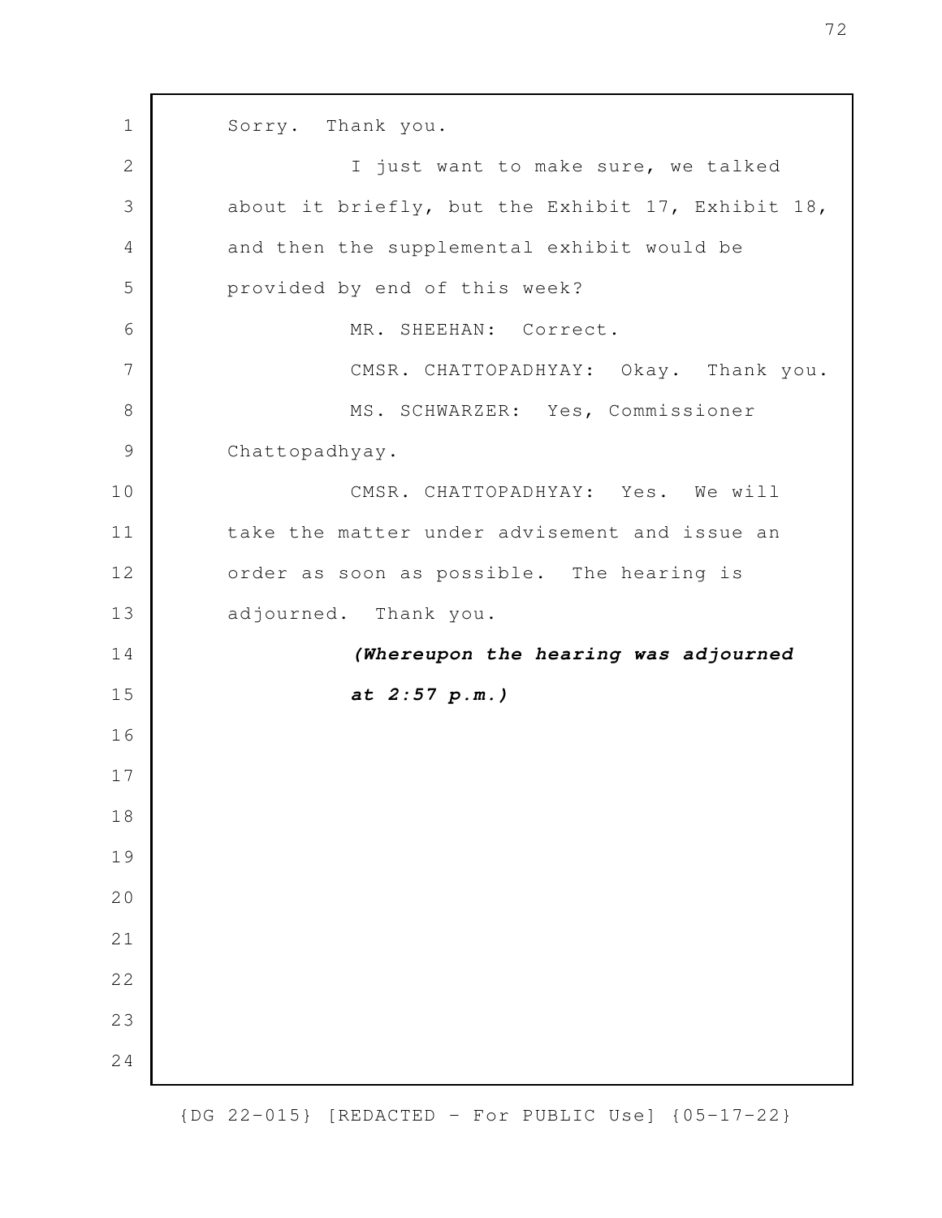Sorry. Thank you.

I just want to make sure, we talked about it briefly, but the Exhibit 17, Exhibit 18, and then the supplemental exhibit would be provided by end of this week?

MR. SHEEHAN: Correct.

CMSR. CHATTOPADHYAY: Okay. Thank you.

MS. SCHWARZER: Yes, Commissioner Chattopadhyay.

CMSR. CHATTOPADHYAY: Yes. We will take the matter under advisement and issue an order as soon as possible. The hearing is adjourned. Thank you.

***(Whereupon the hearing was adjourned at 2:57 p.m.)***